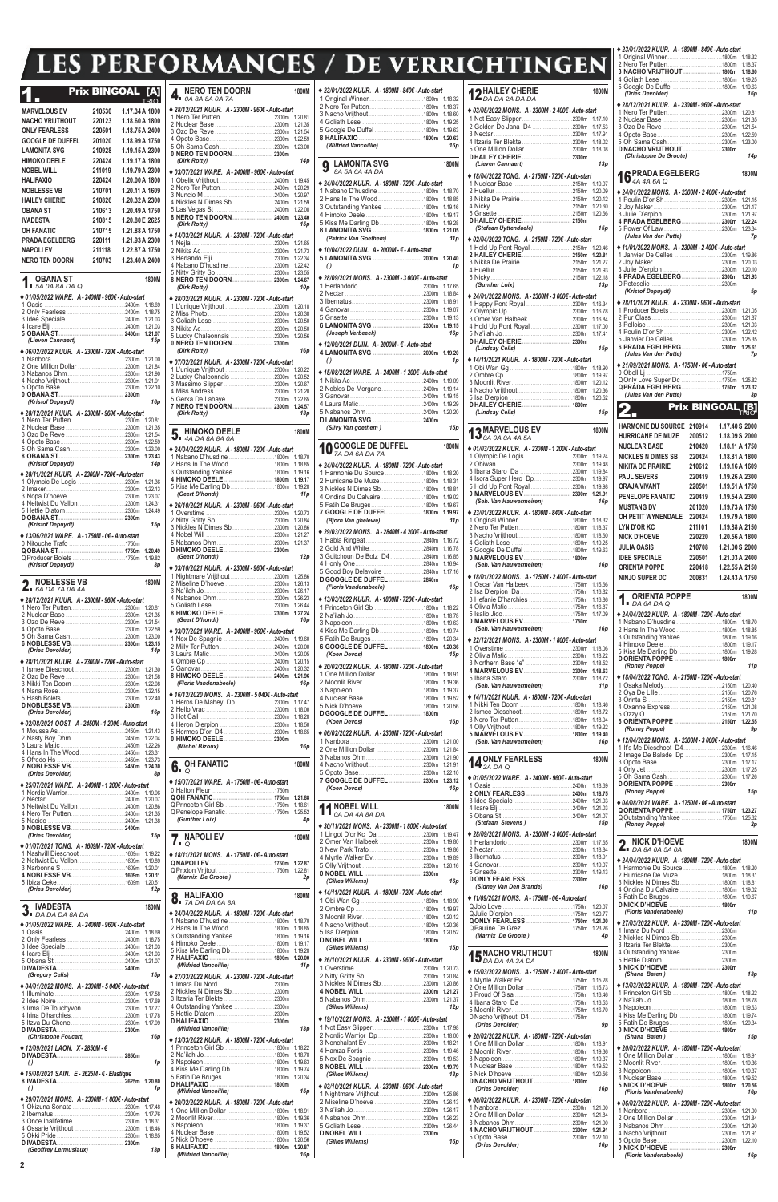# LES PERFORMANCES / DE VERRICHTINGEN

## 1. Prix BINGOAL [A] TRIO

| | | |
|---|---|---|
| MARVELOUS EV | 210530 | 1.17.34 A 1800 |
| NACHO VRIJTHOUT | 220123 | 1.18.60 A 1800 |
| ONLY FEARLESS | 220501 | 1.18.75 A 2400 |
| GOOGLE DE DUFFEL | 201020 | 1.18.99 A 1750 |
| LAMONITA SVG | 210928 | 1.19.15 A 2300 |
| HIMOKO DEELE | 220424 | 1.19.17 A 1800 |
| NOBEL WILL | 211019 | 1.19.79 A 2300 |
| HALIFAXIO | 220424 | 1.20.00 A 1800 |
| NOBLESSE VB | 210701 | 1.20.11 A 1609 |
| HAILEY CHERIE | 210826 | 1.20.32 A 2300 |
| OBANA ST | 210613 | 1.20.49 A 1750 |
| IVADESTA | 210815 | 1.20.80 E 2625 |
| OH FANATIC | 210715 | 1.21.88 A 1750 |
| PRADA EGELBERG | 220111 | 1.21.93 A 2300 |
| NAPOLI EV | 211118 | 1.22.87 A 1750 |
| NERO TEN DOORN | 210703 | 1.23.40 A 2400 |

### 1. OBANA ST — 1800M
5A 0A 8A DA Q

♦ 01/05/2022 WARE. A - 2400M - 960€ - Auto-start
1 Oasis 2400m 1.18.69
2 Only Fearless 2400m 1.18.75
3 Idee Speciale 2400m 1.21.03
4 Icare Elji 2400m 1.21.03
5 OBANA ST 2400m 1.21.07
(Lieven Cannaert) 15p

♦ 06/02/2022 KUUR. A - 2300M - 720€ - Auto-start
1 Nanbora 2300m 1.21.00
2 One Million Dollar 2300m 1.21.84
3 Nabanos Dhm 2300m 1.21.90
4 Nacho Vrijthout 2300m 1.21.91
5 Opoto Base 2300m 1.22.10
0 OBANA ST 2300m
(Kristof Depuydt) 16p

♦ 28/12/2021 KUUR. A - 2300M - 960€ - Auto-start
1 Nero Ter Putten 2300m 1.20.81
2 Nuclear Base 2300m 1.21.35
3 Ozo De Reve 2300m 1.21.54
4 Opoto Base 2300m 1.22.59
5 Oh Sama Cash 2300m 1.23.00
8 OBANA ST 2300m 1.23.43
(Kristof Depuydt) 14p

♦ 28/11/2021 KUUR. A - 2300M - 720€ - Auto-start
1 Olympic De Logis 2300m 1.21.36
2 Imaker 2300m 1.22.13
3 Nopa D'hoeve 2300m 1.23.07
4 Neltwist Du Vallon 2300m 1.24.31
5 Hettie D'atom 2300m 1.24.49
D OBANA ST 2300m
(Kristof Depuydt) 15p

♦ 13/06/2021 WARE. A - 1750M - 0€ - Auto-start
0 Nitouche Trafo 1750m
Q OBANA ST 1750m 1.20.49
Q Producer Bolets 1750m 1.19.82
(Kristof Depuydt) 3p

### 2. NOBLESSE VB — 1800M
6A DA 7A 0A 4A

♦ 28/12/2021 KUUR. A - 2300M - 960€ - Auto-start
1 Nero Ter Putten 2300m 1.20.81
2 Nuclear Base 2300m 1.21.35
3 Ozo De Reve 2300m 1.21.54
4 Opoto Base 2300m 1.22.59
5 Oh Sama Cash 2300m 1.23.00
6 NOBLESSE VB 2300m 1.23.15
(Dries Devolder) 14p

♦ 28/11/2021 KUUR. A - 2300M - 720€ - Auto-start
1 Ismee Dieschoot 2300m 1.21.30
2 Ozo De Reve 2300m 1.21.58
3 Nikki Ten Doorn 2300m 1.22.08
4 Nana Rose 2300m 1.22.15
5 Flash Bolets 2300m 1.22.40
D NOBLESSE VB 2300m
(Dries Devolder) 16p

♦ 02/08/2021 OOST. A - 2450M - 1 200€ - Auto-start
1 Moussa As 2450m 1.21.43
2 Nasty Boy Dhm 2450m 1.22.04
3 Laura Matic 2450m 1.22.25
4 Hans In The Wood 2450m 1.23.31
5 Ofredo Hs 2450m 1.23.73
7 NOBLESSE VB 2450m 1.24.30
(Dries Devolder) 8p

♦ 25/07/2021 WARE. A - 2400M - 1 200€ - Auto-start
1 Nordic Warrior 2400m 1.19.96
2 Nectar 2400m 1.20.07
3 Neltwist Du Vallon 2400m 1.20.86
4 Nero Ter Putten 2400m 1.21.35
5 Nacido 2400m 1.21.38
0 NOBLESSE VB 2400m
(Dries Devolder) 15p

♦ 01/07/2021 TONG. A - 1609M - 720€ - Auto-start
1 Nashvill Dieschoot 1609m 1.19.22
2 Neltwist Du Vallon 1609m 1.19.89
3 Narbonne S 1609m 1.20.01
4 NOBLESSE VB 1609m 1.20.11
5 Ibiza Ceke 1609m 1.20.51
(Dries Devolder) 12p

### 3. IVADESTA — 1800M
DA DA DA 8A DA

♦ 01/05/2022 WARE. A - 2400M - 960€ - Auto-start
1 Oasis 2400m 1.18.69
2 Only Fearless 2400m 1.18.75
3 Idee Speciale 2400m 1.21.03
4 Icare Elji 2400m 1.21.03
5 Obana St 2400m 1.21.07
D IVADESTA 2400m
(Gregory Celis) 15p

♦ 04/01/2022 MONS. A - 2300M - 5 040€ - Auto-start
1 Illuminate 2300m 1.17.58
2 Idee Noire 2300m 1.17.69
3 Irma De Touchyvon 2300m 1.17.77
4 Irina D'harchies 2300m 1.17.78
5 Itzva Du Chene 2300m 1.17.99
D IVADESTA 2300m
(Christophe Foucart) 16p

♦ 12/09/2021 LAON. X - 2850M - €
D IVADESTA 2850m
() 1p

♦ 15/08/2021 SAIN. E - 2625M - € - Elastique
8 IVADESTA 2625m 1.20.80
() 1p

♦ 28/07/2021 MONS. A - 2300M - 1 800€ - Auto-start
1 Okizuna Sonata 2300m 1.17.48
2 Ibernatus 2300m 1.17.76
3 Once Inalifetime 2300m 1.18.31
4 Ossarie Vrijthout 2300m 1.18.46
5 Okki Pride 2300m 1.18.85
D IVADESTA 2300m
(Geoffrey Lermusiaux) 13p

### 4. NERO TEN DOORN — 1800M
0A 8A 8A 0A 7A

♦ 28/12/2021 KUUR. A - 2300M - 960€ - Auto-start
1 Nero Ter Putten 2300m 1.20.81
2 Nuclear Base 2300m 1.21.35
3 Ozo De Reve 2300m 1.21.54
4 Opoto Base 2300m 1.22.59
5 Oh Sama Cash 2300m 1.23.00
0 NERO TEN DOORN 2300m
(Dirk Rotty) 14p

♦ 03/07/2021 WARE. A - 2400M - 960€ - Auto-start
1 Obelix Vrijthout 2400m 1.19.45
2 Nero Ter Putten 2400m 1.20.29
3 Nuncio M 2400m 1.20.97
4 Nickles N Dimes Sb 2400m 1.21.59
5 Las Vegas St 2400m 1.22.08
8 NERO TEN DOORN 2400m 1.23.40
(Dirk Rotty) 15p

♦ 14/03/2021 KUUR. A - 2300M - 720€ - Auto-start
1 Nejla 2300m 1.21.65
2 Nikita Ac 2300m 1.21.73
3 Herlando Elji 2300m 1.22.34
4 Nabanos D'husdine 2300m 1.22.42
5 Nitty Gritty Sb 2300m 1.23.55
8 NERO TEN DOORN 2300m 1.24.67
(Dirk Rotty) 10p

♦ 28/02/2021 KUUR. A - 2300M - 720€ - Auto-start
1 L'unique Vrijthout 2300m 1.20.18
2 Miss Photo 2300m 1.20.38
3 Goliath Lese 2300m 1.20.50
3 Nikita Ac 2300m 1.20.50
5 Lucky Chaleonnais 2300m 1.20.56
0 NERO TEN DOORN 2300m
(Dirk Rotty) 16p

♦ 07/02/2021 KUUR. A - 2300M - 720€ - Auto-start
1 L'unique Vrijthout 2300m 1.20.22
2 Lucky Chaleonnais 2300m 1.20.52
3 Massimo Slipper 2300m 1.20.67
4 Miss Andress 2300m 1.21.20
5 Gerka De Lahaye 2300m 1.22.65
7 NERO TEN DOORN 2300m 1.24.57
(Dirk Rotty) 13p

### 5. HIMOKO DEELE — 1800M
4A DA 8A 8A 0A

♦ 24/04/2022 KUUR. A - 1800M - 720€ - Auto-start
1 Nabanos D'husdine 1800m 1.18.70
2 Hans In The Wood 1800m 1.18.85
3 Outstanding Yankee 1800m 1.19.16
4 HIMOKO DEELE 1800m 1.19.17
5 Kiss Me Darling Db 1800m 1.19.28
(Geert D'hondt) 11p

♦ 26/10/2021 KUUR. A - 2300M - 960€ - Auto-start
1 Overstime 2300m 1.20.73
2 Nitty Gritty Sb 2300m 1.20.84
3 Nickles N Dimes Sb 2300m 1.20.86
4 Nobel Will 2300m 1.21.27
5 Nabanos Dhm 2300m 1.21.37
D HIMOKO DEELE 2300m
(Geert D'hondt) 12p

♦ 03/10/2021 KUUR. A - 2300M - 960€ - Auto-start
1 Nightmare Vrijthout 2300m 1.25.86
2 Miseline D'hoeve 2300m 1.26.13
3 Na'ilah Jo 2300m 1.26.17
4 Nabanos Dhm 2300m 1.26.23
5 Goliath Lese 2300m 1.26.44
8 HIMOKO DEELE 2300m 1.27.24
(Geert D'hondt) 16p

♦ 03/07/2021 WARE. A - 2400M - 960€ - Auto-start
1 Nox De Spagnie 2400m 1.19.60
2 Milly Ter Putten 2400m 1.20.00
3 Laura Matic 2400m 1.20.05
4 Ombre Cp 2400m 1.20.15
5 Ganovar 2400m 1.20.32
8 HIMOKO DEELE 2400m 1.21.96
(Floris Vandenabeele) 16p

♦ 16/12/2020 MONS. A - 2300M - 5 040€ - Auto-start
1 Heros De Mahey Dp 2300m 1.17.47
2 Hello Vrac 2300m 1.18.00
3 Hot Call 2300m 1.18.28
4 Heron D'erpion 2300m 1.18.50
5 Hermes D'or D4 2300m 1.18.65
0 HIMOKO DEELE 2300m
(Michel Bizoux) 16p

### 6. OH FANATIC — 1800M
Q

♦ 15/07/2021 WARE. A - 1750M - 0€ - Auto-start
0 Halton Fleur 1750m
Q OH FANATIC 1750m 1.21.88
Q Princeton Girl Sb 1750m 1.18.81
Q Penelope Fanatic 1750m 1.25.52
(Gunther Loix) 4p

### 7. NAPOLI EV — 1800M
Q

♦ 18/11/2021 MONS. A - 1750M - 0€ - Auto-start
Q NAPOLI EV 1750m 1.22.87
Q Prixton Vrijthout 1750m 1.22.81
(Marnix De Groote) 2p

### 8. HALIFAXIO — 1800M
7A DA DA 6A 8A

♦ 24/04/2022 KUUR. A - 1800M - 720€ - Auto-start
1 Nabanos D'husdine 1800m 1.18.70
2 Hans In The Wood 1800m 1.18.85
3 Outstanding Yankee 1800m 1.19.16
4 Himoko Deele 1800m 1.19.17
5 Kiss Me Darling Db 1800m 1.19.28
7 HALIFAXIO 1800m 1.20.00
(Wilfried Vancoillie) 11p

♦ 27/03/2022 KUUR. A - 2300M - 720€ - Auto-start
1 Imara Du Nord 2300m
2 Nickles N Dimes Sb 2300m
3 Izaria Ter Blekte 2300m
4 Outstanding Yankee 2300m
5 Hettie D'atom 2300m
D HALIFAXIO 2300m
(Wilfried Vancoillie) 13p

♦ 13/03/2022 KUUR. A - 1800M - 720€ - Auto-start
1 Princeton Girl Sb 1800m 1.18.22
2 Na'ilah Jo 1800m 1.18.78
3 Napoleon 1800m 1.19.63
4 Kiss Me Darling Db 1800m 1.19.74
5 Fatih De Bruges 1800m 1.20.34
D HALIFAXIO 1800m
(Wilfried Vancoillie) 15p

♦ 20/02/2022 KUUR. A - 1800M - 720€ - Auto-start
1 One Million Dollar 1800m 1.18.91
2 Moonlit River 1800m 1.19.36
3 Napoleon 1800m 1.19.37
4 Nuclear Base 1800m 1.19.52
5 Nick D'hoeve 1800m 1.20.56
6 HALIFAXIO 1800m 1.20.87
(Wilfried Vancoillie) 16p

♦ 23/01/2022 KUUR. A - 1800M - 840€ - Auto-start
1 Original Winner 1800m 1.18.32
2 Nero Ter Putten 1800m 1.18.37
3 Nacho Vrijthout 1800m 1.18.60
4 Goliath Lese 1800m 1.19.25
5 Google De Duffel 1800m 1.19.63
8 HALIFAXIO 1800m 1.20.63
(Wilfried Vancoillie) 16p

### 9. LAMONITA SVG — 1800M
8A 5A 6A 4A DA

♦ 24/04/2022 KUUR. A - 1800M - 720€ - Auto-start
1 Nabanos D'husdine 1800m 1.18.70
2 Hans In The Wood 1800m 1.18.85
3 Outstanding Yankee 1800m 1.19.16
4 Himoko Deele 1800m 1.19.17
5 Kiss Me Darling Db 1800m 1.19.28
8 LAMONITA SVG 1800m 1.21.05
(Patrick Van Goethem) 11p

♦ 10/04/2022 DUIN. A - 2000M - € - Auto-start
5 LAMONITA SVG 2000m 1.20.40
() 1p

♦ 28/09/2021 MONS. A - 2300M - 3 000€ - Auto-start
1 Herlandorio 2300m 1.17.65
2 Nectar 2300m 1.18.84
3 Ibernatus 2300m 1.18.91
4 Ganovar 2300m 1.19.07
5 Grisette 2300m 1.19.13
6 LAMONITA SVG 2300m 1.19.15
(Joseph Verbeeck) 16p

♦ 12/09/2021 DUIN. A - 2000M - € - Auto-start
4 LAMONITA SVG 2000m 1.19.20
() 1p

♦ 15/08/2021 WARE. A - 2400M - 1 200€ - Auto-start
1 Nikita Ac 2400m 1.19.09
2 Nobles De Morgane 2400m 1.19.14
3 Ganovar 2400m 1.19.15
4 Laura Matic 2400m 1.19.29
5 Nabanos Dhm 2400m 1.20.20
D LAMONITA SVG 2400m
(Silvy Van goethem) 15p

### 10. GOOGLE DE DUFFEL — 1800M
7A DA 6A DA 7A

♦ 24/04/2022 KUUR. A - 1800M - 720€ - Auto-start
1 Harmonie Du Source 1800m 1.18.20
2 Hurricane De Muze 1800m 1.18.31
3 Nickles N Dimes Sb 1800m 1.18.81
4 Ondina Du Calvaire 1800m 1.19.02
5 Fatih De Bruges 1800m 1.19.67
7 GOOGLE DE DUFFEL 1800m 1.19.97
(Björn Van ghelewe) 11p

♦ 29/03/2022 MONS. A - 2840M - 4 200€ - Auto-start
1 Habla Ringeat 2840m 1.16.72
2 Gold And White 2840m 1.16.78
3 Guitchoun De Botz D4 2840m 1.16.85
4 Honly One 2840m 1.16.94
5 Good Boy Delavoire 2840m 1.17.16
D GOOGLE DE DUFFEL 2840m
(Floris Vandenabeele) 16p

♦ 13/03/2022 KUUR. A - 1800M - 720€ - Auto-start
1 Princeton Girl Sb 1800m 1.18.22
2 Na'ilah Jo 1800m 1.18.78
3 Napoleon 1800m 1.19.63
4 Kiss Me Darling Db 1800m 1.19.74
5 Fatih De Bruges 1800m 1.20.34
6 GOOGLE DE DUFFEL 1800m 1.20.36
(Koen Devos) 15p

♦ 20/02/2022 KUUR. A - 1800M - 720€ - Auto-start
1 One Million Dollar 1800m 1.18.91
2 Moonlit River 1800m 1.19.36
3 Napoleon 1800m 1.19.37
4 Nuclear Base 1800m 1.19.52
5 Nick D'hoeve 1800m 1.20.56
D GOOGLE DE DUFFEL 1800m
(Koen Devos) 16p

♦ 06/02/2022 KUUR. A - 2300M - 720€ - Auto-start
1 Nanbora 2300m 1.21.00
2 One Million Dollar 2300m 1.21.84
3 Nabanos Dhm 2300m 1.21.90
4 Nacho Vrijthout 2300m 1.21.91
5 Opoto Base 2300m 1.22.10
7 GOOGLE DE DUFFEL 2300m 1.23.12
(Koen Devos) 16p

### 11. NOBEL WILL — 1800M
0A DA 4A 8A DA

♦ 30/11/2021 MONS. A - 2300M - 1 800€ - Auto-start
1 Lingot D'or Kc Da 2300m 1.19.47
2 Omer Van Halbeek 2300m 1.19.80
3 New Park Trafo 2300m 1.19.86
4 Myrtle Walker Ev 2300m 1.19.89
5 Olly Vrijthout 2300m 1.20.16
0 NOBEL WILL 2300m
(Gilles Willems) 16p

♦ 14/11/2021 KUUR. A - 1800M - 720€ - Auto-start
1 Obi Wan Gg 1800m 1.18.90
2 Ombre Cp 1800m 1.19.97
3 Moonlit River 1800m 1.20.12
4 Nacho Vrijthout 1800m 1.20.36
5 Isa D'erpion 1800m 1.20.52
D NOBEL WILL 1800m
(Gilles Willems) 15p

♦ 26/10/2021 KUUR. A - 2300M - 960€ - Auto-start
1 Overstime 2300m 1.20.73
2 Nitty Gritty Sb 2300m 1.20.84
3 Nickles N Dimes Sb 2300m 1.20.86
4 NOBEL WILL 2300m 1.21.27
5 Nabanos Dhm 2300m 1.21.37
(Gilles Willems) 12p

♦ 19/10/2021 MONS. A - 2300M - 1 800€ - Auto-start
1 Not Easy Slipper 2300m 1.17.98
2 Nordic Warrior Dp 2300m 1.18.00
3 Nonchalant Ev 2300m 1.18.21
4 Hamza Fortis 2300m 1.19.46
5 Nox De Spagnie 2300m 1.19.53
8 NOBEL WILL 2300m 1.19.79
(Gilles Willems) 13p

♦ 03/10/2021 KUUR. A - 2300M - 960€ - Auto-start
1 Nightmare Vrijthout 2300m 1.25.86
2 Miseline D'hoeve 2300m 1.26.13
3 Na'ilah Jo 2300m 1.26.17
4 Nabanos Dhm 2300m 1.26.23
5 Goliath Lese 2300m 1.26.44
D NOBEL WILL 2300m
(Gilles Willems) 16p

### 12. HAILEY CHERIE — 1800M
DA DA 2A DA DA

♦ 03/05/2022 MONS. A - 2300M - 2 400€ - Auto-start
1 Not Easy Slipper 2300m 1.17.10
2 Golden De Jana D4 2300m 1.17.53
3 Nectar 2300m 1.17.91
4 Itzaria Ter Blekte 2300m 1.18.02
5 One Million Dollar 2300m 1.18.08
D HAILEY CHERIE 2300m
(Lieven Cannaert) 13p

♦ 18/04/2022 TONG. A - 2150M - 720€ - Auto-start
1 Nuclear Base 2150m 1.19.97
2 Huellur 2150m 1.20.09
3 Nikita De Prairie 2150m 1.20.12
4 Nicky 2150m 1.20.60
5 Grisette 2150m 1.20.66
D HAILEY CHERIE 2150m
(Stefaan Uyttendaele) 15p

♦ 02/04/2022 TONG. A - 2150M - 720€ - Auto-start
1 Hold Up Pont Royal 2150m 1.20.46
2 HAILEY CHERIE 2150m 1.20.81
3 Nikita De Prairie 2150m 1.21.27
4 Huellur 2150m 1.21.93
5 Nicky 2150m 1.22.18
(Gunther Loix) 13p

♦ 24/01/2022 MONS. A - 2300M - 3 000€ - Auto-start
1 Happy Pont Royal 2300m 1.16.34
2 Olympic Up 2300m 1.16.78
3 Omer Van Halbeek 2300m 1.16.84
4 Hold Up Pont Royal 2300m 1.17.00
5 Na'ilah Jo 2300m 1.17.41
D HAILEY CHERIE 2300m
(Lindsay Celis) 15p

♦ 14/11/2021 KUUR. A - 1800M - 720€ - Auto-start
1 Obi Wan Gg 1800m 1.18.90
2 Ombre Cp 1800m 1.19.97
3 Moonlit River 1800m 1.20.12
4 Nacho Vrijthout 1800m 1.20.36
5 Isa D'erpion 1800m 1.20.52
D HAILEY CHERIE 1800m
(Lindsay Celis) 15p

### 13. MARVELOUS EV — 1800M
0A 0A 0A 4A 5A

♦ 01/03/2022 KUUR. A - 2300M - 720€ - Auto-start
1 Olympic De Logis 2300m 1.19.24
2 Obiwan 2300m 1.19.48
3 Ibana Staro Da 2300m 1.19.84
4 Isora Super Hero Dp 2300m 1.19.97
5 Nicky 2300m 1.19.98
0 MARVELOUS EV 2300m 1.21.91
(Seb. Van Hauwermeiren) 16p

♦ 23/01/2022 KUUR. A - 1800M - 840€ - Auto-start
1 Original Winner 1800m 1.18.32
2 Nero Ter Putten 1800m 1.18.37
3 Nacho Vrijthout 1800m 1.18.60
4 Goliath Lese 1800m 1.19.25
5 Google De Duffel 1800m 1.19.63
0 MARVELOUS EV 1800m
(Seb. Van Hauwermeiren) 16p

♦ 18/01/2022 MONS. A - 1750M - 2 400€ - Auto-start
1 Oscar Van Halbeek 1750m 1.15.66
2 Isa D'erpion Da 1750m 1.16.82
3 Hefanie D'harchies 1750m 1.16.86
4 Olivia Matic 1750m 1.16.87
5 Isalio Jido 1750m 1.17.09
0 MARVELOUS EV 1750m
(Seb. Van Hauwermeiren) 16p

♦ 22/12/2021 MONS. A - 2300M - 1 800€ - Auto-start
1 Overstime 2300m 1.18.06
2 Olivia Matic 2300m 1.18.22
3 Northern Base "e" 2300m 1.18.52
4 MARVELOUS EV 2300m 1.18.63
5 Ibana Staro 2300m 1.18.72
(Seb. Van Hauwermeiren) 11p

♦ 14/11/2021 KUUR. A - 1800M - 720€ - Auto-start
1 Nikki Ten Doorn 1800m 1.18.46
2 Ismee Dieschoot 1800m 1.18.72
3 Nero Ter Putten 1800m 1.18.94
4 Olly Vrijthout 1800m 1.19.22
5 MARVELOUS EV 1800m 1.19.40
(Seb. Van Hauwermeiren) 16p

### 14. ONLY FEARLESS — 1800M
2A DA Q

♦ 01/05/2022 WARE. A - 2400M - 960€ - Auto-start
1 Oasis 2400m 1.18.69
2 ONLY FEARLESS 2400m 1.18.75
3 Idee Speciale 2400m 1.21.03
4 Icare Elji 2400m 1.21.03
5 Obana St 2400m 1.21.07
(Stefaan Stevens) 15p

♦ 28/09/2021 MONS. A - 2300M - 3 000€ - Auto-start
1 Herlandorio 2300m 1.17.65
2 Nectar 2300m 1.18.84
3 Ibernatus 2300m 1.18.91
4 Ganovar 2300m 1.19.07
5 Grisette 2300m 1.19.13
D ONLY FEARLESS 2300m
(Sidney Van Den Brande) 16p

♦ 11/09/2021 MONS. A - 1750M - 0€ - Auto-start
Q Jolo Love 1750m 1.20.07
Q Julie D'erpion 1750m 1.20.77
Q ONLY FEARLESS 1750m 1.21.00
Q Pauline De Grez 1750m 1.23.10
(Marnix De Groote) 4p

### 15. NACHO VRIJTHOUT — 1800M
DA DA 4A 3A DA

♦ 15/03/2022 MONS. A - 1750M - 2 400€ - Auto-start
1 Myrtle Walker Ev 1750m 1.15.28
2 One Million Dollar 1750m 1.15.73
3 Proud Of Sisa 1750m 1.16.46
4 Ibana Staro Da 1750m 1.16.53
5 Moonlit River 1750m 1.16.70
D Nacho Vrijthout D4 1750m
(Dries Devolder) 9p

♦ 20/02/2022 KUUR. A - 1800M - 720€ - Auto-start
1 One Million Dollar 1800m 1.18.91
2 Moonlit River 1800m 1.19.36
3 Napoleon 1800m 1.19.37
4 Nuclear Base 1800m 1.19.52
5 Nick D'hoeve 1800m 1.20.56
D NACHO VRIJTHOUT 1800m
(Dries Devolder) 16p

♦ 06/02/2022 KUUR. A - 2300M - 720€ - Auto-start
1 Nanbora 2300m 1.21.00
2 One Million Dollar 2300m 1.21.84
3 Nabanos Dhm 2300m 1.21.90
4 NACHO VRIJTHOUT 2300m 1.21.91
5 Opoto Base 2300m 1.22.10
(Dries Devolder) 16p

♦ 23/01/2022 KUUR. A - 1800M - 840€ - Auto-start
1 Original Winner 1800m 1.18.32
2 Nero Ter Putten 1800m 1.18.37
3 NACHO VRIJTHOUT 1800m 1.18.60
4 Goliath Lese 1800m 1.19.25
5 Google De Duffel 1800m 1.19.63
(Dries Devolder) 16p

♦ 28/12/2021 KUUR. A - 2300M - 960€ - Auto-start
1 Nero Ter Putten 2300m 1.20.81
2 Nuclear Base 2300m 1.21.35
3 Ozo De Reve 2300m 1.21.54
4 Opoto Base 2300m 1.22.59
5 Oh Sama Cash 2300m 1.23.00
D NACHO VRIJTHOUT 2300m
(Christophe De Groote) 14p

### 16. PRADA EGELBERG — 1800M
4A 4A 6A Q

♦ 24/01/2022 MONS. A - 2300M - 2 400€ - Auto-start
1 Poulin D'or Sh 2300m 1.21.15
2 Joy Maker 2300m 1.21.17
3 Julie D'erpion 2300m 1.21.97
4 PRADA EGELBERG 2300m 1.22.24
5 Power Of Law 2300m 1.23.34
(Jules Van den Putte) 7p

♦ 11/01/2022 MONS. A - 2300M - 2 400€ - Auto-start
1 Janvier De Celles 2300m 1.19.86
2 Joy Maker 2300m 1.20.03
3 Julie D'erpion 2300m 1.20.10
4 PRADA EGELBERG 2300m 1.21.93
D Peteselie 2300m
(Kristof Depuydt) 5p

♦ 28/11/2021 KUUR. A - 2300M - 960€ - Auto-start
1 Producer Bolets 2300m 1.21.05
2 Pur Class 2300m 1.21.87
3 Pelloise 2300m 1.21.93
4 Poulin D'or Sh 2300m 1.22.42
5 Janvier De Celles 2300m 1.25.35
6 PRADA EGELBERG 2300m 1.25.61
(Jules Van den Putte) 7p

♦ 21/09/2021 MONS. A - 1750M - 0€ - Auto-start
0 Obell Lj 1750m
Q Only Love Super Dc 1750m 1.25.82
Q PRADA EGELBERG 1750m 1.23.32
(Jules Van den Putte) 3p

## 2. Prix BINGOAL [B] TRIO

| | | |
|---|---|---|
| HARMONIE DU SOURCE | 210914 | 1.17.40 S 2000 |
| HURRICANE DE MUZE | 200512 | 1.18.09 S 2000 |
| NUCLEAR BASE | 210420 | 1.18.11 A 1750 |
| NICKLES N DIMES SB | 220424 | 1.18.81 A 1800 |
| NIKITA DE PRAIRIE | 210612 | 1.19.16 A 1609 |
| PAUL SEVERS | 220419 | 1.19.26 A 2300 |
| ORAJA VIVANT | 220501 | 1.19.51 A 1750 |
| PENELOPE FANATIC | 220419 | 1.19.54 A 2300 |
| MUSTANG DV | 201020 | 1.19.73 A 1750 |
| OH PETIT WYNENDALE | 220424 | 1.19.79 A 1800 |
| LYN D'OR KC | 211101 | 1.19.88 A 2150 |
| NICK D'HOEVE | 220220 | 1.20.56 A 1800 |
| JULIA OASIS | 210708 | 1.21.00 S 2000 |
| IDEE SPECIALE | 220501 | 1.21.03 A 2400 |
| ORIENTA POPPE | 220418 | 1.22.55 A 2150 |
| NINJO SUPER DC | 200831 | 1.24.43 A 1750 |

### 1. ORIENTA POPPE — 1800M
DA 6A DA Q

♦ 24/04/2022 KUUR. A - 1800M - 720€ - Auto-start
1 Nabanos D'husdine 1800m 1.18.70
2 Hans In The Wood 1800m 1.18.85
3 Outstanding Yankee 1800m 1.19.16
4 Himoko Deele 1800m 1.19.17
5 Kiss Me Darling Db 1800m 1.19.28
D ORIENTA POPPE 1800m
(Ronny Poppe) 11p

♦ 18/04/2022 TONG. A - 2150M - 720€ - Auto-start
1 Osaka Melody 2150m 1.20.40
2 Oya De Lille 2150m 1.20.76
3 Orinta S 2150m 1.20.81
4 Oxanne Express 2150m 1.21.08
5 Ozzy O 2150m 1.21.70
6 ORIENTA POPPE 2150m 1.22.55
(Ronny Poppe) 9p

♦ 12/04/2022 MONS. A - 2300M - 3 000€ - Auto-start
1 It's Me Dieschoot D4 2300m 1.16.46
2 Image De Balade Dp 2300m 1.17.15
3 Opoto Base 2300m 1.17.17
4 Orly Jet 2300m 1.17.25
5 Oh Sama Cash 2300m 1.17.26
D ORIENTA POPPE 2300m
(Ronny Poppe) 15p

♦ 04/08/2021 WARE. A - 1750M - 0€ - Auto-start
Q ORIENTA POPPE 1750m 1.23.27
Q Outstanding Yankee 1750m 1.25.62
(Ronny Poppe) 2p

### 2. NICK D'HOEVE — 1800M
DA 8A 0A 5A 0A

♦ 24/04/2022 KUUR. A - 1800M - 720€ - Auto-start
1 Harmonie Du Source 1800m 1.18.20
2 Hurricane De Muze 1800m 1.18.31
3 Nickles N Dimes Sb 1800m 1.18.81
4 Ondina Du Calvaire 1800m 1.19.02
5 Fatih De Bruges 1800m 1.19.67
D NICK D'HOEVE 1800m
(Floris Vandenabeele) 11p

♦ 27/03/2022 KUUR. A - 2300M - 720€ - Auto-start
1 Imara Du Nord 2300m
2 Nickles N Dimes Sb 2300m
3 Izaria Ter Blekte 2300m
4 Outstanding Yankee 2300m
5 Hettie D'atom 2300m
8 NICK D'HOEVE 2300m
(Shana Baten) 13p

♦ 13/03/2022 KUUR. A - 1800M - 720€ - Auto-start
1 Princeton Girl Sb 1800m 1.18.22
2 Na'ilah Jo 1800m 1.18.78
3 Napoleon 1800m 1.19.63
4 Kiss Me Darling Db 1800m 1.19.74
5 Fatih De Bruges 1800m 1.20.34
0 NICK D'HOEVE 1800m
(Shana Baten) 15p

♦ 20/02/2022 KUUR. A - 1800M - 720€ - Auto-start
1 One Million Dollar 1800m 1.18.91
2 Moonlit River 1800m 1.19.36
3 Napoleon 1800m 1.19.37
4 Nuclear Base 1800m 1.19.52
5 NICK D'HOEVE 1800m 1.20.56
(Floris Vandenabeele) 16p

♦ 06/02/2022 KUUR. A - 2300M - 720€ - Auto-start
1 Nanbora 2300m 1.21.00
2 One Million Dollar 2300m 1.21.84
3 Nabanos Dhm 2300m 1.21.90
4 Nacho Vrijthout 2300m 1.21.91
5 Opoto Base 2300m 1.22.10
0 NICK D'HOEVE 2300m
(Floris Vandenabeele) 16p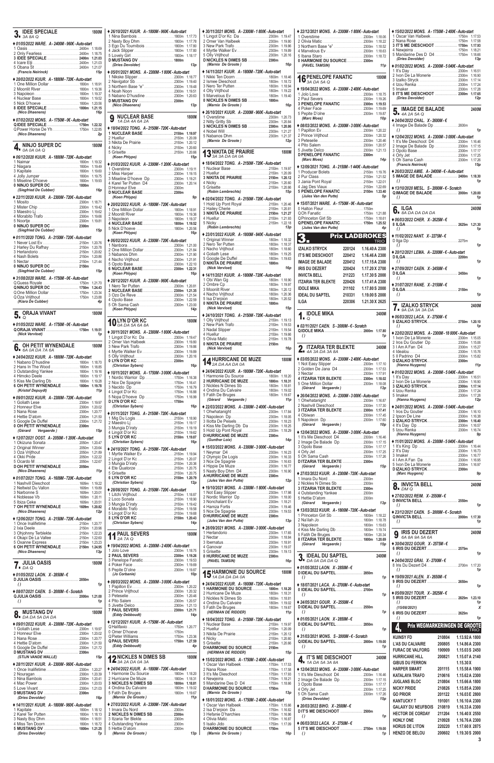## 3. IDEE SPECIALE — 1800M

3A 8A Q

♦ 01/05/2022 WAREG. A - 2400M - 960€ - Auto-start
1 Oasis ... 2400m 1.18.69
2 Only Fearless ... 2400m 1.18.75
**3 IDEE SPECIALE ... 2400m 1.21.03**
4 Icare Elji ... 2400m 1.21.03
5 Obana St ... 2400m 1.21.07
*(Francis Neirinck)* 15p

♦ 20/02/2022 KUUR. A - 1800M - 720€ - Auto-start
1 One Million Dollar ... 1800m 1.18.91
2 Moonlit River ... 1800m 1.19.36
3 Napoleon ... 1800m 1.19.37
4 Nuclear Base ... 1800m 1.19.52
5 Nick D'hoeve ... 1800m 1.20.56
**8 IDEE SPECIALE ... 1800m 1.21.15**
*(Nico Dhaenens)* 16p

♦ 07/02/2022 MONS. A - 1750M - 0€ - Auto-start
**Q IDEE SPECIALE ... 1750m 1.22.32**
Q Power Horse De Yh ... 1750m 1.22.85
*(Nico Dhaenens)* 2p

## 4. NINJO SUPER DC — 1800M

0A 0A 0A Q

♦ 06/12/2020 KUUR. A - 1800M - 720€ - Auto-start
1 Naimar ... 1800m 1.19.32
2 Niagara ... 1800m 1.19.49
3 Kapitalle ... 1800m 1.19.60
4 Jolly Jumper ... 1800m 1.19.75
5 Miseline D'hoeve ... 1800m 1.19.93
**0 NINJO SUPER DC ... 1800m**
*(Siegfried De Cubber)* 16p

♦ 22/11/2020 KUUR. A - 2300M - 720€ - Auto-start
1 Mosito ... 2300m 1.18.71
2 Mister Chip ... 2300m 1.19.42
3 Maestro Lj ... 2300m 1.19.62
4 Morabito Trafo ... 2300m 1.19.66
5 Noortje ... 2300m 1.19.81
**0 NINJO SUPER DC ... 2300m**
*(Siegfried De Cubber)* 15p

♦ 01/11/2020 TONG. A - 2150M - 720€ - Auto-start
1 Never Lost Ev ... 2150m 1.20.76
2 Harley Du Raffay ... 2150m 1.20.78
3 Herlandorio ... 2150m 1.20.82
4 Nash Bolets ... 2150m 1.20.86
5 Nectar ... 2150m 1.21.44
**0 NINJO SUPER DC ... 2150m**
*(Siegfried De Cubber)* 15p

♦ 31/08/2020 WARE. A - 1750M - 0€ - Auto-start
Q Guess Royale ... 1750m 1.21.70
**Q NINJO SUPER DC ... 1750m 1.24.43**
Q One Million Dollar ... 1750m 1.23.34
Q Oza Vrijthout ... 1750m 1.23.88
*(Kiara De Cubber)* 4p

## 5. ORAJA VIVANT — 1800M

Q

♦ 01/05/2022 WAREG. A - 1750M - 0€ - Auto-start
**Q ORAJA VIVANT ... 1750m 1.19.51**
*(Nick Vervloet)* 1p

## 6. OH PETIT WYNENDALE — 1800M

6A 0A 0A 7A 6A

♦ 24/04/2022 KUUR. A - 1800M - 720€ - Auto-start
1 Nabano D'husdine ... 1800m 1.18.70
2 Hans In The Wood ... 1800m 1.18.85
3 Outstanding Yankee ... 1800m 1.19.16
4 Himoko Deele ... 1800m 1.19.17
5 Kiss Me Darling Db ... 1800m 1.19.28
**6 OH PETIT WYNENDALE ... 1800m 1.19.78**
*(Kristof Depuydt)* 11p

♦ 09/01/2022 KUUR. A - 2300M - 720€ - Auto-start
1 Goliath Lese ... 2300m 1.19.97
2 Honneur Elve ... 2300m 1.20.02
3 Nana Rose ... 2300m 1.20.77
4 Hettie D'atom ... 2300m 1.21.50
5 Google De Duffel ... 2300m 1.21.72
**0 OH PETIT WYNENDALE ... 2300m**
*(Gérard Vergaerde)* 15p

♦ 12/07/2021 OOST. A - 2050M - 1 200€ - Auto-start
1 Okizune Sonata ... 2050m 1.20.47
2 Original Winner ... 2050m 1.20.64
3 Oza Vrijthout ... 2050m 1.21.89
4 Okki Pride ... 2050m 1.22.22
5 Ocardo M ... 2050m 1.22.67
**D OH PETIT WYNENDALE ... 2050m**
*(Nico Dhaenens)* 11p

♦ 01/07/2021 TONG. A - 1609M - 720€ - Auto-start
1 Nashvill Dieschoot ... 1609m 1.19.22
2 Neltwist Du Vallon ... 1609m 1.19.89
3 Narbonne S ... 1609m 1.20.01
4 Noblesse Vb ... 1609m 1.20.11
5 Ibiza Ceke ... 1609m 1.20.51
**7 OH PETIT WYNENDALE ... 1609m 1.20.82**
*(Nico Dhaenens)* 12p

♦ 12/06/2021 TONG. A - 2150M - 720€ - Auto-start
1 Once Inalifetime ... 2150m 1.20.77
2 Ixia Deele ... 2150m 1.20.96
3 Ohjohnny Terblekte ... 2150m 1.22.23
4 Okapi De La Vallee ... 2150m 1.22.60
5 Oxanne Express ... 2150m 1.23.23
**6 OH PETIT WYNENDALE ... 2150m 1.24.95**
*(Nico Dhaenens)* 13p

## 7. JULIA OASIS — 1800M

DA Q

♦ 01/05/2022 LAON. X - 2850M - €
**D JULIA OASIS ... 2850m**
*()* 1p

♦ 08/07/2021 CAEN. S - 2000M - € - Scratch
**Q JULIA OASIS ... 2000m 1.20.10**
*()* 1p

## 8. MUSTANG DV — 1800M

DA DA 5A DA DA

♦ 09/01/2022 KUUR. A - 2300M - 720€ - Auto-start
1 Goliath Lese ... 2300m 1.19.97
2 Honneur Elve ... 2300m 1.20.02
3 Nana Rose ... 2300m 1.20.77
4 Hettie D'atom ... 2300m 1.21.50
5 Google De Duffel ... 2300m 1.21.72
**D MUSTANG DV ... 2300m**
*(STIJN VANDE WALLE)* 15p

♦ 28/11/2021 KUUR. A - 2300M - 960€ - Auto-start
1 Once Inalifetime ... 2300m 1.20.27
2 Nouragan ... 2300m 1.20.39
3 Nina Bambois ... 2300m 1.20.41
4 Mac Power ... 2300m 1.20.53
5 Love Vivant ... 2300m 1.21.03
**D MUSTANG DV ... 2300m**
*(Dries Devolder)* 16p

♦ 14/11/2021 KUUR. A - 1800M - 960€ - Auto-start
1 Kapitalle ... 1800m 1.18.12
2 Karel Ter Putten ... 1800m 1.18.13
3 Nasty Boy Dhm ... 1800m 1.18.51
4 Miss Ten Doorn ... 1800m 1.18.68
**5 MUSTANG DV ... 1800m 1.18.72**
*(Dries Devolder)* 7p

♦ 26/10/2021 KUUR. A - 1800M - 960€ - Auto-start
1 Nina Bambois ... 1800m 1.17.73
2 Nasty Boy Dhm ... 1800m 1.17.78
3 Ego Du Tournibois ... 1800m 1.17.80
4 Jack Slipper ... 1800m 1.17.80
5 Lovely Girl ... 1800m 1.18.17
**D MUSTANG DV ... 1800m**
*(Dries Devolder)* 13p

♦ 05/01/2021 MONS. A - 2300M - 1 800€ - Auto-start
1 Nikske Slipper ... 2300m 1.18.77
2 Navigator Sb ... 2300m 1.19.40
3 Northern Base "e" ... 2300m 1.19.48
4 Noah Noon ... 2300m 1.19.51
5 Nabano D'husdine ... 2300m 1.20.63
**D MUSTANG DV ... 2300m**
*(Nico Dhaenens)* 13p

## 9. NUCLEAR BASE — 1800M

1A DA 4A 6A 2A

♦ 18/04/2022 TONG. A - 2150M - 720€ - Auto-start
**1 NUCLEAR BASE ... 2150m 1.19.97**
2 Huellur ... 2150m 1.20.09
3 Nikita De Prairie ... 2150m 1.20.12
4 Nicky ... 2150m 1.20.60
5 Grisette ... 2150m 1.20.66
*(Koen Philypo)* 15p

♦ 01/03/2022 KUUR. A - 2300M - 1 200€ - Auto-start
1 Overstime ... 2300m 1.19.11
2 Miss Harper ... 2300m 1.19.15
3 Miseline D'hoeve Dp ... 2300m 1.19.21
4 Karel Ter Putten D4 ... 2300m 1.20.14
D Honneur Elve ... 2300m
**D NUCLEAR BASE ... 2300m**
*(Koen Philypo)* 9p

♦ 20/02/2022 KUUR. A - 1800M - 720€ - Auto-start
1 One Million Dollar ... 1800m 1.18.91
2 Moonlit River ... 1800m 1.19.36
3 Napoleon ... 1800m 1.19.37
**4 NUCLEAR BASE ... 1800m 1.19.52**
5 Nick D'hoeve ... 1800m 1.20.56
*(Koen Philypo)* 16p

♦ 06/02/2022 KUUR. A - 2300M - 720€ - Auto-start
1 Nanbora ... 2300m 1.21.00
2 One Million Dollar ... 2300m 1.21.84
3 Nabanos Dhm ... 2300m 1.21.90
4 Nacho Vrijthout ... 2300m 1.21.91
5 Opoto Base ... 2300m 1.22.10
**6 NUCLEAR BASE ... 2300m 1.22.31**
*(Koen Philypo)* 16p

♦ 28/12/2021 KUUR. A - 2300M - 960€ - Auto-start
1 Nero Ter Putten ... 2300m 1.20.81
**2 NUCLEAR BASE ... 2300m 1.21.35**
3 Ozo De Reve ... 2300m 1.21.54
4 Opoto Base ... 2300m 1.22.59
5 Oh Sama Cash ... 2300m 1.23.00
*(Koen Philypo)* 14p

## 10. LYN D'OR KC — 1800M

0A DA 5A 6A 8A

♦ 30/11/2021 MONS. A - 2300M - 1 800€ - Auto-start
1 Lingot D'or Kc Da ... 2300m 1.19.47
2 Omer Van Halbeek ... 2300m 1.19.80
3 New Park Trafo ... 2300m 1.19.86
4 Myrtle Walker Ev ... 2300m 1.19.89
5 Olly Vrijthout ... 2300m 1.20.16
**0 LYN D'OR KC ... 2300m**
*(Christian Sybers)* 16p

♦ 10/11/2021 MONS. A - 1750M - 3 000€ - Auto-start
1 Nordic Warrior Dp ... 1750m 1.16.38
2 Nox De Spagnie ... 1750m 1.16.41
3 Nacido Dp ... 1750m 1.16.79
4 Lingot D'or Kc ... 1750m 1.16.88
5 Nopa D'hoeve Dp ... 1750m 1.16.99
**D LYN D'OR KC ... 1750m**
*(Christian Sybers)* 16p

♦ 01/11/2021 TONG. A - 2150M - 720€ - Auto-start
1 Mig Du Logis ... 2150m 1.19.00
2 Maestro Lj ... 2150m 1.19.17
3 Mungia D'iraty ... 2150m 1.19.19
4 Lingot D'or Kc ... 2150m 1.19.82
**5 LYN D'OR KC ... 2150m 1.19.87**
*(Christian Sybers)* 16p

♦ 24/10/2021 TONG. A - 2150M - 720€ - Auto-start
1 Myrtle Walker Ev ... 2150m 1.19.94
2 Lingot D'or Kc ... 2150m 1.20.07
3 Mungia D'iraty ... 2150m 1.20.36
4 Ete Quatorze ... 2150m 1.20.75
5 Grisette ... 2150m 1.20.75
**6 LYN D'OR KC ... 2150m 1.20.79**
*(Christian Sybers)* 12p

♦ 28/08/2021 TONG. A - 2150M - 720€ - Auto-start
1 Litchi Vrijthout ... 2150m 1.18.87
2 Loco Sonata ... 2150m 1.18.90
3 Mungia D'iraty ... 2150m 1.19.42
4 Morabito Trafo ... 2150m 1.19.58
5 Lingot D'or Kc ... 2150m 1.19.68
**8 LYN D'OR KC ... 2150m 1.20.43**
*(Christian Sybers)* 14p

## 11. PAUL SEVERS — 1800M

2A 7A Q

♦ 19/04/2022 MONS. A - 2300M - 2 400€ - Auto-start
1 Jolo Love ... 2300m 1.18.75
**2 PAUL SEVERS ... 2300m 1.19.26**
3 Penelope Fanatic ... 2300m 1.19.53
4 Poker Face ... 2300m 1.19.69
5 Pepite D'olne ... 2300m 1.19.87
*(Jo Corbanie)* 10p

♦ 08/03/2022 MONS. A - 2300M - 3 000€ - Auto-start
1 Papillon Ev ... 2300m 1.20.22
2 Prince Vrijthout ... 2300m 1.20.32
3 Peteselie ... 2300m 1.20.46
4 Pito Salem ... 2300m 1.20.57
5 Jivette Delco ... 2300m 1.21.13
**7 PAUL SEVERS ... 2300m 1.21.71**
*(Eddy Debboudt)* 14p

♦ 12/12/2021 KUUR. A - 1750M - 0€ - Auto-start
Q Halifaxio ... 1750m 1.20.77
0 Omer D'hoeve ... 1750m
Q Pieter Williams ... 1750m 1.23.36
**Q PAUL SEVERS ... 1750m 1.27.59**
*(Eddy Debboudt)* 4p

## 12. NICKLES N DIMES SB — 1800M

3A 2A 0A 0A 3A

♦ 24/04/2022 KUUR. A - 1800M - 720€ - Auto-start
1 Harmonie Du Source ... 1800m 1.18.20
2 Hurricane De Muze ... 1800m 1.18.31
**3 NICKLES N DIMES SB ... 1800m 1.18.81**
4 Ondina Du Calvaire ... 1800m 1.19.02
5 Fatih De Bruges ... 1800m 1.19.67
*(Marnix De Groote)* 11p

♦ 27/03/2022 KUUR. A - 2300M - 720€ - Auto-start
1 Imara Du Nord ... 2300m
**2 NICKLES N DIMES SB ... 2300m**
3 Itzaria Ter Blekte ... 2300m
4 Outstanding Yankee ... 2300m
5 Hettie D'atom ... 2300m
*(Marnix De Groote)* 13p

♦ 30/11/2021 MONS. A - 2300M - 1 800€ - Auto-start
1 Lingot D'or Kc Da ... 2300m 1.19.47
2 Omer Van Halbeek ... 2300m 1.19.80
3 New Park Trafo ... 2300m 1.19.86
4 Myrtle Walker Ev ... 2300m 1.19.89
5 Olly Vrijthout ... 2300m 1.20.16
**D NICKLES N DIMES SB ... 2300m**
*(Marnix De Groote)* 16p

♦ 14/11/2021 KUUR. A - 1800M - 720€ - Auto-start
1 Nikki Ten Doorn ... 1800m 1.18.46
2 Ismee Dieschoot ... 1800m 1.18.72
3 Nero Ter Putten ... 1800m 1.18.94
4 Olly Vrijthout ... 1800m 1.19.22
5 Marvelous Ev ... 1800m 1.19.40
**0 NICKLES N DIMES SB ... 1800m**
*(Marnix De Groote)* 16p

♦ 26/10/2021 KUUR. A - 2300M - 960€ - Auto-start
1 Overstime ... 2300m 1.20.73
2 Nitty Gritty Sb ... 2300m 1.20.84
**3 NICKLES N DIMES SB ... 2300m 1.20.86**
4 Nobel Will ... 2300m 1.21.27
5 Nabanos Dhm ... 2300m 1.21.37
*(Marnix De Groote)* 12p

## 13. NIKITA DE PRAIRIE — 1800M

3A 3A 3A DA 0A

♦ 18/04/2022 TONG. A - 2150M - 720€ - Auto-start
1 Nuclear Base ... 2150m 1.19.97
2 Huellur ... 2150m 1.20.09
**3 NIKITA DE PRAIRIE ... 2150m 1.20.12**
4 Nicky ... 2150m 1.20.60
5 Grisette ... 2150m 1.20.66
*(Robin Lembrechts)* 15p

♦ 02/04/2022 TONG. A - 2150M - 720€ - Auto-start
1 Hold Up Pont Royal ... 2150m 1.20.46
2 Hailey Cherie ... 2150m 1.20.81
**3 NIKITA DE PRAIRIE ... 2150m 1.21.27**
4 Huellur ... 2150m 1.21.93
5 Nicky ... 2150m 1.22.18
*(Robin Lembrechts)* 13p

♦ 23/01/2022 KUUR. A - 1800M - 840€ - Auto-start
1 Original Winner ... 1800m 1.18.32
2 Nero Ter Putten ... 1800m 1.18.37
3 Nacho Vrijthout ... 1800m 1.18.60
4 Goliath Lese ... 1800m 1.19.25
5 Google De Duffel ... 1800m 1.19.63
**D NIKITA DE PRAIRIE ... 1800m**
*(Nick Vervloet)* 16p

♦ 14/11/2021 KUUR. A - 1800M - 720€ - Auto-start
1 Obi Wan Gg ... 1800m 1.18.90
2 Ombre Cp ... 1800m 1.19.97
3 Moonlit River ... 1800m 1.20.12
4 Nacho Vrijthout ... 1800m 1.20.36
5 Isa D'erpion ... 1800m 1.20.52
**0 NIKITA DE PRAIRIE ... 1800m**
*(Nick Vervloet)* 15p

♦ 24/10/2021 TONG. A - 2150M - 720€ - Auto-start
1 Olly Vrijthout ... 2150m 1.19.13
2 New Park Trafo ... 2150m 1.19.53
3 Nadal Slipper ... 2150m 1.19.54
4 Huellur ... 2150m 1.19.66
5 Olivia Matic ... 2150m 1.19.78
**0 NIKITA DE PRAIRIE ... 2150m**
*(Nick Vervloet)* 16p

## 14. HURRICANE DE MUZE — 1800M

2A DA AA DA 0A

♦ 24/04/2022 KUUR. A - 1800M - 720€ - Auto-start
1 Harmonie Du Source ... 1800m 1.18.20
**2 HURRICANE DE MUZE ... 1800m 1.18.31**
3 Nickles N Dimes Sb ... 1800m 1.18.81
4 Ondina Du Calvaire ... 1800m 1.19.02
5 Fatih De Bruges ... 1800m 1.19.67
*(Gérard Vergaerde)* 11p

♦ 22/03/2022 MONS. A - 2300M - 2 400€ - Auto-start
1 Ohwhatanight ... 2300m 1.17.84
2 Napoleon Dp ... 2300m 1.18.05
3 Illotta De Peisels ... 2300m 1.18.23
4 Kiss Me Darling Db Da ... 2300m 1.18.25
5 Hold Up Pont Royal ... 2300m 1.18.29
**D HURRICANE DE MUZE ... 2300m**
*(Gunther Lois)* 14p

♦ 15/03/2022 MONS. A - 2300M - 3 000€ - Auto-start
1 Neymar D4 ... 2300m 1.16.23
2 Olympic De Logis ... 2300m 1.16.33
3 Nox De Spagnie ... 2300m 1.16.63
4 Hippie De Muze ... 2300m 1.16.77
5 Nasty Boy Dhm D4 ... 2300m 1.16.90
**A HURRICANE DE MUZE ... 2300m**
*(Jules Van den Putte)* 12p

♦ 19/10/2021 MONS. A - 2300M - 1 800€ - Auto-start
1 Not Easy Slipper ... 2300m 1.17.98
2 Nordic Warrior Dp ... 2300m 1.18.00
3 Nonchalant Ev ... 2300m 1.18.21
4 Hamza Fortis ... 2300m 1.19.46
5 Nox De Spagnie ... 2300m 1.19.53
**D HURRICANE DE MUZE ... 2300m**
*(Jules Van den Putte)* 13p

♦ 28/09/2021 MONS. A - 2300M - 3 000€ - Auto-start
1 Herlandorio ... 2300m 1.17.65
2 Nectar ... 2300m 1.18.84
3 Ibernatus ... 2300m 1.18.91
4 Ganovar ... 2300m 1.19.07
5 Grisette ... 2300m 1.19.13
**0 HURRICANE DE MUZE ... 2300m**
*(PAVEL TAMSIN)* 15p

## 15. HARMONIE DU SOURCE — 1800M

1A DA DA 0A 0A

♦ 24/04/2022 KUUR. A - 1800M - 720€ - Auto-start
**1 HARMONIE DU SOURCE ... 1800m 1.18.20**
2 Hurricane De Muze ... 1800m 1.18.31
3 Nickles N Dimes Sb ... 1800m 1.18.81
4 Ondina Du Calvaire ... 1800m 1.19.02
5 Fatih De Bruges ... 1800m 1.19.67
*(HERMAN DE RIDDER)* 11p

♦ 18/04/2022 TONG. A - 2150M - 720€ - Auto-start
1 Nuclear Base ... 2150m 1.19.97
2 Huellur ... 2150m 1.20.09
3 Nikita De Prairie ... 2150m 1.20.12
4 Nicky ... 2150m 1.20.60
5 Grisette ... 2150m 1.20.66
**D HARMONIE DU SOURCE ... 2150m**
*(HERMAN DE RIDDER)* 15p

♦ 15/02/2022 MONS. A - 1750M - 2 400€ - Auto-start
1 Oscar Van Halbeek ... 1750m 1.17.53
2 Nana Rose ... 1750m 1.17.58
3 It's Me Dieschoot ... 1750m 1.17.93
4 Newjeirra ... 1750m 1.18.21
5 Mandarine Des D D4 ... 1750m 1.18.66
**D HARMONIE DU SOURCE ... 1750m**
*(Marnix De Groote)* 13p

♦ 18/01/2022 MONS. A - 1750M - 2 400€ - Auto-start
1 Oscar Van Halbeek ... 1750m 1.15.60
2 Isa D'erpion Da ... 1750m 1.16.82
3 Hefanie D'harchies ... 1750m 1.16.88
4 Olivia Matic ... 1750m 1.16.97
5 Isalio Jido ... 1750m 1.17.09
**D HARMONIE DU SOURCE ... 1750m**
*(Marnix De Groote)* 16p

♦ 22/12/2021 MONS. A - 2300M - 1 800€ - Auto-start
1 Overstime ... 2300m 1.18.06
2 Olivia Matic ... 2300m 1.18.22
3 Northern Base "e" ... 2300m 1.18.52
4 Marvelous Ev ... 2300m 1.18.63
5 Ibana Staro ... 2300m 1.18.72
**0 HARMONIE DU SOURCE ... 2300m**
*(PAVEL TAMSIN)* 11p

## 16. PENELOPE FANATIC — 1800M

3A DA 5A Q

♦ 19/04/2022 MONS. A - 2300M - 2 400€ - Auto-start
1 Jolo Love ... 2300m 1.18.75
2 Paul Severs ... 2300m 1.19.26
**3 PENELOPE FANATIC ... 2300m 1.19.53**
4 Poker Face ... 2300m 1.19.69
5 Pepite D'olne ... 2300m 1.19.87
*(Marc Moes)* 10p

♦ 08/03/2022 MONS. A - 2300M - 3 000€ - Auto-start
1 Papillon Ev ... 2300m 1.20.22
2 Prince Vrijthout ... 2300m 1.20.32
3 Peteselie ... 2300m 1.20.46
4 Pito Salem ... 2300m 1.20.57
5 Jivette Delco ... 2300m 1.21.13
**D PENELOPE FANATIC ... 2300m**
*(Marc Moes)* 14p

♦ 12/09/2021 TONG. A - 2150M - 1 440€ - Auto-start
1 Producer Bolets ... 2150m 1.19.76
2 Pur Class ... 2150m 1.21.52
3 Jania Pont Royal ... 2150m 1.22.01
4 Jag Des Viaux ... 2150m 1.22.69
**5 PENELOPE FANATIC ... 2150m 1.33.40**
*(Jules Van den Putte)* 5p

♦ 15/07/2021 WARE. A - 1750M - 0€ - Auto-start
0 Halton Fleur ... 1750m
Q Oh Fanatic ... 1750m 1.21.88
Q Princeton Girl Sb ... 1750m 1.18.61
**Q PENELOPE FANATIC ... 1750m 1.25.52**
*(Jules Van den Putte)* 4p

## 3. Prix LADBROKES — TRIO

| | | | |
|---|---|---|---|
| IZALKO STRYCK | 220124 | 1.16.40 A 2300 |
| IT'S ME DIESCHOOT | 220412 | 1.16.46 A 2300 |
| IMAGE DE BALADE | 220412 | 1.17.15 A 2300 |
| IRIS DU DEZERT | 220424 | 1.17.20 X 2700 |
| INVICTA BELL | 211223 | 1.17.30 S 2000 |
| ITZARIA TER BLEKTE | 220426 | 1.17.41 A 2300 |
| IDOLE MIKA | 211102 | 1.17.80 S 2000 |
| IDEAL DU SAPTEL | 210331 | 1.19.00 S 2000 |
| ILGA | 220306 | 1.21.30 X 2625 |

## 1. IDOLE MIKA — 2400M

Q

♦ 02/11/2021 CAEN. S - 2000M - € - Scratch
**Q IDOLE MIKA ... 2000m 1.17.80**
*()* 1p

## 2. ITZARIA TER BLEKTE — 2400M

4A 3A 3A 3A 8A

♦ 03/05/2022 MONS. A - 2300M - 2 400€ - Auto-start
1 Not Easy Slipper ... 2300m 1.17.10
2 Golden De Jana D4 ... 2300m 1.17.53
3 Nectar ... 2300m 1.17.91
**4 ITZARIA TER BLEKTE ... 2300m 1.18.02**
5 One Million Dollar ... 2300m 1.18.08
*(Gérard Vergaerde)* 13p

♦ 26/04/2022 MONS. A - 2300M - 3 000€ - Auto-start
1 Ohwhatanight ... 2300m 1.16.87
2 Nashvill Dieschoot ... 2300m 1.17.30
**3 ITZARIA TER BLEKTE ... 2300m 1.17.41**
4 Obiwan ... 2300m 1.17.45
5 Napoleon Dp ... 2300m 1.17.51
*(Gérard Vergaerde)* 10p

♦ 12/04/2022 MONS. A - 2300M - 3 000€ - Auto-start
1 It's Me Dieschoot D4 ... 2300m 1.16.46
2 Image De Balade Dp ... 2300m 1.17.15
**3 ITZARIA TER BLEKTE ... 2300m 1.17.17**
4 Orly Jet ... 2300m 1.17.25
5 Oh Sama Cash ... 2300m 1.17.26
*(Gérard Vergaerde)* 15p

♦ 27/03/2022 KUUR. A - 2300M - 720€ - Auto-start
1 Imara Du Nord ... 2300m
2 Nickles N Dimes Sb ... 2300m
**3 ITZARIA TER BLEKTE ... 2300m**
4 Outstanding Yankee ... 2300m
5 Hettie D'atom ... 2300m
*(Gérard Vergaerde)* 13p

♦ 13/03/2022 KUUR. A - 1800M - 720€ - Auto-start
1 Princeton Girl Sb ... 1800m 1.18.22
2 Na'ilah Jo ... 1800m 1.18.78
3 Napoleon ... 1800m 1.19.63
4 Kiss Me Darling Db ... 1800m 1.19.74
5 Fatih De Bruges ... 1800m 1.20.34
**8 ITZARIA TER BLEKTE ... 1800m 1.20.89**
*(Gérard Vergaerde)* 15p

## 3. IDEAL DU SAPTEL — 2400M

DA DA DA DA Q

♦ 01/05/2022 LAON. X - 2850M - €
**D IDEAL DU SAPTEL ... 2850m**
*()* 1p

♦ 18/07/2021 LACA. A - 2700M - € - Auto-start
**0 IDEAL DU SAPTEL ... 2700m**
*()* 1p

♦ 24/05/2021 GOUR. X - 2550M - €
**D IDEAL DU SAPTEL ... 2550m**
*()* 1p

♦ 01/05/2021 LAON. X - 2850M - €
**D IDEAL DU SAPTEL ... 2850m**
*()* 1p

♦ 31/03/2021 MONS. S - 2000M - € - Scratch
**Q IDEAL DU SAPTEL ... 2000m 1.19.00**
*()* 1p

## 4. IT'S ME DIESCHOOT — 2400M

1A DA 5A 3A 8A

♦ 12/04/2022 MONS. A - 2300M - 3 000€ - Auto-start
**1 It's Me Dieschoot D4 ... 2300m 1.16.46**
2 Image De Balade Dp ... 2300m 1.17.15
3 Opoto Base ... 2300m 1.17.17
4 Orly Jet ... 2300m 1.17.25
5 Oh Sama Cash ... 2300m 1.17.26
*(Dries Devolder)* 15p

♦ 20/03/2022 BIHO. X - 2500M - €
**D IT'S ME DIESCHOOT ... 2500m**
*()* 1p

♦ 06/03/2022 LACA. X - 2750M - €
**5 IT'S ME DIESCHOOT ... 2750m 1.19.00**
*()* 1p

♦ 15/02/2022 MONS. A - 1750M - 2 400€ - Auto-start
1 Oscar Van Halbeek ... 1750m 1.17.53
2 Nana Rose ... 1750m 1.17.58
**3 IT'S ME DIESCHOOT ... 1750m 1.17.93**
4 Newjeirra ... 1750m 1.18.21
5 Mandarine Des D D4 ... 1750m 1.18.66
*(Dries Devolder)* 13p

♦ 01/02/2022 MONS. A - 2300M - 5 040€ - Auto-start
1 It's Day ... 2300m 1.16.51
2 Ivon De La Menerie ... 2300m 1.16.90
3 Izalko Stryck ... 2300m 1.17.14
4 Izou Renka ... 2300m 1.17.24
5 Imaker ... 2300m 1.17.28
**8 IT'S ME DIESCHOOT ... 2300m 1.17.65**
*(Dries Devolder)* 12p

## 5. IMAGE DE BALADE — 2400M

4A 2A 5A Q

♦ 24/04/2022 CHAL. X - 2600M - €
4 Image De Balade Dp ... 2600m
*()* 1p

♦ 12/04/2022 MONS. A - 2300M - 3 000€ - Auto-start
1 It's Me Dieschoot D4 ... 2300m 1.16.46
2 Image De Balade Dp ... 2300m 1.17.15
3 Opoto Base ... 2300m 1.17.17
4 Orly Jet ... 2300m 1.17.25
5 Oh Sama Cash ... 2300m 1.17.26
*(Francis Neirinck)* 15p

♦ 26/03/2022 AMIE. A - 2400M - € - Auto-start
**5 IMAGE DE BALADE ... 2400m 1.18.30**
*()* 1p

♦ 13/10/2020 MESL. S - 2000M - € - Scratch
**Q IMAGE DE BALADE ... 2000m 1.20.00**
*()* 1p

## 6. ILGA — 2400M

8A DA DA DA DA

♦ 06/03/2022 CHER. X - 2625M - €
**8 ILGA ... 2625m 1.21.30**
*()* 1p

♦ 11/02/2022 NANT. X - 2275M - €
**D ILGA ... 2275m**
*()* 1p

♦ 20/12/2021 LEMA. A - 2200M - € - Auto-start
**D ILGA ... 2200m**
*()* 1p

♦ 27/09/2021 CAEN. X - 2450M - €
**D ILGA ... 2450m**
*()* 1p

♦ 31/07/2021 RANE. X - 2150M - €
**D ILGA ... 2150m**
*()* 1p

## 7. IZALKO STRYCK — 2400M

9A DA 3A 3A DA

♦ 06/03/2022 LACA. X - 2750M - €
**9 IZALKO STRYCK ... 2750m 1.20.10**
*()* 1p

♦ 22/02/2022 MONS. A - 2300M - 18 000€ - Auto-start
1 Ivon De La Menerie ... 2300m 1.15.05
2 Iros Du Goutier Dp ... 2300m 1.15.06
3 I Am A Fan D4 ... 2300m 1.15.27
4 Idealou ... 2300m 1.15.76
5 Il Padrino D4 ... 2300m 1.15.82
**D IZALKO STRYCK ... 2300m**
*(Hanna Huygens)* 11p

♦ 01/02/2022 MONS. A - 2300M - 5 040€ - Auto-start
1 It's Day ... 2300m 1.16.51
2 Ivon De La Menerie ... 2300m 1.16.90
**3 IZALKO STRYCK ... 2300m 1.17.14**
4 Izou Renka ... 2300m 1.17.24
5 Imaker ... 2300m 1.17.28
*(Hanna Huygens)* 12p

♦ 24/01/2022 MONS. A - 2300M - 5 040€ - Auto-start
1 Iros Du Goutier ... 2300m 1.16.10
2 Ipson De Line ... 2300m 1.16.38
**3 IZALKO STRYCK ... 2300m 1.16.40**
4 It's Day Dp ... 2300m 1.16.57
5 Izou Renka ... 2300m 1.16.74
*(Hanna Huygens)* 9p

♦ 11/01/2022 MONS. A - 2300M - 5 040€ - Auto-start
1 It's King Dp ... 2300m 1.16.44
2 It's Day ... 2300m 1.16.73
3 Imaker ... 2300m 1.16.77
4 I Am A Fan Da ... 2300m 1.16.95
5 Ivon De La Menerie ... 2300m 1.16.97
**D IZALKO STRYCK ... 2300m**
*(Marc Huygens)* 9p

## 8. INVICTA BELL — 2400M

DM Q

♦ 27/02/2022 REIM. X - 2550M - €
**D INVICTA BELL ... 2550m**
*()* 1p

♦ 23/12/2021 CAEN. S - 2000M - € - Scratch
**Q INVICTA BELL ... 2000m 1.17.30**
*()* 1p

## 9. IRIS DU DEZERT — 2400M

6A 8A 9A 5A 6A

♦ 30/04/2022 GOUR. X - 2575M - €
**6 IRIS DU DEZERT ... 2575m**
*()* 1p

♦ 24/04/2022 GRAI. X - 2700M - €
8 Iris Du Dezert D4 ... 2700m 1.17.20
*()* 1p

♦ 19/09/2021 ALEN. X - 2650M - €
**9 IRIS DU DEZERT ... 2650m**
*()* 1p

♦ 05/09/2021 TOUR. X - 2825M - €
**5 IRIS DU DEZERT ... 2825m 1.23.10**
*()* 1p
*(15/08/2021)* X

**6 IRIS DU DEZERT ... 2625m**
*()* 1p

## 4. Prix WEGMARKERINGEN DE GROOTE — TRIO

| | | |
|---|---|---|
| KUINSY FD | 210804 | 1.13.92 A 1800 |
| L'AS DU CALVAIRE | 200805 | 1.14.86 A 2300 |
| FURAC DE VALFORG | 190909 | 1.15.03 S 2450 |
| HURRICANE HILL | 200821 | 1.15.07 A 2140 |
| GIBUS DU FERRON | | 1.15.30 X |
| HARPER SMART | 201115 | 1.15.58 A 1900 |
| KATALAYA TRAFO | 210616 | 1.15.62 A 2300 |
| JUGLANS BLOC | 210804 | 1.15.66 A 1800 |
| NICKY PRIDE | 210826 | 1.15.85 A 2300 |
| GO PRIOR | 201122 | 1.16.03 E 2800 |
| KANTUCKY T | 191001 | 1.16.10 A 2300 |
| GALAXY DU NEUFBOIS | 210819 | 1.16.33 A 2300 |
| HECTOR DE CORDAY | 211204 | 1.16.40 X 2550 |
| HONLY ONE | 210928 | 1.16.76 A 2300 |
| HORUS DE L'ITON | 220220 | 1.17.60 X 2875 |
| HENZO DE BELOU | 200602 | 1.19.30 S 2000 |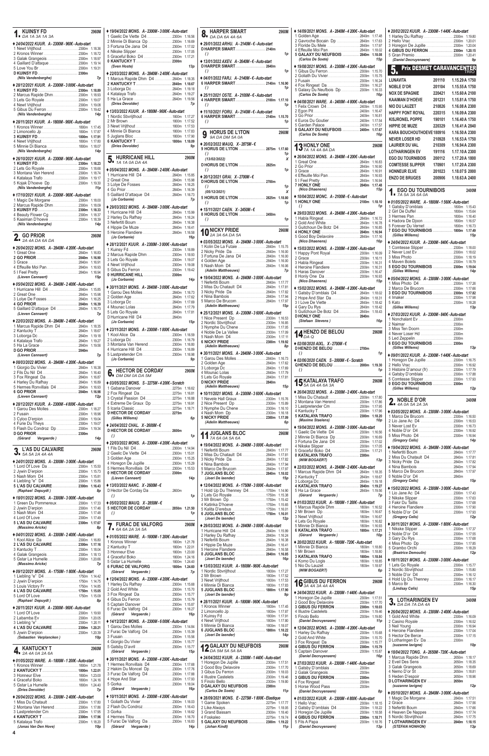## 1. KUINSY FD
DA 1A 3A 1A 3A — 2960M

♦ 24/04/2022 KUUR. A - 2300M - 960€ - Auto-start
1 Newt Vrijthout ........ 2300m 1.18.36
2 Kronos Winner ........ 2300m 1.18.72
3 Galak Grangeois ........ 2300m 1.18.97
4 Gaillard D'attaque ........ 2300m 1.19.14
5 Love You Br ........ 2300m 1.19.31
D KUINSY FD ........ 2300m
*(Nils Vandenberghe)* — 7p

♦ 28/12/2021 KUUR. A - 2300M - 3 000€ - Auto-start
1 KUINSY FD ........ 2300m 1.18.89
2 Marcus Rapide Dhm ........ 2300m 1.18.93
3 Lets Go Royale ........ 2300m 1.19.07
4 Newt Vrijthout ........ 2300m 1.19.08
5 Gibus Du Ferron ........ 2300m 1.19.42
*(Nils Vandenberghe)* — 14p

♦ 28/11/2021 KUUR. A - 1800M - 960€ - Auto-start
1 Kronos Winner ........ 1800m 1.17.45
2 Limoncello Jp ........ 1800m 1.17.87
3 KUINSY FD ........ 1800m 1.17.91
4 Newt Vrijthout ........ 1800m 1.17.80
5 Minnie Di Bianca ........ 1800m 1.18.07
*(Nils Vandenberghe)* — 14p

♦ 26/10/2021 KUUR. A - 2300M - 960€ - Auto-start
1 KUINSY FD ........ 2300m 1.18.23
2 Lets Go Royale ........ 2300m 1.18.66
3 Montana Van Herend ........ 2300m 1.18.74
4 Katalaya Trafo ........ 2300m 1.19.17
5 Kojak D'hoeve Dp ........ 2300m 1.19.30
*(Nils Vandenberghe)* — 11p

♦ 17/10/2021 KUUR. A - 2300M - 960€ - Auto-start
1 Magic De Morgane ........ 2300m 1.18.00
2 Marcus Rapide Dhm ........ 2300m 1.18.09
3 KUINSY FD ........ 2300m 1.18.33
4 Beauty Flower Cg ........ 2300m 1.18.37
5 Kaaiman D'hoeve ........ 2300m 1.18.39
*(Nils Vandenberghe)* — 14p

## 2. GO PRIOR
2A 4A DA 6A DA — 2960M

♦ 26/04/2022 MONS. A - 2840M - 4 200€ - Auto-start
1 Great One ........ 2840m 1.16.83
2 GO PRIOR ........ 2840m 1.16.90
3 Grace ........ 2840m 1.16.91
4 Effeuille Moi Pan ........ 2840m 1.16.93
5 I Feel Pretty ........ 2840m 1.16.94
*(Lieven Cannaert)* — 15p

♦ 05/04/2022 MONS. A - 2840M - 2 400€ - Auto-start
1 Hurricane Hill D4 ........ 2840m 1.15.85
2 Great One ........ 2840m 1.15.98
3 Lolye De Fosses ........ 2840m 1.16.25
4 GO PRIOR ........ 2840m 1.16.39
5 Gaillard D'attaque D4 ........ 2840m 1.16.73
*(Lieven Cannaert)* — 7p

♦ 22/03/2022 MONS. A - 2840M - 2 400€ - Auto-start
1 Marcus Rapide Dhm D4 ........ 2840m 1.18.35
2 Kantucky T ........ 2840m 1.18.67
3 Loborga Dc ........ 2840m 1.19.18
4 Katalaya Trafo ........ 2840m 1.19.27
5 Ha La Grace ........ 2840m 1.19.56
D GO PRIOR ........ 2840m
*(Lieven Cannaert)* — 7p

♦ 08/03/2022 MONS. A - 2840M - 4 400€ - Auto-start
1 Giorgio Du Vivier ........ 2840m 1.16.38
2 Fils Du Nil D4 ........ 2840m 1.16.40
3 Fox Ringeat Da ........ 2840m 1.16.67
4 Harley Du Rafhay ........ 2840m 1.16.89
5 Hermes Ronvillais D4 ........ 2840m 1.16.93
6 GO PRIOR ........ 2840m 1.16.98
*(Lieven Cannaert)* — 12p

♦ 28/12/2021 KUUR. A - 2300M - 4 800€ - Auto-start
1 Garou Des Molles ........ 2300m 1.18.27
2 Fusain ........ 2300m 1.18.96
3 Cyloo D'erpion ........ 2300m 1.19.04
4 Furie Du Theys ........ 2300m 1.19.07
5 Flash Du Condroz Dp ........ 2300m 1.19.34
D GO PRIOR ........ 2300m
*(Gérard Vergaerde)* — 14p

## 3. L'AS DU CALVAIRE
5A 5A 2A 4A 4A — 2960M

♦ 24/01/2022 MONS. A - 2300M - 3 000€ - Auto-start
1 Lord Of Love Da ........ 2300m 1.15.50
2 Jywin D'erpion ........ 2300m 1.15.73
3 Nash Mom D4 ........ 2300m 1.15.81
4 Liebling "e" D4 ........ 2300m 1.15.86
5 L'AS DU CALVAIRE ........ 2300m 1.16.43
*(Raphael Depuydt)* — 8p

♦ 18/01/2022 MONS. A - 2300M - 3 000€ - Auto-start
1 Green Du Pommereux ........ 2300m 1.17.33
2 Jywin D'erpion ........ 2300m 1.17.46
3 Nash Mom D4 ........ 2300m 1.17.48
4 Lord Of Love ........ 2300m 1.17.49
5 L'AS DU CALVAIRE ........ 2300m 1.17.67
*(Massimo Arickx)* — 8p

♦ 04/01/2022 MONS. A - 2300M - 2 400€ - Auto-start
1 Kool Alice Da ........ 2300m 1.16.80
2 L'AS DU CALVAIRE ........ 2300m 1.17.16
3 Kantucky T ........ 2300m 1.18.04
4 Galak Grangeois ........ 2300m 1.18.13
5 Gstar La Humelle ........ 2300m 1.20.66
*(Massimo Arickx)* — 7p

♦ 09/12/2021 MONS. A - 1750M - 1 800€ - Auto-start
1 Liebling "e" D4 ........ 1750m 1.14.42
2 Jywin D'erpion ........ 1750m 1.14.75
3 Louis Victory Fr ........ 1750m 1.14.85
4 L'AS DU CALVAIRE ........ 1750m 1.15.05
5 Lord Of Love ........ 1750m 1.15.09
*(Raphael Depuydt)* — 8p

♦ 28/11/2021 KUUR. A - 2300M - 960€ - Auto-start
1 Lord Of Love ........ 2300m 1.19.90
2 Labamba Ev ........ 2300m 1.20.05
3 Liebling "e" ........ 2300m 1.20.11
4 L'AS DU CALVAIRE ........ 2300m 1.20.21
5 Jywin D'erpion ........ 2300m 1.20.39
*(Sebastien Verplancken)* — 10p

## 4. KANTUCKY T
2A 4A 0A 2A 6A — 2960M

♦ 01/05/2022 WARE. A - 1800M - 1 200€ - Auto-start
1 Kronos Winner ........ 1800m 1.21.78
2 KANTUCKY T ........ 1800m 1.22.01
3 Honneur Elve ........ 1800m 1.23.00
4 Graceful Boko ........ 1800m 1.24.16
5 Gstar La Humelle ........ 1800m 1.24.40
*(Dries Devolder)* — 7p

♦ 26/04/2022 MONS. A - 2300M - 2 400€ - Auto-start
1 Miss Du Chatault ........ 2300m 1.17.80
2 Montana Van Herend ........ 2300m 1.17.86
3 Lastpretender Cm ........ 2300m 1.17.95
4 KANTUCKY T ........ 2300m 1.17.96
5 Katalaya Trafo ........ 2300m 1.18.20
*(Jonas Van Den Hove)* — 10p

♦ 19/04/2022 MONS. A - 2300M - 3 000€ - Auto-start
1 Gaelic De Viette D4 ........ 2300m 1.16.56
2 Minnie Di Bianca Dp ........ 2300m 1.16.69
3 Fortuna De Jana D4 ........ 2300m 1.17.02
4 Nikske Slipper ........ 2300m 1.17.05
5 Graceful Boko D4 ........ 2300m 1.17.21
0 KANTUCKY T ........ 2300m
*(Sven Hoste)* — 13p

♦ 22/03/2022 MONS. A - 2840M - 2 400€ - Auto-start
1 Marcus Rapide Dhm D4 ........ 2840m 1.18.35
2 KANTUCKY T ........ 2840m 1.18.67
3 Loborga Dc ........ 2840m 1.19.18
4 Katalaya Trafo ........ 2840m 1.19.27
5 Ha La Grace ........ 2840m 1.19.56
*(Dries Devolder)* — 7p

♦ 13/03/2022 KUUR. A - 1800M - 960€ - Auto-start
1 Nordic Sbvrijthout ........ 1800m 1.17.27
2 Mr Brown ........ 1800m 1.17.52
3 Newt Vrijthout ........ 1800m 1.17.53
4 Minnie Di Bianca ........ 1800m 1.17.83
5 Juglans Bloc ........ 1800m 1.17.90
6 KANTUCKY T ........ 1800m 1.18.09
*(Dries Devolder)* — 9p

## 5. HURRICANE HILL
1A 1A 0A DA 4A — 2960M

♦ 05/04/2022 MONS. A - 2840M - 2 400€ - Auto-start
1 Hurricane Hill D4 ........ 2840m 1.15.85
2 Great One ........ 2840m 1.15.98
3 Lolye De Fosses ........ 2840m 1.16.25
4 Go Prior ........ 2840m 1.16.39
5 Gaillard D'attaque D4 ........ 2840m 1.16.73
*(Jo Corbanie)* — 7p

♦ 29/03/2022 MONS. A - 2840M - 3 000€ - Auto-start
1 Hurricane Hill D4 ........ 2840m 1.15.99
2 Harley Du Rafhay ........ 2840m 1.16.24
3 Nefertiti Boum ........ 2840m 1.16.38
4 Hippie De Muze ........ 2840m 1.16.41
5 Heroine Flandiere ........ 2840m 1.16.58
*(Jo Corbanie)* — 16p

♦ 28/12/2021 KUUR. A - 2300M - 3 000€ - Auto-start
1 Kuinsy Fd ........ 2300m 1.18.89
2 Marcus Rapide Dhm ........ 2300m 1.18.93
3 Lets Go Royale ........ 2300m 1.19.07
4 Newt Vrijthout ........ 2300m 1.19.08
5 Gibus Du Ferron ........ 2300m 1.19.42
0 HURRICANE HILL ........ 2300m
*(Jo Corbanie)* — 14p

♦ 30/11/2021 MONS. A - 2840M - 3 000€ - Auto-start
1 Garou Des Molles ........ 2840m 1.16.73
2 Golden Age ........ 2840m 1.17.62
3 Loborga Dc ........ 2840m 1.17.69
4 Mounac Lolas ........ 2840m 1.17.79
5 Lets Go Royale ........ 2840m 1.17.81
D Hurricane Hill D4 ........ 2840m
*(Jo Corbanie)* — 15p

♦ 23/11/2021 MONS. A - 2300M - 1 800€ - Auto-start
1 Kool Alice Da ........ 2300m 1.16.59
2 Loborga Dc ........ 2300m 1.16.79
3 Montana Van Herend ........ 2300m 1.16.80
4 Hurricane Hill D4 ........ 2300m 1.16.89
5 Lastpretender Cm ........ 2300m 1.16.90
*(Jo Corbanie)* — 9p

## 6. HECTOR DE CORDAY
DM DM 0A DA 5M — 2960M

♦ 03/05/2022 MONS. S - 2275M - 4 162€ - Scratch
1 Gabana Danover ........ 2275m 1.16.62
2 Fox Ringeat Da ........ 2275m 1.16.81
3 Crystal Passion D4 ........ 2275m 1.16.88
4 Extreme De Graux Dp ........ 2275m 1.16.91
5 Icaria Classic ........ 2275m 1.16.71
D HECTOR DE CORDAY ........ 2275m
*(Gilles Willems)* — 6p

♦ 24/04/2022 CHAL. X - 2600M - €
D HECTOR DE CORDAY ........ 2600m
*()* — 1p

♦ 22/03/2022 MONS. A - 2300M - 4 200€ - Auto-start
1 Fils Du Nil D4 ........ 2300m 1.14.94
2 Gaelic De Viette D4 ........ 2300m 1.15.01
3 Golden Age ........ 2300m 1.15.25
4 Horegon De Jupille ........ 2300m 1.15.29
5 Hermes Ronvillais D4 ........ 2300m 1.15.53
0 HECTOR DE CORDAY ........ 2300m
*(Lieven Cannaert)* — 14p

♦ 13/03/2022 NANT. X - 2600M - €
D Hector De Corday Da ........ 2600m
*()* — 1p

♦ 05/02/2022 MAUQ. X - 2850M - €
5 HECTOR DE CORDAY ........ 2850m 1.21.50
*()* — 1p

## 7. FURAC DE VALFORG
6A 6A 2A 3A 5A — 2960M

♦ 01/05/2022 WARE. A - 1800M - 1 200€ - Auto-start
1 Kronos Winner ........ 1800m 1.21.78
2 Kantucky T ........ 1800m 1.22.01
3 Honneur Elve ........ 1800m 1.23.00
4 Graceful Boko ........ 1800m 1.24.16
5 Gstar La Humelle ........ 1800m 1.24.40
6 FURAC DE VALFORG ........ 1800m 1.24.60
*(Gérard Vergaerde)* — 7p

♦ 12/04/2022 MONS. A - 2300M - 4 200€ - Auto-start
1 Harley Du Rafhay ........ 2300m 1.15.68
2 Gold And White ........ 2300m 1.15.70
3 Fox Ringeat Da ........ 2300m 1.15.77
4 Gibus Du Ferron ........ 2300m 1.15.79
5 Captain Danover ........ 2300m 1.15.87
6 Furac De Valforg D4 ........ 2300m 1.16.27
*(Gérard Vergaerde)* — 16p

♦ 14/12/2021 MONS. A - 2300M - 6 000€ - Auto-start
1 Garou Des Molles ........ 2300m 1.14.84
2 Furac De Valforg D4 ........ 2300m 1.15.39
3 Fusain ........ 2300m 1.15.56
4 Giorgio Du Vivier ........ 2300m 1.15.57
5 Gatsby D'avril ........ 2300m 1.15.77
*(Gérard Vergaerde)* — 15p

♦ 30/11/2021 MONS. A - 2300M - 6 000€ - Auto-start
1 Hermes Ronvillais D4 ........ 2300m 1.17.68
2 Hakim Du Moncel Dp ........ 2300m 1.17.78
3 Furac De Valforg D4 ........ 2300m 1.17.88
4 Hope And Star ........ 2300m 1.17.93
5 Gorka ........ 2300m 1.18.04
*(Gérard Vergaerde)* — 16p

♦ 10/11/2021 MONS. A - 2300M - 4 200€ - Auto-start
1 Goliath Du Vivier ........ 2300m 1.16.03
2 Flash Du Condroz ........ 2300m 1.16.43
3 Gorka ........ 2300m 1.16.62
4 Hermes Tilou ........ 2300m 1.16.70
5 Furac De Valforg Da ........ 2300m 1.16.83
*(Gérard Vergaerde)* — 14p

## 8. HARPER SMART
DA DA 6A 4A 6A — 2960M

♦ 29/01/2022 ARHU. A - 2140M - € - Auto-start
D HARPER SMART ........ 2140m
*()* — 1p

♦ 13/01/2022 AXEV. A - 2640M - € - Auto-start
D HARPER SMART ........ 2640m
*()* — 1p

♦ 04/01/2022 FARJ. A - 2140M - € - Auto-start
6 HARPER SMART ........ 2140m 1.16.90
*()* — 1p

♦ 25/11/2021 OSTE. A - 2100M - € - Auto-start
4 HARPER SMART ........ 2100m 1.17.10
*()* — 1p

♦ 11/10/2021 FORU. A - 2140M - € - Auto-start
6 HARPER SMART ........ 2140m 1.15.70
*()* — 1p

## 9. HORUS DE L'ITON
9A DA DM 5A 0A — 2960M

♦ 20/02/2022 MAUQ. X - 2875M - €
9 HORUS DE L'ITON ........ 2875m 1.17.60
*()* — 1p
*(13/02/2022)* — X
D HORUS DE L'ITON ........ 2825m
*()* — 1p

♦ 20/12/2021 GRAI. X - 2700M - €
D HORUS DE L'ITON ........ 2700m
*()* — 1p
*(05/12/2021)* — X
5 HORUS DE L'ITON ........ 2825m 1.18.80
*()* — 1p

♦ 15/11/2021 CAEN. X - 2450M - €
0 HORUS DE L'ITON ........ 2450m
*()* — 1p

## 10. NICKY PRIDE
2A 3A 6A DA 5A — 2960M

♦ 03/05/2022 MONS. A - 2840M - 3 000€ - Auto-start
1 Kolin De La Futaie ........ 2840m 1.15.75
2 Nicky Pride Da ........ 2840m 1.16.00
3 Fortuna De Jana D4 ........ 2840m 1.16.00
4 Golden Age ........ 2840m 1.16.00
5 Nash Mom D4 ........ 2840m 1.16.06
*(Adelin Mattheeuws)* — 7p

♦ 19/04/2022 MONS. A - 2840M - 3 000€ - Auto-start
1 Nefertiti Boum ........ 2840m 1.17.77
2 Miss Du Chatault D4 ........ 2840m 1.17.81
3 Nicky Pride Da ........ 2840m 1.17.82
4 Nina Bambois ........ 2840m 1.17.94
5 Marco De Brucom ........ 2840m 1.17.97
*(Adelin Mattheeuws)* — 15p

♦ 25/12/2021 MONS. A - 2300M - 3 600€ - Auto-start
1 Nice Present Dp ........ 2300m 1.16.53
2 Nordic Sbvrijthout ........ 2300m 1.16.85
3 Nymphe Du Chene ........ 2300m 1.17.05
4 Noble De La Vallee ........ 2300m 1.17.09
5 Nash Mom D4 ........ 2300m 1.17.11
6 NICKY PRIDE ........ 2300m 1.19.92
*(Adelin Mattheeuws)* — 8p

♦ 30/11/2021 MONS. A - 2840M - 3 000€ - Auto-start
1 Garou Des Molles ........ 2840m 1.16.73
2 Golden Age ........ 2840m 1.17.62
3 Loborga Dc ........ 2840m 1.17.69
4 Mounac Lolas ........ 2840m 1.17.79
5 Lets Go Royale ........ 2840m 1.17.81
D NICKY PRIDE ........ 2840m
*(Adelin Mattheeuws)* — 15p

♦ 10/11/2021 MONS. A - 2300M - 3 600€ - Auto-start
1 Nevele Hall Graux ........ 2300m 1.15.76
2 Nice Present Dp ........ 2300m 1.15.99
3 Nymphe Du Chene ........ 2300m 1.16.10
4 Nash Mom Dp ........ 2300m 1.16.18
5 NICKY PRIDE ........ 2300m 1.17.09
*(Adelin Mattheeuws)* — 6p

## 11. JUGLANS BLOC
7A 6A 0A 5A 6A — 2960M

♦ 19/04/2022 MONS. A - 2840M - 3 000€ - Auto-start
1 Nefertiti Boum ........ 2840m 1.17.77
2 Miss Du Chatault D4 ........ 2840m 1.17.81
3 Nicky Pride Da ........ 2840m 1.17.82
4 Nina Bambois ........ 2840m 1.17.94
5 Marco De Brucom ........ 2840m 1.17.97
7 JUGLANS BLOC ........ 2840m 1.18.02
*(Joeri De Iaender)* — 15p

♦ 12/04/2022 MONS. A - 1750M - 3 000€ - Auto-start
1 Hold Up Du Thenney D4 ........ 1750m 1.14.90
2 Lets Go Royale ........ 1750m 1.15.38
3 Mr Brown Dp ........ 1750m 1.15.42
4 Katinka D'hoeve ........ 1750m 1.15.65
5 Kalita D'erebus ........ 1750m 1.16.01
6 JUGLANS BLOC ........ 1750m 1.16.01
*(Joeri De Iaender)* — 12p

♦ 29/03/2022 MONS. A - 2840M - 3 000€ - Auto-start
1 Hurricane Hill D4 ........ 2840m 1.15.99
2 Harley Du Rafhay ........ 2840m 1.16.24
3 Nefertiti Boum ........ 2840m 1.16.38
4 Hippie De Muze ........ 2840m 1.16.41
5 Heroine Flandiere ........ 2840m 1.16.58
0 JUGLANS BLOC ........ 2840m 1.16.85
*(Joeri De Iaender)* — 16p

♦ 13/03/2022 KUUR. A - 1800M - 960€ - Auto-start
1 Nordic Sbvrijthout ........ 1800m 1.17.27
2 Mr Brown ........ 1800m 1.17.52
3 Newt Vrijthout ........ 1800m 1.17.53
4 Minnie Di Bianca ........ 1800m 1.17.83
5 JUGLANS BLOC ........ 1800m 1.17.90
*(Joeri De Iaender)* — 9p

♦ 28/11/2021 KUUR. A - 1800M - 960€ - Auto-start
1 Kronos Winner ........ 1800m 1.17.45
2 Limoncello Jp ........ 1800m 1.17.87
3 Kuinsy Fd ........ 1800m 1.17.91
4 Newt Vrijthout ........ 1800m 1.17.80
5 Minnie Di Bianca ........ 1800m 1.18.07
6 JUGLANS BLOC ........ 1800m 1.18.22
*(Joeri De Iaender)* — 14p

## 12. GALAXY DU NEUFBOIS
DA 5M 5A 5A 8A — 2960M

♦ 24/04/2022 KUUR. A - 2300M - 1 440€ - Auto-start
1 Horegon De Jupille ........ 2300m 1.17.51
2 Good Boy Delavoire ........ 2300m 1.17.70
3 Gibus Du Ferron ........ 2300m 1.18.03
4 Illustre Castelets ........ 2300m 1.19.46
5 Finolo Bello ........ 2300m 1.19.80
D GALAXY DU NEUFBOIS ........ 2300m
*(Carlos De Soete)* — 11p

♦ 28/09/2021 MONS. E - 2275M - 1 800€ - Elastique
1 Game Spoken ........ 2275m 1.17.77
2 Like Always ........ 2275m 1.18.05
3 Grand Bassam ........ 2300m 1.18.40
4 Foskaleo ........ 2275m 1.19.74
5 GALAXY DU NEUFBOIS ........ 2300m 1.19.22
*(Johan Kindt)* — 11p

♦ 14/09/2021 MONS. A - 2840M - 4 200€ - Auto-start
1 Golden Age ........ 2840m 1.17.48
2 Gavroche Bocain Dp ........ 2840m 1.17.63
3 Floride Du Mele ........ 2840m 1.17.97
4 Effeuille Moi Pan ........ 2840m 1.18.07
5 GALAXY DU NEUFBOIS ........ 2840m 1.18.08
*(Carlos De Soete)* — 15p

♦ 19/08/2021 MONS. A - 2300M - 4 200€ - Auto-start
1 Gibus Du Ferron ........ 2300m 1.15.70
2 Goliath Du Vivier ........ 2300m 1.15.75
3 Fusain ........ 2300m 1.16.24
4 Fox Ringeat Da ........ 2300m 1.16.27
5 Galaxy Du Neufbois Dp ........ 2300m 1.16.33
*(Carlos De Soete)* — 16p

♦ 04/08/2021 WARE. A - 2400M - 4 800€ - Auto-start
1 Felix Crown D4 ........ 2400m 1.15.95
2 Egon Pit ........ 2400m 1.16.47
3 Go Prior ........ 2400m 1.16.81
4 Euros Du Goutier ........ 2400m 1.17.54
5 Garden Palace ........ 2400m 1.17.57
8 GALAXY DU NEUFBOIS ........ 2400m 1.17.67
*(Carlos De Soete)* — 16p

## 13. HONLY ONE
7A 1A 4A 8A DA — 2960M

♦ 26/04/2022 MONS. A - 2840M - 4 200€ - Auto-start
1 Great One ........ 2840m 1.16.83
2 Go Prior ........ 2840m 1.16.90
3 Grace ........ 2840m 1.16.91
4 Effeuille Moi Pan ........ 2840m 1.16.93
5 I Feel Pretty ........ 2840m 1.16.94
7 HONLY ONE ........ 2840m 1.17.48
*(Nico Dhaenens)* — 15p

♦ 10/04/2022 MONC. A - 2100M - € - Auto-start
1 HONLY ONE ........ 2100m 1.18.10
*()* — 1p

♦ 29/03/2022 MONS. A - 2840M - 4 200€ - Auto-start
1 Habla Ringeat ........ 2840m 1.16.72
2 Gold And White ........ 2840m 1.16.78
3 Guitchoun De Botz D4 ........ 2840m 1.16.85
4 HONLY ONE ........ 2840m 1.16.94
5 Good Boy Delavoire ........ 2840m 1.17.16
*(Nico Dhaenens)* — 16p

♦ 15/03/2022 MONS. A - 2300M - 4 200€ - Auto-start
1 Happy Pont Royal ........ 2300m 1.16.09
2 Grace ........ 2300m 1.16.11
3 Habla Ringeat ........ 2300m 1.16.31
4 Heroine Flandiere ........ 2300m 1.16.31
5 Haras Danover ........ 2300m 1.16.47
8 Honly One Da ........ 2300m 1.16.93
*(Nico Dhaenens)* — 15p

♦ 15/02/2022 MONS. A - 2840M - 4 200€ - Auto-start
1 Gatsby D'omblais D4 ........ 2840m 1.18.02
2 Hope And Star Da ........ 2840m 1.18.31
3 I Love De Viette ........ 2840m 1.18.42
4 Gary Du Rys ........ 2840m 1.18.42
5 Guitchoun De Botz D4 ........ 2840m 1.18.43
D HONLY ONE ........ 2840m
*(Stefaan Stevens)* — 16p

## 14. HENZO DE BELOU
DA Q — 2960M

♦ 02/08/2020 AIXL. X - 2700M - €
D HENZO DE BELOU ........ 2700m
*()* — 1p

♦ 02/06/2020 CAEN. S - 2000M - € - Scratch
Q HENZO DE BELOU ........ 2000m 1.19.30
*()* — 1p

## 15. KATALAYA TRAFO
5A 0A 4A 6A 3A — 2960M

♦ 26/04/2022 MONS. A - 2300M - 2 400€ - Auto-start
1 Miss Du Chatault ........ 2300m 1.17.80
2 Montana Van Herend ........ 2300m 1.17.86
3 Lastpretender Cm ........ 2300m 1.17.95
4 Kantucky T ........ 2300m 1.17.96
5 KATALAYA TRAFO ........ 2300m 1.18.20
*(Maxime Staelens)* — 10p

♦ 19/04/2022 MONS. A - 2300M - 3 000€ - Auto-start
1 Gaelic De Viette D4 ........ 2300m 1.16.56
2 Minnie Di Bianca Dp ........ 2300m 1.16.69
3 Fortuna De Jana D4 ........ 2300m 1.17.02
4 Nikske Slipper ........ 2300m 1.17.05
5 Graceful Boko D4 ........ 2300m 1.17.21
0 KATALAYA TRAFO ........ 2300m
*(WIM BOGAERT)* — 13p

♦ 22/03/2022 MONS. A - 2840M - 2 400€ - Auto-start
1 Marcus Rapide Dhm D4 ........ 2840m 1.18.35
2 Kantucky T ........ 2840m 1.18.67
3 Loborga Dc ........ 2840m 1.19.18
4 KATALAYA TRAFO ........ 2840m 1.19.27
5 Ha La Grace ........ 2840m 1.19.56
*(Gérard Vergaerde)* — 7p

♦ 01/03/2022 KUUR. A - 1800M - 1 200€ - Auto-start
1 Marcus Rapide Dhm ........ 1800m 1.16.52
2 Mr Brown Dp ........ 1800m 1.16.67
3 Newt Vrijthout ........ 1800m 1.16.67
4 Lets Go Royale ........ 1800m 1.16.82
5 Minnie Di Bianca ........ 1800m 1.16.93
6 KATALAYA TRAFO ........ 1800m 1.17.21
*(Gérard Vergaerde)* — 10p

♦ 20/02/2022 KUUR. A - 1800M - 720€ - Auto-start
1 Minnie Di Bianca ........ 1800m 1.18.80
2 Mr Brown ........ 1800m 1.18.80
3 KATALAYA TRAFO ........ 1800m 1.18.84
4 Komo Du Logis ........ 1800m 1.18.85
5 Nio Du Lauzet ........ 1800m 1.18.97
*(WIM BOGAERT)* — 6p

## 16. GIBUS DU FERRON
3A 4A 3A 4A 4A — 2960M

♦ 24/04/2022 KUUR. A - 2300M - 1 440€ - Auto-start
1 Horegon De Jupille ........ 2300m 1.17.51
2 Good Boy Delavoire ........ 2300m 1.17.70
3 GIBUS DU FERRON ........ 2300m 1.18.03
4 Illustre Castelets ........ 2300m 1.19.46
5 Finolo Bello ........ 2300m 1.19.80
*(Daniel Decruyenaere)* — 11p

♦ 12/04/2022 MONS. A - 2300M - 4 200€ - Auto-start
1 Harley Du Rafhay ........ 2300m 1.15.68
2 Gold And White ........ 2300m 1.15.70
3 Fox Ringeat Da ........ 2300m 1.15.77
4 GIBUS DU FERRON ........ 2300m 1.15.79
5 Captain Danover ........ 2300m 1.15.87
*(Daniel Decruyenaere)* — 16p

♦ 27/03/2022 KUUR. A - 2300M - 1 440€ - Auto-start
1 Gatsby D'omblais ........ 2300m
2 Galak Grangeois ........ 2300m
3 GIBUS DU FERRON ........ 2300m
4 Fox Ringeat ........ 2300m
5 Horse Wood Pass ........ 2300m
*(Daniel Decruyenaere)* — 8p

♦ 01/03/2022 KUUR. A - 2300M - 4 800€ - Auto-start
1 Hello Virac ........ 2300m 1.18.15
2 Gatsby D'omblais D4 ........ 2300m 1.18.22
3 Horegon De Jupille ........ 2300m 1.18.58
4 GIBUS DU FERRON ........ 2300m 1.18.71
5 Fils A Papa ........ 2300m 1.18.76
*(Daniel Decruyenaere)* — 13p

♦ 20/02/2022 KUUR. A - 2300M - 1 440€ - Auto-start
1 Harley Du Rafhay ........ 2300m 1.19.80
2 Hello Virac ........ 2300m 1.20.01
3 Horegon De Jupille ........ 2300m 1.20.04
4 GIBUS DU FERRON ........ 2300m 1.20.15
5 Gran Premio ........ 2300m 1.20.41
*(Daniel Decruyenaere)* — 9p

## 5. Prix DESMET CARAVANCENTER — TRIO

| | | | |
|---|---|---|---|
| LUNAVITA | 201110 | 1.15.29 A 1750 | |
| NOBLE D'OR | 201104 | 1.15.55 A 1750 | |
| NOX DE SPAGNIE | 220421 | 1.15.60 A 2100 | |
| KAAIMAN D'HOEVE | 201231 | 1.15.81 A 1750 | |
| NIO DU LAUZET | 210826 | 1.16.08 A 2300 | |
| HAPPY PONT ROYAL | 220315 | 1.16.09 A 2300 | |
| KISJRONEL POPPE | 190101 | 1.16.40 A 1750 | |
| HIPPIE DE MUZE | 220329 | 1.16.41 A 2840 | |
| KARA BOUCHOUTHOEVE | 180916 | 1.16.50 A 2300 | |
| NEVER LOSER HD | 210928 | 1.16.53 A 1750 | |
| LAURIER DU VAL | 210309 | 1.16.94 A 2300 | |
| LOTHARINGEN EV | 191116 | 1.17.10 A 2300 | |
| EGO DU TOURNIBOIS | 200112 | 1.17.20 A 1800 | |
| COMTESSE SLIPPER | 170901 | 1.17.20 A 2300 | |
| HONNEUR ELVE | 201023 | 1.18.07 S 2000 | |
| ENZO DE BRUGES | 200906 | 1.18.63 A 2400 | |

## 1. EGO DU TOURNIBOIS
7A 5A 3A 6A 0A — 2400M

♦ 01/05/2022 WARE. A - 1800M - 1 560€ - Auto-start
1 Gatsby D'omblais ........ 1800m 1.15.43
2 Girl De Duffel ........ 1800m 1.15.64
3 Hermes Pan ........ 1800m 1.16.40
4 Hadora De Djoon ........ 1800m 1.16.57
5 Forever Du Vernet ........ 1800m 1.16.73
7 EGO DU TOURNIBOIS ........ 1800m 1.17.49
*(Gilles Willems)* — 15p

♦ 24/04/2022 KUUR. A - 2300M - 840€ - Auto-start
1 Comtesse Slipper ........ 2300m 1.18.00
2 Never Lost Ev ........ 2300m 1.18.02
3 Miss Photo ........ 2300m 1.18.19
4 Maven Bolets ........ 2300m 1.18.79
5 EGO DU TOURNIBOIS ........ 2300m 1.19.04
*(Gilles Willems)* — 14p

♦ 05/04/2022 MONS. A - 2300M - 3 000€ - Auto-start
1 Miss Photo D4 ........ 2300m 1.17.26
2 Marco De Brucom ........ 2300m 1.17.66
3 EGO DU TOURNIBOIS ........ 2300m 1.17.82
4 Imaker ........ 2300m 1.17.98
5 Kato ........ 2300m 1.18.28
*(Gilles Willems)* — 13p

♦ 27/03/2022 KUUR. A - 2300M - 840€ - Auto-start
1 Nonchalant Ev ........ 2300m
2 Naimar ........ 2300m
3 Miss Ten Doorn ........ 2300m
4 Never Loser Hd ........ 2300m
5 Led Zeppelin ........ 2300m
6 EGO DU TOURNIBOIS ........ 2300m
*(Gilles Willems)* — 13p

♦ 09/01/2022 KUUR. A - 2300M - 1 440€ - Auto-start
1 Horegon De Jupille ........ 2300m 1.16.75
2 Hello Virac ........ 2300m 1.16.92
3 Histoire D'amour (fr) ........ 2300m 1.17.79
4 Gatsby D'omblais ........ 2300m 1.17.88
5 Comtesse Slipper ........ 2300m 1.17.93
0 EGO DU TOURNIBOIS ........ 2300m
*(Gilles Willems)* — 12p

## 2. NOBLE D'OR
4A 0A 5A 2A 3A — 2400M

♦ 03/05/2022 MONS. A - 2300M - 3 000€ - Auto-start
1 Marco De Brucom ........ 2300m 1.16.50
2 Lio Jane Ac D4 ........ 2300m 1.16.53
3 Never Lost Ev ........ 2300m 1.16.73
4 Noble D'or D4 ........ 2300m 1.16.92
5 Miss Photo D4 ........ 2300m 1.16.94
*(Gregory Celis)* — 14p

♦ 19/04/2022 MONS. A - 2840M - 3 000€ - Auto-start
1 Nefertiti Boum ........ 2840m 1.17.77
2 Miss Du Chatault D4 ........ 2840m 1.17.81
3 Nicky Pride Da ........ 2840m 1.17.82
4 Nina Bambois ........ 2840m 1.17.94
5 Marco De Brucom ........ 2840m 1.17.97
0 Noble D'or D4 ........ 2840m
*(Gregory Celis)* — 15p

♦ 15/02/2022 MONS. A - 2300M - 3 000€ - Auto-start
1 Lio Jane Ac D4 ........ 2300m 1.17.43
2 Nikske Slipper ........ 2300m 1.17.63
3 Fakir Du Taillis ........ 2300m 1.17.68
4 Heroine Flandiere ........ 2300m 1.17.90
5 Noble D'or D4 ........ 2300m 1.17.93
*(Gregory Celis)* — 12p

♦ 30/11/2021 MONS. A - 1800M - 1 800€ - Auto-start
1 Nikske Slipper ........ 1800m 1.17.37
2 Noble D'or D4 ........ 1800m 1.17.55
3 Gary Du Rys ........ 1800m 1.17.68
4 Miss Photo Dp ........ 1800m 1.17.85
5 Grambo Orchi ........ 1800m 1.18.29
*(Beatrice Demoulin)* — 12p

♦ 18/11/2021 MONS. A - 2300M - 3 000€ - Auto-start
1 Lets Go Royale ........ 2300m 1.15.77
2 Nordic Sbvrijthout ........ 2300m 1.15.80
3 Noble D'or D4 ........ 2300m 1.16.12
4 Hold Up Du Thenney ........ 2300m 1.16.17
5 Marco Br ........ 2300m 1.16.30
*(Lindsay Celis)* — 15p

## 3. LOTHARINGEN EV
DA DA 7A DA 4A — 2400M

♦ 26/04/2022 MONS. A - 2300M - 2 400€ - Auto-start
1 Gold And White ........ 2300m 1.16.09
2 Casino Royale ........ 2300m 1.16.52
3 Neil Young ........ 2300m 1.16.94
4 Heroine Flandiere ........ 2300m 1.17.04
5 Hector De Berce ........ 2300m 1.17.15
D Lotharingen Ev Da ........ 2300m
*(suzanne lavigne)* — 10p

♦ 18/04/2022 TONG. A - 2650M - 720€ - Auto-start
1 Marcus Rapide Dhm ........ 2650m 1.18.17
2 Eveil Des Sens ........ 2650m 1.18.35
3 Galak Grangeois ........ 2650m 1.18.69
4 Nemo D'or St ........ 2650m 1.18.81
5 Heden D'espoir ........ 2650m 1.18.96
D LOTHARINGEN EV ........ 2650m
*(suzanne lavigne)* — 12p

♦ 05/10/2021 MONS. A - 2840M - 3 000€ - Auto-start
1 Magic De Morgane ........ 2840m 1.17.51
2 Grace ........ 2840m 1.17.56
3 Nefertiti Boum ........ 2840m 1.17.66
4 Heaven De Nappes ........ 2840m 1.17.74
5 Nordic Sbvrijthout ........ 2840m 1.17.75
7 LOTHARINGEN EV ........ 2840m 1.18.16
*(STEFAN HONHON)* — 13p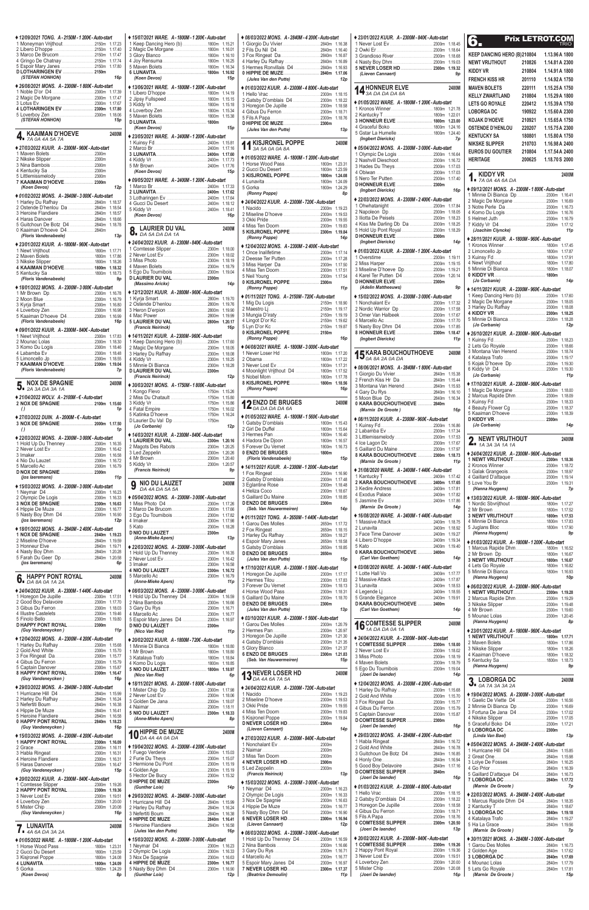♦ 12/09/2021 TONG. A - 2150M - 1 200€ - Auto-start
1 Moneyman Vrijthout ........................ 2150m 1.17.23
2 Libero D'hoppe ............................. 2150m 1.17.40
3 Marco De Brucom ........................ 2150m 1.17.47
4 Gringo De Chatnay ........................ 2150m 1.17.74
5 Espoir Mary James ........................ 2150m 1.17.80
D LOTHARINGEN EV ........................ 2150m
*(STEFAN HONHON)* 16p

♦ 26/08/2021 MONS. A - 2300M - 1 800€ - Auto-start
1 Noble D'or D4 .............................. 2300m 1.17.39
2 Magic De Morgane ........................ 2300m 1.17.47
3 Lotus Ev ...................................... 2300m 1.17.67
4 LOTHARINGEN EV ........................ 2300m 1.17.80
5 Loverboy Zen ............................... 2300m 1.18.06
*(STEFAN HONHON)* 15p

## 4. KAAIMAN D'HOEVE — 2400M
7A 0A 4A 5A 7A

♦ 27/03/2022 KUUR. A - 2300M - 960€ - Auto-start
1 Maven Bolets ............................... 2300m
2 Nikske Slipper .............................. 2300m
3 Nina Bambois ............................... 2300m
4 Kentucky Sa ................................. 2300m
5 Littlemissmelody ........................... 2300m
7 KAAIMAN D'HOEVE ........................ 2300m
*(Koen Devos)* 12p

♦ 01/02/2022 MONS. A - 2840M - 3 000€ - Auto-start
1 Harley Du Rafhay .......................... 2840m 1.18.37
2 Ostende D'henlou D4 ..................... 2840m 1.18.54
3 Heroine Flandiere .......................... 2840m 1.18.57
4 Haras Danover .............................. 2840m 1.18.66
5 Guitchoun De Botz D4 .................... 2840m 1.18.78
0 Kaaiman D'hoeve D4 ...................... 2840m
*(Floris Vandenabeele)* 13p

♦ 23/01/2022 KUUR. A - 1800M - 960€ - Auto-start
1 Newt Vrijthout ............................... 1800m 1.17.71
2 Maven Bolets ................................ 1800m 1.17.86
3 Nikske Slipper .............................. 1800m 1.18.26
4 KAAIMAN D'HOEVE ........................ 1800m 1.18.32
5 Kentucky Sa ................................. 1800m 1.18.73
*(Floris Vandenabeele)* 9p

♦ 18/01/2022 MONS. A - 2300M - 3 000€ - Auto-start
1 Mr Brown Dp ................................ 2300m 1.16.78
2 Moon Blue ................................... 2300m 1.16.79
3 Kyrja Smart .................................. 2300m 1.16.80
4 Loverboy Zen ............................... 2300m 1.16.98
5 Kaaiman D'hoeve D4 ...................... 2300m 1.16.99
*(Floris Vandenabeele)* 16p

♦ 09/01/2022 KUUR. A - 2300M - 840€ - Auto-start
1 Newt Vrijthout ............................... 2300m 1.17.83
2 Mounac Lolas ............................... 2300m 1.18.30
3 Komo Du Logis ............................. 2300m 1.18.46
4 Labamba Ev ................................. 2300m 1.18.48
5 Limoncello Jp ............................... 2300m 1.18.55
7 KAAIMAN D'HOEVE ........................ 2300m 1.19.04
*(Floris Vandenabeele)* 7p

## 5. NOX DE SPAGNIE — 2400M
2A 3A DA 3A 1A

♦ 21/04/2022 WOLV. A - 2100M - € - Auto-start
2 NOX DE SPAGNIE ........................ 2100m 1.15.60
*()* 1p

♦ 27/03/2022 DUIN. A - 2000M - € - Auto-start
3 NOX DE SPAGNIE ........................ 2000m 1.17.50
*()* 1p

♦ 22/03/2022 MONS. A - 2300M - 3 000€ - Auto-start
1 Hold Up Du Thenney ...................... 2300m 1.16.35
2 Never Lost Ev ............................... 2300m 1.16.42
3 Imaker ........................................ 2300m 1.16.58
4 Nio Du Lauzet ............................... 2300m 1.16.72
5 Marcello Ac .................................. 2300m 1.16.79
D NOX DE SPAGNIE ........................ 2300m
*(jos laeremans)* 11p

♦ 15/03/2022 MONS. A - 2300M - 3 000€ - Auto-start
1 Neymar D4 ................................... 2300m 1.16.23
2 Olympic De Logis .......................... 2300m 1.16.33
3 NOX DE SPAGNIE ........................ 2300m 1.16.63
4 Hippie De Muze ............................. 2300m 1.16.77
5 Nasty Boy Dhm D4 ......................... 2300m 1.16.90
*(jos laeremans)* 12p

♦ 18/01/2022 MONS. A - 2840M - 2 400€ - Auto-start
1 NOX DE SPAGNIE ........................ 2840m 1.19.53
2 Mistletoe D'hoeve .......................... 2840m 1.19.59
3 Honneur Elve ............................... 2840m 1.19.71
4 Nasty Boy Dhm ............................. 2840m 1.20.28
5 Farah Du Geer Dp ......................... 2840m 1.20.58
*(jos laeremans)* 6p

## 6. HAPPY PONT ROYAL — 2400M
DA 8A 0A 1A 2A

♦ 24/04/2022 KUUR. A - 2300M - 1 440€ - Auto-start
1 Horegon De Jupille ........................ 2300m 1.17.51
2 Good Boy Delavoire ....................... 2300m 1.17.70
3 Gibus Du Ferron ............................ 2300m 1.18.03
4 Illustre Castelets ............................ 2300m 1.19.46
5 Finolo Bello .................................. 2300m 1.19.80
D HAPPY PONT ROYAL ................... 2300m
*(Guy Vandeneycken )* 11p

♦ 12/04/2022 MONS. A - 2300M - 4 200€ - Auto-start
1 Harley Du Rafhay .......................... 2300m 1.15.68
2 Gold And White ............................ 2300m 1.15.70
3 Fox Ringeat Da ............................. 2300m 1.15.77
4 Gibus Du Ferron ............................ 2300m 1.15.79
5 Captain Danover ........................... 2300m 1.15.87
8 HAPPY PONT ROYAL ................... 2300m 1.16.47
*(Guy Vandeneycken )* 16p

♦ 29/03/2022 MONS. A - 2840M - 3 000€ - Auto-start
1 Hurricane Hill D4 ........................... 2840m 1.15.99
2 Harley Du Rafhay .......................... 2840m 1.16.24
3 Nefertiti Boum ............................... 2840m 1.16.38
4 Hippie De Muze ............................. 2840m 1.16.41
5 Heroine Flandiere .......................... 2840m 1.16.58
0 HAPPY PONT ROYAL ................... 2840m 1.16.23
*(Guy Vandeneycken )* 16p

♦ 15/03/2022 MONS. A - 2300M - 4 200€ - Auto-start
1 HAPPY PONT ROYAL ................... 2300m 1.16.09
2 Grace ......................................... 2300m 1.16.11
3 Habla Ringeat ............................... 2300m 1.16.31
4 Heroine Flandiere .......................... 2300m 1.16.31
5 Haras Danover .............................. 2300m 1.16.47
*(Guy Vandeneycken )* 15p

♦ 20/02/2022 KUUR. A - 2300M - 840€ - Auto-start
1 Comtesse Slipper .......................... 2300m 1.19.26
2 HAPPY PONT ROYAL ................... 2300m 1.19.36
3 Never Lost Ev ............................... 2300m 1.19.51
4 Loverboy Zen ............................... 2300m 1.20.00
5 Mister Chip .................................. 2300m 1.20.08
*(Guy Vandeneycken )* 16p

## 7. LUNAVITA — 2400M
4A 6A DA 3A 2A

♦ 01/05/2022 WARE. A - 1800M - 1 200€ - Auto-start
1 Horse Wood Pass .......................... 1800m 1.23.31
2 Gucci Du Desert ............................ 1800m 1.23.59
3 Kisjronel Poppe ............................. 1800m 1.24.08
4 LUNAVITA .................................... 1800m 1.24.09
5 Gorka ......................................... 1800m 1.24.29
*(Koen Devos)* 8p

♦ 15/07/2021 WARE. A - 1800M - 1 200€ - Auto-start
1 Keep Dancing Hero (b) ................... 1800m 1.15.21
2 Magic De Morgane ........................ 1800m 1.16.01
3 Glory Blanco ................................ 1800m 1.16.10
4 Joy Rensuma ................................ 1800m 1.16.25
5 Maven Bolets ............................... 1800m 1.16.34
6 LUNAVITA .................................... 1800m 1.16.92
*(Koen Devos)* 15p

♦ 13/06/2021 WARE. A - 1800M - 1 200€ - Auto-start
1 Libero D'hoppe ............................. 1800m 1.14.19
2 Jipsy Fullspeed ............................ 1800m 1.15.15
3 Kiddy Vr ...................................... 1800m 1.15.18
4 Loverboy Zen ............................... 1800m 1.15.34
5 Maven Bolets ............................... 1800m 1.15.38
D LUNAVITA ................................... 1800m
*(Koen Devos)* 15p

♦ 23/05/2021 WARE. A - 2400M - 1 200€ - Auto-start
1 Kuinsy Fd ..................................... 2400m 1.15.81
2 Marco Br ..................................... 2400m 1.17.16
3 LUNAVITA .................................... 2400m 1.17.60
4 Kiddy Vr ...................................... 2400m 1.17.73
5 Mr Brown ..................................... 2400m 1.17.76
*(Koen Devos)* 15p

♦ 09/05/2021 WARE. A - 2400M - 1 200€ - Auto-start
1 Marco Br ..................................... 2400m 1.17.33
2 LUNAVITA .................................... 2400m 1.17.62
3 Lotharingen Ev .............................. 2400m 1.17.64
4 Gucci Du Desert ............................ 2400m 1.18.12
5 Kiddy Vr ...................................... 2400m 1.18.41
*(Koen Devos)* 16p

## 8. LAURIER DU VAL — 2400M
DA 5A DA 1A

♦ 24/04/2022 KUUR. A - 2300M - 840€ - Auto-start
1 Comtesse Slipper .......................... 2300m 1.18.00
2 Never Lost Ev ............................... 2300m 1.18.02
3 Miss Photo .................................. 2300m 1.18.19
4 Maven Bolets ............................... 2300m 1.18.79
5 Ego Du Tournibois ......................... 2300m 1.19.04
D LAURIER DU VAL ........................ 2300m
*(Massimo Arickx)* 14p

♦ 12/12/2021 KUUR. A - 2800M - 960€ - Auto-start
1 Kyrja Smart .................................. 2800m 1.19.70
2 Ostende D'henlou .......................... 2800m 1.19.76
3 Heron D'erpion .............................. 2800m 1.19.90
4 Mac Power ................................... 2800m 1.19.99
5 LAURIER DU VAL ........................ 2800m 1.20.17
*(Francis Neirinck)* 16p

♦ 14/11/2021 KUUR. A - 2300M - 960€ - Auto-start
1 Keep Dancing Hero (b) ................... 2300m 1.17.60
2 Magic De Morgane ........................ 2300m 1.18.05
3 Harley Du Rafhay .......................... 2300m 1.18.08
4 Kiddy Vr ...................................... 2300m 1.18.25
5 Minnie Di Bianca ........................... 2300m 1.18.28
D LAURIER DU VAL ........................ 2300m
*(Francis Neirinck)* 12p

♦ 30/03/2021 MONS. A - 1750M - 1 800€ - Auto-start
1 Kongo Flevo ................................. 1750m 1.15.26
2 Miss Du Chatault ........................... 1750m 1.15.80
3 Kiddy Vr ...................................... 1750m 1.15.86
4 Fatal Empire ................................. 1750m 1.16.02
5 Katinka D'hoeve ............................ 1750m 1.16.24
D Laurier Du Val Dp .......................... 1750m
*(Jo Corbanie)* 12p

♦ 14/03/2021 KUUR. A - 2300M - 840€ - Auto-start
1 LAURIER DU VAL ........................ 2300m 1.20.16
2 Magots Des Rabots ....................... 2300m 1.20.25
3 Led Zeppelin ................................ 2300m 1.20.26
4 Mr Brown ..................................... 2300m 1.20.40
5 Kiddy Vr ...................................... 2300m 1.20.57
*(Francis Neirinck)* 9p

## 9. NIO DU LAUZET — 2400M
DA 4A DA 5A 5A

♦ 05/04/2022 MONS. A - 2300M - 3 000€ - Auto-start
1 Miss Photo D4 .............................. 2300m 1.17.26
2 Marco De Brucom ......................... 2300m 1.17.66
3 Ego Du Tournibois ......................... 2300m 1.17.82
4 Imaker ........................................ 2300m 1.17.98
5 Kato ........................................... 2300m 1.18.28
D NIO DU LAUZET .......................... 2300m
*(Anne-Mieke Apers)* 13p

♦ 22/03/2022 MONS. A - 2300M - 3 000€ - Auto-start
1 Hold Up Du Thenney ...................... 2300m 1.16.35
2 Never Lost Ev ............................... 2300m 1.16.42
3 Imaker ........................................ 2300m 1.16.58
4 NIO DU LAUZET .......................... 2300m 1.16.72
5 Marcello Ac .................................. 2300m 1.16.79
*(Anne-Mieke Apers)* 11p

♦ 08/03/2022 MONS. A - 2300M - 3 000€ - Auto-start
1 Hold Up Du Thenney D4 ................. 2300m 1.16.59
2 Nina Bambois ............................... 2300m 1.16.66
3 Gary Du Rys ................................. 2300m 1.16.71
4 Marcello Ac .................................. 2300m 1.16.77
5 Espoir Mary James D4 ................... 2300m 1.16.97
D NIO DU LAUZET .......................... 2300m
*(Nico Van Riet)* 11p

♦ 20/02/2022 KUUR. A - 1800M - 720€ - Auto-start
1 Minnie Di Bianca ........................... 1800m 1.18.80
2 Mr Brown ..................................... 1800m 1.18.80
3 Katalaya Trafo .............................. 1800m 1.18.84
4 Komo Du Logis ............................. 1800m 1.18.85
5 NIO DU LAUZET .......................... 1800m 1.18.97
*(Nico Van Riet)* 6p

♦ 18/11/2021 MONS. A - 2300M - 1 800€ - Auto-start
1 Mister Chip Dp ............................. 2300m 1.17.98
2 Never Lost Ev ............................... 2300m 1.18.06
3 Golden De Jana ............................ 2300m 1.18.07
4 Naimar ........................................ 2300m 1.18.11
5 NIO DU LAUZET .......................... 2300m 1.18.23
*(Anne-Mieke Apers)* 8p

## 10. HIPPIE DE MUZE — 2400M
DA 4A 4A 0A DA

♦ 19/04/2022 MONS. A - 2300M - 4 200€ - Auto-start
1 Fuego Verderie ............................. 2300m 1.15.03
2 Furie Du Theys ............................. 2300m 1.15.07
3 Hermione Du Pont ......................... 2300m 1.15.17
4 Golden Age ................................. 2300m 1.15.19
5 Hector De Bucy ............................ 2300m 1.15.32
D HIPPIE DE MUZE ......................... 2300m
*(Gunther Loix)* 14p

♦ 29/03/2022 MONS. A - 2840M - 3 000€ - Auto-start
1 Hurricane Hill D4 ........................... 2840m 1.15.99
2 Harley Du Rafhay .......................... 2840m 1.16.24
3 Nefertiti Boum ............................... 2840m 1.16.38
4 HIPPIE DE MUZE ......................... 2840m 1.16.41
5 Heroine Flandiere .......................... 2840m 1.16.58
*(Jules Van den Putte)* 16p

♦ 15/03/2022 MONS. A - 2300M - 3 000€ - Auto-start
1 Neymar D4 ................................... 2300m 1.16.23
2 Olympic De Logis .......................... 2300m 1.16.33
3 Nox De Spagnie ............................ 2300m 1.16.63
4 HIPPIE DE MUZE ......................... 2300m 1.16.77
5 Nasty Boy Dhm D4 ......................... 2300m 1.16.90
*(Gunther Loix)* 12p

♦ 08/03/2022 MONS. A - 2840M - 4 200€ - Auto-start
1 Giorgio Du Vivier .......................... 2840m 1.16.38
2 Fils Du Nil D4 ............................... 2840m 1.16.40
3 Fox Ringeat Da ............................. 2840m 1.16.87
4 Harley Du Rafhay .......................... 2840m 1.16.89
5 Hermes Ronvillais D4 ..................... 2840m 1.16.93
0 HIPPIE DE MUZE ......................... 2840m 1.17.06
*(Jules Van den Putte)* 12p

♦ 01/03/2022 MONS. A - 2300M - 4 800€ - Auto-start
1 Hello Vrac ................................... 2300m 1.18.15
2 Gatsby D'omblais D4 ..................... 2300m 1.18.22
3 Horegon De Jupille ........................ 2300m 1.18.58
4 Gibus Du Ferron ............................ 2300m 1.18.71
5 Fils A Papa .................................. 2300m 1.18.76
D HIPPIE DE MUZE ......................... 2300m
*(Jules Van den Putte)* 13p

## 11. KISJRONEL POPPE — 2400M
3A 5A 0A 0A 8A

♦ 01/05/2022 WARE. A - 1800M - 1 200€ - Auto-start
1 Horse Wood Pass .......................... 1800m 1.23.31
2 Gucci Du Desert ............................ 1800m 1.23.59
3 KISJRONEL POPPE ...................... 1800m 1.24.08
4 Lunavita ...................................... 1800m 1.24.09
5 Gorka ......................................... 1800m 1.24.29
*(Ronny Poppe)* 8p

♦ 24/04/2022 KUUR. A - 2300M - 720€ - Auto-start
1 Nacido ........................................ 2300m 1.19.23
2 Mistletoe D'hoeve .......................... 2300m 1.19.53
3 Okki Pride ................................... 2300m 1.19.55
4 Miss Ten Doorn ............................. 2300m 1.19.83
5 KISJRONEL POPPE ...................... 2300m 1.19.84
*(Ronny Poppe)* 14p

♦ 12/04/2022 MONS. A - 2300M - 2 400€ - Auto-start
1 Once Inalifetime ............................ 2300m 1.17.14
2 Deesse Ter Putten ......................... 2300m 1.17.28
3 Miss Harper Da ............................. 2300m 1.17.50
4 Miss Ten Doorn ............................. 2300m 1.17.51
5 Neil Young ................................... 2300m 1.17.54
0 KISJRONEL POPPE ...................... 2300m
*(Ronny Poppe)* 11p

♦ 01/11/2021 TONG. A - 2150M - 720€ - Auto-start
1 Mig Du Logis ................................ 2150m 1.18.90
2 Maestro Lj ................................... 2150m 1.19.17
3 Mungia D'iraty .............................. 2150m 1.19.19
4 Lingot D'or Kc ............................... 2150m 1.19.62
5 Lyn D'or Kc .................................. 2150m 1.19.87
0 KISJRONEL POPPE ...................... 2150m
*(Ronny Poppe)* 16p

♦ 04/08/2021 WARE. A - 1800M - 3 000€ - Auto-start
1 Never Loser Hd ............................. 1800m 1.17.20
2 Obama ........................................ 1800m 1.17.22
3 Never Lost Ev ............................... 1800m 1.17.31
4 Moonlight Vrijthout D4 .................... 1800m 1.17.52
5 Nobel Mom .................................. 1800m 1.17.78
8 KISJRONEL POPPE ...................... 1800m 1.18.56
*(Ronny Poppe)* 16p

## 12. ENZO DE BRUGES — 2400M
0A DA DA DA 6A

♦ 01/05/2022 WARE. A - 1800M - 1 560€ - Auto-start
1 Gatsby D'omblais .......................... 1800m 1.15.43
2 Girl De Duffel ............................... 1800m 1.15.64
3 Hermes Pan ................................. 1800m 1.16.40
4 Hadora De Dijon ........................... 1800m 1.16.57
5 Forever Du Vernet ......................... 1800m 1.16.73
0 ENZO DE BRUGES ........................ 1800m
*(Floris Vandenabeele)* 15p

♦ 14/11/2021 KUUR. A - 2300M - 1 200€ - Auto-start
1 Fox Ringeat ................................. 2300m 1.16.90
2 Gatsby D'omblais .......................... 2300m 1.17.48
3 Eglantine Rose ............................. 2300m 1.18.48
4 Heliza Coco ................................. 2300m 1.18.67
5 Gaillard Du Maine .......................... 2300m 1.18.85
D ENZO DE BRUGES ........................ 2300m
*(Seb. Van Hauwermeiren)* 14p

♦ 01/11/2021 TONG. A - 2650M - 1 440€ - Auto-start
1 Garou Des Molles .......................... 2650m 1.17.72
2 Fox Ringeat ................................. 2650m 1.18.15
3 Harley Du Rafhay .......................... 2650m 1.18.27
4 Espoir Mary James ........................ 2650m 1.18.58
5 Gatsby D'omblais .......................... 2650m 1.18.85
D ENZO DE BRUGES ........................ 2650m
*(Jules Van den Putte)* 15p

♦ 17/10/2021 KUUR. A - 2300M - 1 560€ - Auto-start
1 Horegon De Jupille ........................ 2300m 1.17.17
2 Hermes Tilou ................................ 2300m 1.17.83
3 Forever Du Vernet ......................... 2300m 1.18.13
4 Horse Wood Pass .......................... 2300m 1.18.31
5 Gaillard Du Maine .......................... 2300m 1.18.70
D ENZO DE BRUGES ........................ 2300m
*(Jules Van den Putte)* 13p

♦ 03/10/2021 KUUR. A - 2300M - 1 560€ - Auto-start
1 Garou Des Molles .......................... 2300m 1.20.79
2 Hermes Pan ................................. 2300m 1.20.97
3 Horegon De Jupille ........................ 2300m 1.21.30
4 Gatsby D'omblais .......................... 2300m 1.21.35
5 Glory Blanco ................................ 2300m 1.21.37
6 ENZO DE BRUGES ........................ 2300m 1.21.83
*(Seb. Van Hauwermeiren)* 15p

## 13. NEVER LOSER HD — 2400M
0A 6A 5A 7A 5A

♦ 24/04/2022 KUUR. A - 2300M - 720€ - Auto-start
1 Nacido ........................................ 2300m 1.19.23
2 Mistletoe D'hoeve .......................... 2300m 1.19.53
3 Okki Pride ................................... 2300m 1.19.55
4 Miss Ten Doorn ............................. 2300m 1.19.83
5 Kisjronel Poppe ............................. 2300m 1.19.84
D NEVER LOSER HD ........................ 2300m
*(Lieven Cannaert)* 14p

♦ 27/03/2022 KUUR. A - 2300M - 840€ - Auto-start
1 Nonchalant Ev .............................. 2300m
2 Naimar ........................................ 2300m
3 Miss Ten Doorn ............................. 2300m
4 NEVER LOSER HD ........................ 2300m
5 Led Zeppelin ................................ 2300m
*(Francis Neirinck)* 13p

♦ 15/03/2022 MONS. A - 2300M - 3 000€ - Auto-start
1 Neymar D4 ................................... 2300m 1.16.23
2 Olympic De Logis .......................... 2300m 1.16.33
3 Nox De Spagnie ............................ 2300m 1.16.63
4 Hippie De Muze ............................. 2300m 1.16.77
5 Nasty Boy Dhm D4 ......................... 2300m 1.16.90
6 NEVER LOSER HD ........................ 2300m 1.16.94
*(Lieven Cannaert)* 12p

♦ 08/03/2022 MONS. A - 2300M - 3 000€ - Auto-start
1 Hold Up Du Thenney D4 ................. 2300m 1.16.59
2 Nina Bambois ............................... 2300m 1.16.66
3 Gary Du Rys ................................. 2300m 1.16.71
4 Marcello Ac .................................. 2300m 1.16.77
5 Espoir Mary James D4 ................... 2300m 1.16.97
7 NEVER LOSER HD ........................ 2300m 1.17.37
*(Beatrice Demoulin)* 11p

♦ 23/01/2022 KUUR. A - 2300M - 840€ - Auto-start
1 Never Lost Ev ............................... 2300m 1.18.45
2 Owki Er ....................................... 2300m 1.18.64
3 Grandioso River ............................ 2300m 1.18.68
4 Nasty Boy Dhm ............................. 2300m 1.19.03
5 NEVER LOSER HD ........................ 2300m 1.19.32
*(Lieven Cannaert)* 9p

## 14. HONNEUR ELVE — 2400M
3A DA DA DA 8A

♦ 01/05/2022 WARE. A - 1800M - 1 200€ - Auto-start
1 Kronos Winner ............................. 1800m 1.21.78
2 Kantucky T ................................... 1800m 1.22.01
3 HONNEUR ELVE ........................... 1800m 1.23.00
4 Groseful Boko ............................... 1800m 1.24.16
5 Gstar La Hurnelle .......................... 1800m 1.24.20
*(Ingbert Dierickx)* 7p

♦ 05/04/2022 MONS. A - 2300M - 3 000€ - Auto-start
1 Olympic De Logis .......................... 2300m 1.16.64
2 Nashvill Dieschoot ......................... 2300m 1.16.72
3 Hades Du Theys ............................ 2300m 1.17.03
4 Obiwan ....................................... 2300m 1.17.03
5 Nero Ter Putten ............................ 2300m 1.17.40
D HONNEUR ELVE ........................... 2300m
*(Ingbert Dierickx)* 16p

♦ 22/03/2022 MONS. A - 2300M - 2 400€ - Auto-start
1 Ohwhatanight ............................... 2300m 1.17.84
2 Napoleon Dp ................................ 2300m 1.18.05
3 Illotta De Pelsels ........................... 2300m 1.18.23
4 Kiss Me Darling Db Da ................... 2300m 1.18.25
5 Hold Up Pont Royal ....................... 2300m 1.18.29
D HONNEUR ELVE ........................... 2300m
*(Ingbert Dierickx)* 14p

♦ 01/03/2022 MONS. A - 2300M - 2 400€ - Auto-start
1 Overstime .................................... 2300m 1.19.11
2 Miss Harper ................................. 2300m 1.19.15
3 Mistletoe D'hoeve Dp ..................... 2300m 1.19.21
4 Karel Ter Putten D4 ....................... 2300m 1.20.14
D HONNEUR ELVE ........................... 2300m
*(Adelin Mathieeuws)* 9p

♦ 15/02/2022 MONS. A - 2300M - 3 000€ - Auto-start
1 Nonchalant Ev .............................. 2300m 1.17.32
2 Nordic Warrior Dp .......................... 2300m 1.17.58
3 Omer Van Halbeek ......................... 2300m 1.17.67
4 Marcello Ac .................................. 2300m 1.17.70
5 Nasty Boy Dhm D4 ......................... 2300m 1.17.85
8 HONNEUR ELVE ........................... 2300m 1.18.47
*(Ingbert Dierickx)* 11p

## 15. KARA BOUCHOUTHOEVE — 2400M
0A 8A 2A 0A 0A

♦ 08/06/2021 KUUR. A - 2840M - 1 800€ - Auto-start
1 Giorgio Du Vivier .......................... 2840m 1.15.38
2 French Kiss Hr Da ......................... 2840m 1.15.44
3 Montana Van Herend ...................... 2840m 1.15.93
4 Gary Du Rys ................................. 2840m 1.16.10
5 Moon Blue Dp ............................... 2840m 1.16.34
0 KARA BOUCHOUTHOEVE ............. 2840m
*(Marnix De Groote )* 16p

♦ 08/11/2020 KUUR. A - 2300M - 960€ - Auto-start
1 Kuinsy Fd ..................................... 2300m 1.16.86
2 Labamba Ev ................................. 2300m 1.17.34
3 Littlemissmelody ........................... 2300m 1.17.53
4 Ice Lagon Dc ................................ 2300m 1.17.67
5 Gaillard Du Maine .......................... 2300m 1.17.87
8 KARA BOUCHOUTHOEVE ............. 2300m 1.18.73
*(Marnix De Groote )* 11p

♦ 31/08/2020 WARE. A - 2400M - 1 440€ - Auto-start
1 Kantucky T ................................... 2400m 1.17.42
2 KARA BOUCHOUTHOEVE ............. 2400m 1.17.65
3 Kedire Andress ............................. 2400m 1.17.81
4 Exodus Palace .............................. 2400m 1.17.82
5 Jasmine Ev .................................. 2400m 1.17.86
*(Marnix De Groote )* 14p

♦ 16/08/2020 WARE. A - 2400M - 1 440€ - Auto-start
1 Massive Attack ............................. 2400m 1.18.25
2 Lunavita ...................................... 2400m 1.19.27
3 Face Time Danover ........................ 2400m 1.19.27
4 Libero D'hoppe ............................. 2400m 1.19.34
5 Kato ........................................... 2400m 1.19.40
0 KARA BOUCHOUTHOEVE ............. 2400m
*(Carl Van Goethem)* 14p

♦ 03/08/2020 WARE. A - 2400M - 1 440€ - Auto-start
1 Lotte Hall Vo ................................ 2400m 1.17.77
2 Massive Attack ............................. 2400m 1.17.87
3 Lunavita ...................................... 2400m 1.18.53
4 Legende Lj ................................... 2400m 1.18.55
5 Grande Elegance ........................... 2400m 1.19.91
D KARA BOUCHOUTHOEVE ............. 2400m
*(Carl Van Goethem)* 14p

## 16. COMTESSE SLIPPER — 2400M
1A DA 0A 0A 1A

♦ 24/04/2022 KUUR. A - 2300M - 840€ - Auto-start
1 COMTESSE SLIPPER ................... 2300m 1.18.00
2 Never Lost Ev ............................... 2300m 1.18.02
3 Miss Photo .................................. 2300m 1.18.19
4 Maven Bolets ............................... 2300m 1.18.79
5 Ego Du Tournibois ......................... 2300m 1.19.04
*(Joeri De laender)* 14p

♦ 12/04/2022 MONS. A - 2300M - 4 200€ - Auto-start
1 Harley Du Rafhay .......................... 2300m 1.15.68
2 Gold And White ............................ 2300m 1.15.70
3 Fox Ringeat Da ............................. 2300m 1.15.77
4 Gibus Du Ferron ............................ 2300m 1.15.79
5 Captain Danover ........................... 2300m 1.15.87
D COMTESSE SLIPPER ................... 2300m
*(Joeri De laender)* 16p

♦ 29/03/2022 MONS. A - 2840M - 4 200€ - Auto-start
1 Habla Ringeat ............................... 2840m 1.16.72
2 Gold And White ............................ 2840m 1.16.78
3 Guitchoun De Botz D4 .................... 2840m 1.16.85
4 Honly One ................................... 2840m 1.16.94
5 Good Boy Delavoire ....................... 2840m 1.17.16
0 COMTESSE SLIPPER ................... 2840m
*(Joeri De laender)* 16p

♦ 01/03/2022 MONS. A - 2300M - 4 800€ - Auto-start
1 Hello Vrac ................................... 2300m 1.18.15
2 Gatsby D'omblais D4 ..................... 2300m 1.18.22
3 Horegon De Jupille ........................ 2300m 1.18.58
4 Gibus Du Ferron ............................ 2300m 1.18.71
5 Fils A Papa .................................. 2300m 1.18.76
0 COMTESSE SLIPPER ................... 2300m 1.20.50
*(Joeri De laender)* 13p

♦ 20/02/2022 KUUR. A - 2300M - 840€ - Auto-start
1 COMTESSE SLIPPER ................... 2300m 1.19.26
2 Happy Pont Royal .......................... 2300m 1.19.36
3 Never Lost Ev ............................... 2300m 1.19.51
4 Loverboy Zen ............................... 2300m 1.20.00
5 Mister Chip .................................. 2300m 1.20.08
*(Joeri De laender)* 16p

## 6. Prix LETROT.COM — TRIO

| | | | |
|---|---|---|---|
| KEEP DANCING HERO (B) | 210804 | 1.13.96 A | 1800 |
| NEWT VRIJTHOUT | 210826 | 1.14.81 A | 2300 |
| KIDDY VR | 210804 | 1.14.91 A | 1800 |
| FRENCH KISS HR | 201110 | 1.14.92 A | 1750 |
| MAVEN BOLETS | 220111 | 1.15.25 A | 1750 |
| KELLY ZWARTLAND | 210804 | 1.15.29 A | 1800 |
| LETS GO ROYALE | 220412 | 1.15.39 A | 1750 |
| LOBORGA DC | 190922 | 1.15.60 A | 2300 |
| KOJAK D'HOEVE | 210921 | 1.15.65 A | 1750 |
| OSTENDE D'HENLOU | 220207 | 1.15.75 A | 2300 |
| KENTUCKY SA | 180801 | 1.15.80 A | 1750 |
| NIKSKE SLIPPER | 210703 | 1.16.88 A | 2400 |
| EUROS DU GOUTIER | 210804 | 1.17.54 A | 2400 |
| HERITAGE | 200625 | 1.18.70 S | 2000 |

## 1. KIDDY VR — 2400M
7A 0A 4A 6A DA

♦ 09/12/2021 MONS. A - 2300M - 1 800€ - Auto-start
1 Minnie Di Bianca Dp ...................... 2300m 1.16.41
2 Magic De Morgane ........................ 2300m 1.16.69
3 Notre Perle Da ............................. 2300m 1.16.73
4 Komo Du Logis ............................. 2300m 1.16.76
5 Helmet Juth ................................. 2300m 1.16.79
7 Kiddy Vr D4 ................................. 2300m 1.17.12
*(Joachim Clyncke)* 11p

♦ 28/11/2021 KUUR. A - 1800M - 960€ - Auto-start
1 Kronos Winner ............................. 1800m 1.17.45
2 Limoncello Jp ............................... 1800m 1.17.87
3 Kuinsy Fd ..................................... 1800m 1.17.91
4 Newt Vrijthout ............................... 1800m 1.17.80
5 Minnie Di Bianca ........................... 1800m 1.18.07
0 KIDDY VR .................................... 1800m
*(Jo Corbanie)* 14p

♦ 14/11/2021 KUUR. A - 2300M - 960€ - Auto-start
1 Keep Dancing Hero (b) ................... 2300m 1.17.60
2 Magic De Morgane ........................ 2300m 1.18.05
3 Harley Du Rafhay .......................... 2300m 1.18.08
4 KIDDY VR .................................... 2300m 1.18.25
5 Minnie Di Bianca ........................... 2300m 1.18.28
*(Jo Corbanie)* 12p

♦ 26/10/2021 KUUR. A - 2300M - 960€ - Auto-start
1 Kuinsy Fd ..................................... 2300m 1.18.23
2 Lets Go Royale ............................. 2300m 1.18.66
3 Montana Van Herend ...................... 2300m 1.18.74
4 Katalaya Trafo .............................. 2300m 1.19.17
5 Kojak D'hoeve Dp .......................... 2300m 1.19.30
6 Kiddy Vr D4 ................................. 2300m 1.19.30
*(Jo Corbanie)* 11p

♦ 17/10/2021 KUUR. A - 2300M - 960€ - Auto-start
1 Magic De Morgane ........................ 2300m 1.18.00
2 Marcus Rapide Dhm ....................... 2300m 1.18.09
3 Kuinsy Fd ..................................... 2300m 1.18.33
4 Beauty Flower Cg .......................... 2300m 1.18.37
5 Kaaiman D'hoeve .......................... 2300m 1.18.39
D KIDDY VR .................................... 2300m
*(Jo Corbanie)* 14p

## 2. NEWT VRIJTHOUT — 2400M
1A 3A 3A 1A 1A

♦ 24/04/2022 KUUR. A - 2300M - 960€ - Auto-start
1 NEWT VRIJTHOUT ....................... 2300m 1.18.36
2 Kronos Winner ............................. 2300m 1.18.72
3 Galak Grangeois ........................... 2300m 1.18.97
4 Gaillard D'attaque .......................... 2300m 1.19.14
5 Love You Br ................................. 2300m 1.19.31
*(Hanna Huygens)* 7p

♦ 13/03/2022 KUUR. A - 1800M - 960€ - Auto-start
1 Nordic Sbvrijthout .......................... 1800m 1.17.27
2 Mr Brown ..................................... 1800m 1.17.52
3 NEWT VRIJTHOUT ....................... 1800m 1.17.53
4 Minnie Di Bianca ........................... 1800m 1.17.83
5 Juglans Bloc ................................. 1800m 1.17.90
*(Hanna Huygens)* 9p

♦ 01/03/2022 KUUR. A - 1800M - 1 200€ - Auto-start
1 Marcus Rapide Dhm ....................... 1800m 1.16.52
2 Mr Brown Dp ................................ 1800m 1.16.67
3 NEWT VRIJTHOUT ....................... 1800m 1.16.67
4 Lets Go Royale ............................. 1800m 1.16.82
5 Minnie Di Bianca ........................... 1800m 1.16.93
*(Hanna Huygens)* 10p

♦ 06/02/2022 KUUR. A - 2300M - 960€ - Auto-start
1 NEWT VRIJTHOUT ....................... 2300m 1.19.28
2 Marcus Rapide Dhm ....................... 2300m 1.19.29
3 Nikske Slipper .............................. 2300m 1.19.48
4 Mr Brown ..................................... 2300m 1.19.60
5 Mounac Lolas ............................... 2300m 1.20.45
*(Hanna Huygens)* 8p

♦ 23/01/2022 KUUR. A - 1800M - 960€ - Auto-start
1 NEWT VRIJTHOUT ....................... 1800m 1.17.71
2 Maven Bolets ............................... 1800m 1.17.86
3 Nikske Slipper .............................. 1800m 1.18.26
4 Kaaiman D'hoeve .......................... 1800m 1.18.32
5 Kentucky Sa ................................. 1800m 1.18.73
*(Hanna Huygens)* 9p

## 3. LOBORGA DC — 2400M
0A 7A 3A 3A 2A

♦ 19/04/2022 MONS. A - 2300M - 3 000€ - Auto-start
1 Gaelic De Viette D4 ....................... 2300m 1.16.56
2 Minnie Di Bianca Dp ...................... 2300m 1.16.69
3 Fortuna De Jana D4 ....................... 2300m 1.17.02
4 Nikske Slipper .............................. 2300m 1.17.05
5 Graceful Boko D4 .......................... 2300m 1.17.21
0 LOBORGA DC ............................... 2300m
*(Linda Van Bael)* 13p

♦ 05/04/2022 MONS. A - 2840M - 2 400€ - Auto-start
1 Hurricane Hill D4 ........................... 2840m 1.15.85
2 Great One ................................... 2840m 1.15.98
3 Lotye Des Forières ........................ 2840m 1.16.25
4 Go Prior ...................................... 2840m 1.16.39
5 Gaillard D'attaque D4 ..................... 2840m 1.16.73
7 LOBORGA DC ............................... 2840m 1.17.72
*(Marnix De Groote )* 7p

♦ 22/03/2022 MONS. A - 2840M - 2 400€ - Auto-start
1 Marcus Rapide Dhm D4 .................. 2840m 1.18.35
2 Kantucky T ................................... 2840m 1.18.67
3 LOBORGA DC ............................... 2840m 1.19.18
4 Katalaya Trafo .............................. 2840m 1.19.27
5 Ha La Grace ................................. 2840m 1.19.56
*(Marnix De Groote )* 7p

♦ 30/11/2021 MONS. A - 2840M - 3 000€ - Auto-start
1 Garou Des Molles .......................... 2840m 1.17.63
2 Golden Age ................................. 2840m 1.17.62
3 LOBORGA DC ............................... 2840m 1.17.69
4 Mounac Lolas ............................... 2840m 1.17.79
5 Lets Go Royale ............................. 2840m 1.17.81
*(Marnix De Groote )* 15p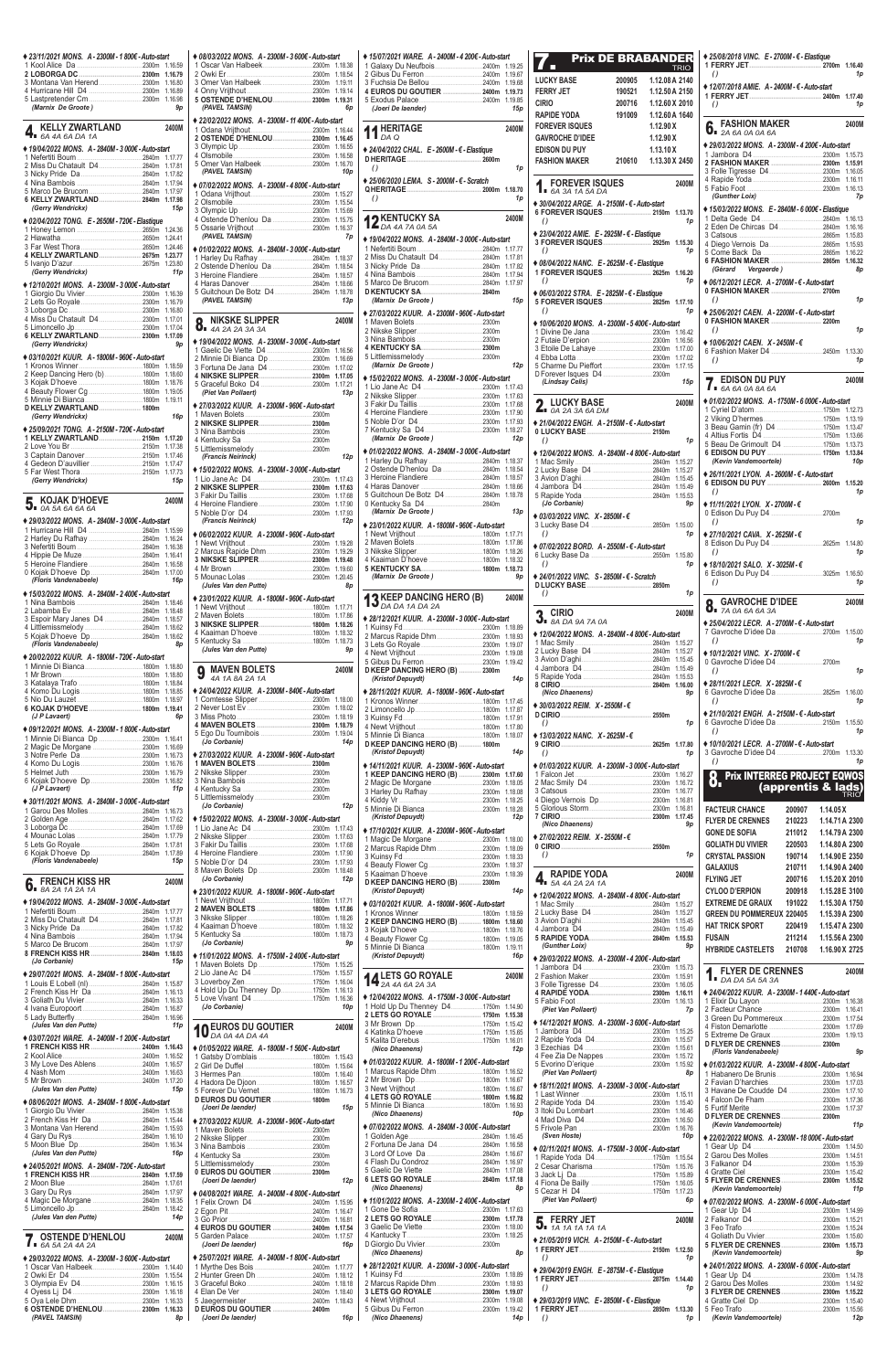♦ 23/11/2021 MONS. A - 2300M - 1 800€ - Auto-start
1 Kool Alice Da ... 2300m 1.16.59
**2 LOBORGA DC ... 2300m 1.16.79**
3 Montana Van Herend ... 2300m 1.16.80
4 Hurricane Hill D4 ... 2300m 1.16.89
5 Lastpretender Cm ... 2300m 1.16.98
*(Marnix De Groote)* 9p

## 4. KELLY ZWARTLAND 2400M
*6A 4A 6A DA 1A*

♦ 19/04/2022 MONS. A - 2840M - 3 000€ - Auto-start
1 Neferttiti Bourn ... 2840m 1.17.77
2 Miss Du Chatault D4 ... 2840m 1.17.81
3 Nicky Pride Da ... 2840m 1.17.82
4 Nina Bambois ... 2840m 1.17.94
5 Marco De Brucom ... 2840m 1.17.97
**6 KELLY ZWARTLAND ... 2840m 1.17.98**
*(Gerry Wendrickx)* 15p

♦ 02/04/2022 TONG. E - 2650M - 720€ - Elastique
1 Honey Lemon ... 2650m 1.24.36
2 Hiawatha ... 2650m 1.24.41
3 Far West Thora ... 2650m 1.24.46
**4 KELLY ZWARTLAND ... 2675m 1.23.77**
5 Ivanjo D'azur ... 2675m 1.23.80
*(Gerry Wendrickx)* 11p

♦ 12/10/2021 MONS. A - 2300M - 3 000€ - Auto-start
1 Giorgio Du Vivier ... 2300m 1.16.39
2 Lets Go Royale ... 2300m 1.16.79
3 Loborga Dc ... 2300m 1.16.80
4 Miss Du Chatault D4 ... 2300m 1.17.01
5 Limoncello Jp ... 2300m 1.17.04
**6 KELLY ZWARTLAND ... 2300m 1.17.09**
*(Gerry Wendrickx)* 9p

♦ 03/10/2021 KUUR. A - 1800M - 960€ - Auto-start
1 Kronos Winner ... 1800m 1.18.59
2 Keep Dancing Hero (b) ... 1800m 1.18.60
3 Kojak D'hoeve ... 1800m 1.18.76
4 Beauty Flower Cg ... 1800m 1.19.05
5 Minnie Di Bianca ... 1800m 1.19.11
**D KELLY ZWARTLAND ... 1800m**
*(Gerry Wendrickx)* 16p

♦ 25/09/2021 TONG. A - 2150M - 720€ - Auto-start
**1 KELLY ZWARTLAND ... 2150m 1.17.20**
2 Love You Br ... 2150m 1.17.38
3 Captain Datouver ... 2150m 1.17.46
4 Gedeon D'auvillier ... 2150m 1.17.47
5 Far West Thora ... 2150m 1.17.73
*(Gerry Wendrickx)* 15p

## 5. KOJAK D'HOEVE 2400M
*0A 5A 6A 6A 6A*

♦ 29/03/2022 MONS. A - 2840M - 3 000€ - Auto-start
1 Hurricane Hill D4 ... 2840m 1.15.99
2 Harley Du Rafhay ... 2840m 1.16.24
3 Neferttiti Bourn ... 2840m 1.16.38
4 Hippie De Muze ... 2840m 1.16.41
5 Heroine Flandiere ... 2840m 1.16.58
**0 KOJAK D'HOEVE Dp ... 2840m 1.17.00**
*(Floris Vandenabeele)* 6p

♦ 15/03/2022 MONS. A - 2840M - 2 400€ - Auto-start
1 Nina Bambois ... 2840m 1.18.46
2 Labamba Ev ... 2840m 1.18.48
3 Espoir Mary James D4 ... 2840m 1.18.57
4 Littlemissmelody ... 2840m 1.18.62
**5 KOJAK D'HOEVE Dp ... 2840m 1.18.62**
*(Floris Vandenabeele)* 8p

♦ 20/02/2022 KUUR. A - 1800M - 720€ - Auto-start
1 Minnie Di Bianca ... 1800m 1.18.80
2 Mr Brown ... 1800m 1.18.80
3 Katalaya Trafo ... 1800m 1.18.84
4 Komo Du Logis ... 1800m 1.18.85
5 Nio Du Lauzet ... 1800m 1.18.97
**6 KOJAK D'HOEVE ... 1800m 1.19.41**
*(J P Lavaert)* 6p

♦ 09/12/2021 MONS. A - 2300M - 1 800€ - Auto-start
1 Minnie Di Bianca Dp ... 2300m 1.16.41
2 Magic De Morgane ... 2300m 1.16.69
3 Notre Perle Da ... 2300m 1.16.73
4 Komo Du Logis ... 2300m 1.16.76
5 Helmet Juth ... 2300m 1.16.79
**6 Kojak D'hoeve Dp ... 2300m 1.16.82**
*(J P Lavaert)* 11p

♦ 30/11/2021 MONS. A - 2300M - 3 000€ - Auto-start
1 Garou Des Molles ... 2300m 1.16.73
2 Golden Age ... 2300m 1.17.62
3 Loborga Dc ... 2300m 1.17.69
4 Mounac Lolas ... 2300m 1.17.79
5 Lets Go Royale ... 2300m 1.17.81
**6 Kojak D'hoeve Dp ... 2300m 1.17.89**
*(Floris Vandenabeele)* 15p

## 6. FRENCH KISS HR 2400M
*8A 2A 1A 2A 1A*

♦ 19/04/2022 MONS. A - 2840M - 3 000€ - Auto-start
1 Neferttiti Bourn ... 2840m 1.17.77
2 Miss Du Chatault D4 ... 2840m 1.17.81
3 Nicky Pride Da ... 2840m 1.17.82
4 Nina Bambois ... 2840m 1.17.94
5 Marco De Brucom ... 2840m 1.17.97
**8 FRENCH KISS HR ... 2840m 1.18.03**
*(Jo Corbanie)* 15p

♦ 29/07/2021 MONS. A - 2840M - 1 800€ - Auto-start
1 Louis E Lobell (nl) ... 2840m 1.15.87
2 French Kiss Hr Da ... 2840m 1.16.13
3 Goliath Du Vivier ... 2840m 1.16.33
4 Ivana Europoort ... 2840m 1.16.87
5 Lady Butterfly ... 2840m 1.16.96
*(Jules Van den Putte)* 11p

♦ 03/07/2021 WARE. A - 2400M - 1 200€ - Auto-start
**1 FRENCH KISS HR ... 2400m 1.16.43**
2 Kool Alice ... 2400m 1.16.52
3 My Love Des Ablens ... 2400m 1.16.57
4 Nash Mom ... 2400m 1.16.63
5 Mr Brown ... 2400m 1.17.20
*(Jules Van den Putte)* 15p

♦ 08/06/2021 MONS. A - 2840M - 1 800€ - Auto-start
1 Giorgio Du Vivier ... 2840m 1.15.38
2 French Kiss Hr Da ... 2840m 1.15.44
3 Montana Van Herend ... 2840m 1.15.93
4 Gary Du Rys ... 2840m 1.16.10
5 Moon Blue Dp ... 2840m 1.16.34
*(Jules Van den Putte)* 16p

♦ 24/05/2021 MONS. A - 2840M - 720€ - Auto-start
**1 FRENCH KISS HR ... 2840m 1.17.59**
2 Moon Blue ... 2840m 1.17.61
3 Gary Du Rys ... 2840m 1.17.97
4 Magic De Morgane ... 2840m 1.18.35
5 Limoncello Jp ... 2840m 1.18.42
*(Jules Van den Putte)* 14p

## 7. OSTENDE D'HENLOU 2400M
*6A 5A 2A 4A 2A*

♦ 29/03/2022 MONS. A - 2300M - 3 600€ - Auto-start
1 Oscar Van Halbeek ... 2300m 1.14.40
2 Owki Er D4 ... 2300m 1.15.54
3 Olympia Ev D4 ... 2300m 1.16.15
4 Oyess Lj D4 ... 2300m 1.16.18
5 Oya Lele Dhm ... 2300m 1.16.33
**6 OSTENDE D'HENLOU ... 2300m 1.16.33**
*(PAVEL TAMSIN)* 8p

♦ 08/03/2022 MONS. A - 2300M - 3 600€ - Auto-start
1 Oscar Van Halbeek ... 2300m 1.18.38
2 Owki Er ... 2300m 1.18.54
3 Omer Van Halbeek ... 2300m 1.19.11
4 Onny Vrijthout ... 2300m 1.19.14
**5 OSTENDE D'HENLOU ... 2300m 1.19.31**
*(PAVEL TAMSIN)* 6p

♦ 22/02/2022 MONS. A - 2300M - 11 400€ - Auto-start
1 Odana Vrijthout ... 2300m 1.16.44
**2 OSTENDE D'HENLOU ... 2300m 1.16.45**
3 Olympic Up ... 2300m 1.16.55
4 Olsmobile ... 2300m 1.16.58
5 Omer Van Halbeek ... 2300m 1.16.70
*(PAVEL TAMSIN)* 10p

♦ 07/02/2022 MONS. A - 2300M - 4 800€ - Auto-start
1 Odana Vrijthout ... 2300m 1.15.27
2 Olsmobile ... 2300m 1.15.54
3 Olympic Up ... 2300m 1.15.69
4 Ostende D'henlou Da ... 2300m 1.15.75
5 Ossarle Vrijthout ... 2300m 1.16.37
*(PAVEL TAMSIN)* 7p

♦ 01/02/2022 MONS. A - 2840M - 3 000€ - Auto-start
1 Harley Du Rafhay ... 2840m 1.18.37
2 Ostende D'henlou Da ... 2840m 1.18.54
3 Heroine Flandiere ... 2840m 1.18.57
4 Haras Danover ... 2840m 1.18.66
5 Guitchoun De Botz D4 ... 2840m 1.18.78
*(PAVEL TAMSIN)* 13p

## 8. NIKSKE SLIPPER 2400M
*4A 2A 2A 3A 3A*

♦ 19/04/2022 MONS. A - 2300M - 3 000€ - Auto-start
1 Gaelic De Viette D4 ... 2300m 1.16.56
2 Minnie Di Bianca Dp ... 2300m 1.16.69
3 Fortuna De Jana D4 ... 2300m 1.17.02
**4 NIKSKE SLIPPER ... 2300m 1.17.05**
5 Graceful Boko D4 ... 2300m 1.17.21
*(Piet Van Pollaert)* 13p

♦ 27/03/2022 KUUR. A - 2300M - 960€ - Auto-start
1 Maven Bolets ... 2300m
**2 NIKSKE SLIPPER ... 2300m**
3 Nina Bambois ... 2300m
4 Kentucky Sa ... 2300m
5 Littlemissmelody ... 2300m
*(Francis Neirinck)* 12p

♦ 15/02/2022 MONS. A - 2300M - 3 000€ - Auto-start
1 Lio Jane Ac D4 ... 2300m 1.17.43
**2 NIKSKE SLIPPER ... 2300m 1.17.63**
3 Fakir Du Taillis ... 2300m 1.17.68
4 Heroine Flandiere ... 2300m 1.17.90
5 Noble D'or D4 ... 2300m 1.17.93
*(Francis Neirinck)* 12p

♦ 06/02/2022 KUUR. A - 2300M - 960€ - Auto-start
1 Newt Vrijthout ... 2300m 1.19.28
2 Marcus Rapide Dhm ... 2300m 1.19.29
**3 NIKSKE SLIPPER ... 2300m 1.19.48**
4 Mr Brown ... 2300m 1.19.60
5 Mounac Lolas ... 2300m 1.20.45
*(Jules Van den Putte)* 8p

♦ 23/01/2022 KUUR. A - 1800M - 960€ - Auto-start
1 Newt Vrijthout ... 1800m 1.17.71
2 Maven Bolets ... 1800m 1.17.86
**3 NIKSKE SLIPPER ... 1800m 1.18.26**
4 Kaaiman D'hoeve ... 1800m 1.18.32
5 Kentucky Sa ... 1800m 1.18.73
*(Jules Van den Putte)* 9p

## 9. MAVEN BOLETS 2400M
*4A 1A 8A 2A 1A*

♦ 24/04/2022 KUUR. A - 2300M - 840€ - Auto-start
1 Comtesse Slipper ... 2300m 1.18.00
2 Never Lost Ev ... 2300m 1.18.02
3 Miss Photo ... 2300m 1.18.19
**4 MAVEN BOLETS ... 2300m 1.18.79**
5 Ego Du Tournibois ... 2300m 1.19.04
*(Jo Corbanie)* 14p

♦ 27/03/2022 KUUR. A - 2300M - 960€ - Auto-start
**1 MAVEN BOLETS ... 2300m**
2 Nikske Slipper ... 2300m
3 Nina Bambois ... 2300m
4 Kentucky Sa ... 2300m
5 Littlemissmelody ... 2300m
*(Jo Corbanie)* 12p

♦ 15/02/2022 MONS. A - 2300M - 3 000€ - Auto-start
1 Lio Jane Ac D4 ... 2300m 1.17.43
2 Nikske Slipper ... 2300m 1.17.63
3 Fakir Du Taillis ... 2300m 1.17.68
4 Heroine Flandiere ... 2300m 1.17.90
5 Noble D'or D4 ... 2300m 1.17.93
**8 Maven Bolets Dp ... 2300m 1.18.48**
*(Jo Corbanie)* 12p

♦ 23/01/2022 KUUR. A - 1800M - 960€ - Auto-start
1 Newt Vrijthout ... 1800m 1.17.71
**2 MAVEN BOLETS ... 1800m 1.17.86**
3 Nikske Slipper ... 1800m 1.18.26
4 Kaaiman D'hoeve ... 1800m 1.18.32
5 Kentucky Sa ... 1800m 1.18.73
*(Jo Corbanie)* 9p

♦ 11/01/2022 MONS. A - 1750M - 2 400€ - Auto-start
1 Maven Bolets Dp ... 1750m 1.15.25
2 Lio Jane Ac D4 ... 1750m 1.15.57
3 Loverboy Zen ... 1750m 1.16.04
4 Hold Up Du Thenney Dp ... 1750m 1.16.13
5 Love Vivant D4 ... 1750m 1.16.36
*(Jo Corbanie)* 10p

## 10. EUROS DU GOUTIER 2400M
*DA 0A 4A 0A 4A*

♦ 01/05/2022 WARE. A - 1800M - 1 560€ - Auto-start
1 Gatsby D'omblais ... 1800m 1.15.43
2 Girl De Duffel ... 1800m 1.15.64
3 Hermes Pan ... 1800m 1.16.40
4 Hadora De Djoon ... 1800m 1.16.57
5 Forever Du Vernet ... 1800m 1.16.73
**D EUROS DU GOUTIER ... 1800m**
*(Joeri De laender)* 15p

♦ 27/03/2022 KUUR. A - 2300M - 960€ - Auto-start
1 Maven Bolets ... 2300m
2 Nikske Slipper ... 2300m
3 Nina Bambois ... 2300m
4 Kentucky Sa ... 2300m
5 Littlemissmelody ... 2300m
**0 EUROS DU GOUTIER ... 2300m**
*(Joeri De laender)* 12p

♦ 04/08/2021 WARE. A - 2400M - 4 800€ - Auto-start
1 Felix Crown D4 ... 2400m 1.15.95
2 Egon Pit ... 2400m 1.16.47
3 Go Prior ... 2400m 1.16.81
**4 EUROS DU GOUTIER ... 2400m 1.17.54**
5 Garden Palace ... 2400m 1.17.57
*(Joeri De laender)* 16p

♦ 25/07/2021 WARE. A - 2400M - 1 800€ - Auto-start
1 Myrthe Des Bois ... 2400m 1.17.77
2 Hunter Green Dh ... 2400m 1.18.12
3 Graceful Boko ... 2400m 1.18.18
4 Elan De Ver ... 2400m 1.18.18
5 Jaegermeister ... 2400m 1.18.43
**D EUROS DU GOUTIER ... 2400m**
*(Joeri De laender)* 16p

♦ 15/07/2021 WARE. A - 2400M - 4 200€ - Auto-start
1 Galaxy Du Neufbois ... 2400m 1.19.25
2 Gibus Du Ferron ... 2400m 1.19.67
3 Fuchsia De Bellou ... 2400m 1.19.68
**4 EUROS DU GOUTIER ... 2400m 1.19.73**
5 Exodus Palace ... 2400m 1.19.85
*(Joeri De laender)* 15p

## 11. HERITAGE 2400M
*DA Q*

♦ 24/04/2022 CHAL. E - 2600M - € - Elastique
**D HERITAGE ... 2600m**
*( )* 1p

♦ 25/06/2020 LEMA. S - 2000M - € - Scratch
**Q HERITAGE ... 2000m 1.18.70**
*( )* 1p

## 12. KENTUCKY SA 2400M
*DA 4A 7A 0A 5A*

♦ 19/04/2022 MONS. A - 2840M - 3 000€ - Auto-start
1 Neferttiti Bourn ... 2840m 1.17.77
2 Miss Du Chatault D4 ... 2840m 1.17.81
3 Nicky Pride Da ... 2840m 1.17.82
4 Nina Bambois ... 2840m 1.17.94
5 Marco De Brucom ... 2840m 1.17.97
**D KENTUCKY SA ... 2840m**
*(Marnix De Groote)* 15p

♦ 27/03/2022 KUUR. A - 2300M - 960€ - Auto-start
1 Maven Bolets ... 2300m
2 Nikske Slipper ... 2300m
3 Nina Bambois ... 2300m
**4 KENTUCKY SA ... 2300m**
5 Littlemissmelody ... 2300m
*(Marnix De Groote)* 12p

♦ 15/02/2022 MONS. A - 2300M - 3 000€ - Auto-start
1 Lio Jane Ac D4 ... 2300m 1.17.43
2 Nikske Slipper ... 2300m 1.17.63
3 Fakir Du Taillis ... 2300m 1.17.68
4 Heroine Flandiere ... 2300m 1.17.90
5 Noble D'or D4 ... 2300m 1.17.93
7 Kentucky Sa D4 ... 2300m 1.18.27
*(Marnix De Groote)* 12p

♦ 01/02/2022 MONS. A - 2840M - 3 000€ - Auto-start
1 Harley Du Rafhay ... 2840m 1.18.37
2 Ostende D'henlou Da ... 2840m 1.18.54
3 Heroine Flandiere ... 2840m 1.18.57
4 Haras Danover ... 2840m 1.18.66
5 Guitchoun De Botz D4 ... 2840m 1.18.78
0 Kentucky Sa D4 ... 2840m
*(Marnix De Groote)* 13p

♦ 23/01/2022 KUUR. A - 1800M - 960€ - Auto-start
1 Newt Vrijthout ... 1800m 1.17.71
2 Maven Bolets ... 1800m 1.17.86
3 Nikske Slipper ... 1800m 1.18.26
4 Kaaiman D'hoeve ... 1800m 1.18.32
**5 KENTUCKY SA ... 1800m 1.18.73**
*(Marnix De Groote)* 9p

## 13. KEEP DANCING HERO (B) 2400M
*DA DA 1A 1A 2A*

♦ 28/12/2021 KUUR. A - 2300M - 3 000€ - Auto-start
1 Kulnsy Fd ... 2300m 1.18.89
2 Marcus Rapide Dhm ... 2300m 1.18.93
3 Lets Go Royale ... 2300m 1.19.07
4 Newt Vrijthout ... 2300m 1.19.08
5 Gibus Du Ferron ... 2300m 1.19.42
**D KEEP DANCING HERO (B) ... 2300m**
*(Kristof Depuydt)* 14p

♦ 28/11/2021 KUUR. A - 1800M - 960€ - Auto-start
1 Kronos Winner ... 1800m 1.17.45
2 Limoncello Jp ... 1800m 1.17.87
3 Kulnsy Fd ... 1800m 1.17.91
4 Newt Vrijthout ... 1800m 1.17.99
5 Minnie Di Bianca ... 1800m 1.18.07
**D KEEP DANCING HERO (B) ... 1800m**
*(Kristof Depuydt)* 14p

♦ 14/11/2021 KUUR. A - 2300M - 960€ - Auto-start
**1 KEEP DANCING HERO (B) ... 2300m 1.17.60**
2 Magic De Morgane ... 2300m 1.18.05
3 Harley Du Rafhay ... 2300m 1.18.08
4 Kiddy Vr ... 2300m 1.18.25
5 Minnie Di Bianca ... 2300m 1.18.28
*(Kristof Depuydt)* 12p

♦ 17/10/2021 KUUR. A - 2300M - 960€ - Auto-start
1 Magic De Morgane ... 2300m 1.18.00
2 Marcus Rapide Dhm ... 2300m 1.18.09
3 Kulnsy Fd ... 2300m 1.18.33
4 Beauty Flower Cg ... 2300m 1.18.37
5 Kaaiman D'hoeve ... 2300m 1.18.39
**D KEEP DANCING HERO (B) ... 2300m**
*(Kristof Depuydt)* 14p

♦ 03/10/2021 KUUR. A - 1800M - 960€ - Auto-start
1 Kronos Winner ... 1800m 1.18.59
**2 KEEP DANCING HERO (B) ... 1800m 1.18.60**
3 Kojak D'hoeve ... 1800m 1.18.76
4 Beauty Flower Cg ... 1800m 1.19.05
5 Minnie Di Bianca ... 1800m 1.19.11
*(Kristof Depuydt)* 16p

## 14. LETS GO ROYALE 2400M
*2A 4A 6A 0A 3A*

♦ 12/04/2022 MONS. A - 1750M - 3 000€ - Auto-start
1 Hold Up Du Thenney D4 ... 1750m 1.14.90
**2 LETS GO ROYALE ... 1750m 1.15.38**
3 Mr Brown Dp ... 1750m 1.15.42
4 Katinka D'hoeve ... 1750m 1.15.65
5 Kalita D'erebus ... 1750m 1.16.01
*(Nico Dhaenens)* 12p

♦ 01/03/2022 KUUR. A - 1800M - 1 200€ - Auto-start
1 Marcus Rapide Dhm ... 1800m 1.16.52
2 Mr Brown Dp ... 1800m 1.16.67
3 Newt Vrijthout ... 1800m 1.16.67
**4 LETS GO ROYALE ... 1800m 1.16.82**
5 Minnie Di Bianca ... 1800m 1.16.93
*(Nico Dhaenens)* 10p

♦ 07/02/2022 MONS. A - 2840M - 3 000€ - Auto-start
1 Golden Age ... 2840m 1.16.45
2 Fortuna De Jana D4 ... 2840m 1.16.58
3 Lord Of Love Da ... 2840m 1.16.67
4 Flash Du Condroz ... 2840m 1.16.97
5 Gaelic De Viette ... 2840m 1.17.08
**6 LETS GO ROYALE ... 2840m 1.17.18**
*(Nico Dhaenens)* 8p

♦ 11/01/2022 MONS. A - 2300M - 2 400€ - Auto-start
1 Gone De Sofia ... 2300m 1.17.63
**2 LETS GO ROYALE ... 2300m 1.17.78**
3 Gaelic De Viette ... 2300m 1.18.00
4 Kantucky T ... 2300m 1.18.25
D Giorgio Du Vivier ... 2300m
*(Nico Dhaenens)* 8p

♦ 28/12/2021 KUUR. A - 2300M - 3 000€ - Auto-start
1 Kulnsy Fd ... 2300m 1.18.89
2 Marcus Rapide Dhm ... 2300m 1.18.93
**3 LETS GO ROYALE ... 2300m 1.19.07**
4 Newt Vrijthout ... 2300m 1.19.08
5 Gibus Du Ferron ... 2300m 1.19.42
*(Nico Dhaenens)* 14p

## 7. Prix DE BRABANDER (TRIO)

| | | | |
|---|---|---|---|
| LUCKY BASE | 200905 | 1.12.08 A 2140 | |
| FERRY JET | 190521 | 1.12.50 A 2150 | |
| CIRIO | 200716 | 1.12.60 X 2010 | |
| RAPIDE YODA | 191009 | 1.12.60 A 1640 | |
| FOREVER ISQUES | | 1.12.90 X | |
| GAVROCHE D'IDEE | | 1.12.90 X | |
| EDISON DU PUY | | 1.13.10 X | |
| FASHION MAKER | 210610 | 1.13.30 X 2450 | |

## 1. FOREVER ISQUES 2400M
*6A 3A 1A 5A DA*

♦ 30/04/2022 ARGE. A - 2150M - € - Auto-start
**6 FOREVER ISQUES ... 2150m 1.13.70**
*( )* 1p

♦ 23/04/2022 AMIE. E - 2925M - € - Elastique
**3 FOREVER ISQUES ... 2925m 1.15.30**
*( )* 1p

♦ 08/04/2022 NANC. E - 2625M - € - Elastique
**1 FOREVER ISQUES ... 2625m 1.16.20**
*( )* 1p

♦ 06/03/2022 STRA. E - 2825M - € - Elastique
**5 FOREVER ISQUES ... 2825m 1.17.10**
*( )* 1p

♦ 10/06/2020 MONS. A - 2300M - 5 400€ - Auto-start
1 Divine De Jane ... 2300m 1.16.42
2 Futaie D'erpion ... 2300m 1.16.56
3 Etoile De Lahaye ... 2300m 1.17.00
4 Ebba Lotta ... 2300m 1.17.02
5 Charme Du Pieffort ... 2300m 1.17.15
D Forever Isques D4 ... 2300m
*(Lindsay Celis)* 15p

## 2. LUCKY BASE 2400M
*0A 2A 3A 6A DM*

♦ 21/04/2022 ENGH. A - 2150M - € - Auto-start
**0 LUCKY BASE ... 2150m**
*( )* 1p

♦ 12/04/2022 MONS. A - 2840M - 4 800€ - Auto-start
1 Mac Smily ... 2840m 1.15.27
2 Lucky Base D4 ... 2840m 1.15.27
3 Avion D'aghi ... 2840m 1.15.45
4 Jambora D4 ... 2840m 1.15.49
5 Rapide Yoda ... 2840m 1.15.53
*(Jo Goorbanie)* 9p

♦ 03/03/2022 VINC. X - 2850M - €
**3 Lucky Base D4 ... 2850m 1.15.00**
*( )* 1p

♦ 07/02/2022 BORD. A - 2550M - € - Auto-start
**6 Lucky Base Da ... 2550m 1.15.80**
*( )* 1p

♦ 24/01/2022 VINC. S - 2850M - € - Scratch
**D LUCKY BASE ... 2850m**
*( )* 1p

## 3. CIRIO 2400M
*8A DA 9A 7A 0A*

♦ 12/04/2022 MONS. A - 2840M - 4 800€ - Auto-start
1 Mac Smily ... 2840m 1.15.27
2 Lucky Base D4 ... 2840m 1.15.27
3 Avion D'aghi ... 2840m 1.15.45
4 Jambora D4 ... 2840m 1.15.49
5 Rapide Yoda ... 2840m 1.15.53
**8 CIRIO ... 2840m 1.16.00**
*(Nico Dhaenens)* 9p

♦ 30/03/2022 REIM. X - 2550M - €
**D CIRIO ... 2550m**
*( )* 1p

♦ 13/03/2022 NANC. X - 2625M - €
**9 CIRIO ... 2625m 1.17.80**
*( )* 1p

♦ 01/03/2022 MONS. A - 2300M - 3 000€ - Auto-start
1 Falcon Jet ... 2300m 1.16.27
2 Mac Smily D4 ... 2300m 1.16.72
3 Avion D'aghi ... 2300m 1.16.77
4 Diego Vernois Dp ... 2300m 1.16.81
5 Glorious Storm ... 2300m 1.16.81
**7 CIRIO ... 2300m 1.17.45**
*(Nico Dhaenens)* 9p

♦ 27/02/2022 REIM. X - 2550M - €
**0 CIRIO ... 2550m**
*( )* 1p

## 4. RAPIDE YODA 2400M
*5A 4A 2A 2A 1A*

♦ 12/04/2022 MONS. A - 2840M - 4 800€ - Auto-start
1 Mac Smily ... 2840m 1.15.27
2 Lucky Base D4 ... 2840m 1.15.27
3 Avion D'aghi ... 2840m 1.15.45
4 Jambora D4 ... 2840m 1.15.49
**5 RAPIDE YODA ... 2840m 1.15.53**
*(Gunther Loix)* 9p

♦ 29/03/2022 MONS. A - 2300M - 4 200€ - Auto-start
1 Jambora D4 ... 2300m 1.15.73
2 Fashion Maker ... 2300m 1.15.91
3 Folle Tigresse D4 ... 2300m 1.16.05
**4 RAPIDE YODA ... 2300m 1.16.11**
5 Fabio Foot ... 2300m 1.16.13
*(Piet Van Pollaert)* 7p

♦ 14/12/2021 MONS. A - 2300M - 3 600€ - Auto-start
1 Jambora D4 ... 2300m 1.15.25
2 Rapide Yoda D4 ... 2300m 1.15.57
3 Ezechias D4 ... 2300m 1.15.61
4 Fee Zia De Nappes ... 2300m 1.15.72
5 Evorino D'erique ... 2300m 1.15.92
*(Piet Van Pollaert)* 8p

♦ 18/11/2021 MONS. A - 2300M - 3 000€ - Auto-start
1 Last Winner ... 2300m 1.15.11
2 Rapide Yoda D4 ... 2300m 1.15.40
3 Itoki Du Lombart ... 2300m 1.16.46
4 Mad Diva D4 ... 2300m 1.16.50
5 Frivole Pan ... 2300m 1.16.76
*(Sven Hoste)* 10p

♦ 02/11/2021 MONS. A - 1750M - 3 000€ - Auto-start
1 Rapide Yoda D4 ... 1750m 1.15.54
2 Cesar Charisma ... 1750m 1.15.76
3 Jack Lj Da ... 1750m 1.15.89
4 Fiona De Bailly ... 1750m 1.16.05
5 Cezar H D4 ... 1750m 1.17.23
*(Piet Van Pollaert)* 6p

## 5. FERRY JET 2400M
*1A 1A 1A 1A 1A*

♦ 21/05/2019 VICH. A - 2150M - € - Auto-start
**1 FERRY JET ... 2150m 1.12.50**
*( )* 1p

♦ 29/04/2019 ENGH. E - 2875M - € - Elastique
**1 FERRY JET ... 2875m 1.14.40**
*( )* 1p

♦ 29/03/2019 VINC. E - 2850M - € - Elastique
**1 FERRY JET ... 2850m 1.13.30**
*( )* 1p

♦ 25/08/2018 VINC. E - 2700M - € - Elastique
**1 FERRY JET ... 2700m 1.16.40**
*( )* 1p

♦ 12/07/2018 AMIE. A - 2400M - € - Auto-start
**1 FERRY JET ... 2400m 1.17.40**
*( )* 1p

## 6. FASHION MAKER 2400M
*2A 6A 0A 0A 6A*

♦ 29/03/2022 MONS. A - 2300M - 4 200€ - Auto-start
1 Jambora D4 ... 2300m 1.15.73
**2 FASHION MAKER ... 2300m 1.15.91**
3 Folle Tigresse D4 ... 2300m 1.16.05
4 Rapide Yoda ... 2300m 1.16.11
5 Fabio Foot ... 2300m 1.16.13
*(Gunther Loix)* 7p

♦ 15/03/2022 MONS. E - 2840M - 6 000€ - Elastique
1 Delta Gede D4 ... 2840m 1.16.13
2 Eden De Chircas D4 ... 2840m 1.16.16
3 Catsous ... 2865m 1.15.83
4 Diego Vernois Da ... 2865m 1.15.93
5 Come Back Da ... 2865m 1.16.22
**6 FASHION MAKER ... 2865m 1.16.32**
*(Gérard Vergaerde)* 8p

♦ 06/12/2021 LECR. A - 2700M - € - Auto-start
**0 FASHION MAKER ... 2700m**
*( )* 1p

♦ 25/06/2021 CAEN. A - 2200M - € - Auto-start
**0 FASHION MAKER ... 2200m**
*( )* 1p

♦ 10/06/2021 CAEN. X - 2450M - €
**6 Fashion Maker D4 ... 2450m 1.13.30**
*( )* 1p

## 7. EDISON DU PUY 2400M
*6A 1A 0A 8A 6A*

♦ 01/02/2022 MONS. A - 1750M - 6 000€ - Auto-start
1 Cyriel D'atom ... 1750m 1.12.73
2 Viking D'hermes ... 1750m 1.13.19
3 Beau Gamin (fr) D4 ... 1750m 1.13.47
4 Altius Fortis D4 ... 1750m 1.13.66
5 Beau De Grimoult D4 ... 1750m 1.13.73
**6 EDISON DU PUY ... 1750m 1.13.84**
*(Kevin Vandemoortele)* 10p

♦ 26/11/2021 LYON. A - 2600M - € - Auto-start
**1 EDISON DU PUY ... 2600m 1.15.20**
*( )* 1p

♦ 11/11/2021 LYON. X - 2700M - €
**0 Edison Du Puy D4 ... 2700m**
*( )* 1p

♦ 27/10/2021 CAVA. X - 2625M - €
**8 Edison Du Puy D4 ... 2625m 1.14.80**
*( )* 1p

♦ 18/10/2021 SALO. X - 3025M - €
**6 Edison Du Puy D4 ... 3025m 1.16.50**
*( )* 1p

## 8. GAVROCHE D'IDEE 2400M
*7A 0A 6A 6A 3A*

♦ 25/04/2022 LECR. A - 2700M - € - Auto-start
**7 Gavroche D'idee Da ... 2700m 1.15.00**
*( )* 1p

♦ 10/12/2021 VINC. X - 2700M - €
**0 Gavroche D'idee D4 ... 2700m**
*( )* 1p

♦ 28/11/2021 LECR. X - 2825M - €
**6 Gavroche D'idee Da ... 2825m 1.16.00**
*( )* 1p

♦ 21/10/2021 ENGH. A - 2150M - € - Auto-start
**6 Gavroche D'idee D4 ... 2150m 1.15.50**
*( )* 1p

♦ 10/10/2021 LECR. A - 2700M - € - Auto-start
**3 Gavroche D'idee D4 ... 2700m 1.13.30**
*( )* 1p

## 8. Prix INTERREG PROJECT EQWOS (apprentis & lads) (TRIO)

| | | |
|---|---|---|
| FACTEUR CHANCE | 200907 | 1.14.05 X |
| FLYER DE CRENNES | 210223 | 1.14.71 A 2300 |
| GONE DE SOFIA | 211012 | 1.14.79 A 2300 |
| GOLIATH DU VIVIER | 220503 | 1.14.80 A 2300 |
| CRYSTAL PASSION | 190714 | 1.14.90 E 2350 |
| GALAXIUS | 210711 | 1.14.90 A 2400 |
| FLYING JET | 200716 | 1.15.20 X 2010 |
| CYLOO D'ERPION | 200918 | 1.15.28 E 3100 |
| EXTREME DE GRAUX | 191022 | 1.15.30 A 1750 |
| GREEN DU POMMEREUX | 220405 | 1.15.39 A 2300 |
| HAT TRICK SPORT | 220419 | 1.15.47 A 2300 |
| FUSAIN | 211214 | 1.15.56 A 2300 |
| HYBRIDE CASTELETS | 210708 | 1.16.90 X 2725 |

## 1. FLYER DE CRENNES 2400M
*DA DA 5A 5A 3A*

♦ 24/04/2022 KUUR. A - 2300M - 1 440€ - Auto-start
1 Elixir Du Layon ... 2300m 1.16.38
2 Facteur Chance ... 2300m 1.16.41
3 Green Du Pommereux ... 2300m 1.17.54
4 Fiston Demarlotte ... 2300m 1.17.69
5 Extreme De Graux ... 2300m 1.19.13
**D FLYER DE CRENNES ... 2300m**
*(Floris Vandenabeele)* 9p

♦ 01/03/2022 KUUR. A - 2300M - 4 800€ - Auto-start
1 Habanero De Brunis ... 2300m 1.16.94
2 Favian D'harchies ... 2300m 1.17.03
3 Havane De Coudde D4 ... 2300m 1.17.10
4 Falcon De Fham ... 2300m 1.17.36
5 Furtif Merite ... 2300m 1.17.37
**D FLYER DE CRENNES ... 2300m**
*(Kevin Vandemoortele)* 11p

♦ 22/02/2022 MONS. A - 2300M - 18 000€ - Auto-start
1 Gear Up D4 ... 2300m 1.14.50
2 Garou Des Molles ... 2300m 1.14.51
3 Falkanor D4 ... 2300m 1.15.39
4 Gratte Ciel ... 2300m 1.15.42
**5 FLYER DE CRENNES ... 2300m 1.15.52**
*(Kevin Vandemoortele)* 11p

♦ 07/02/2022 MONS. A - 2300M - 6 000€ - Auto-start
1 Gear Up D4 ... 2300m 1.14.99
2 Falkanor D4 ... 2300m 1.15.21
3 Feo Trafo ... 2300m 1.15.24
4 Goliath Du Vivier ... 2300m 1.15.60
**5 FLYER DE CRENNES ... 2300m 1.15.73**
*(Kevin Vandemoortele)* 9p

♦ 24/01/2022 MONS. A - 2300M - 6 000€ - Auto-start
1 Gear Up D4 ... 2300m 1.14.78
2 Garou Des Molles ... 2300m 1.14.92
**3 FLYER DE CRENNES ... 2300m 1.15.22**
4 Gratte Ciel Dp ... 2300m 1.15.40
5 Feo Trafo ... 2300m 1.15.56
*(Kevin Vandemoortele)* 12p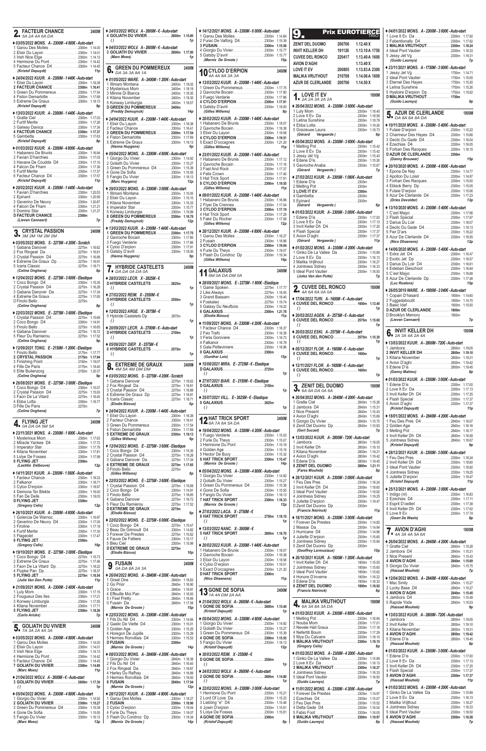## 2. FACTEUR CHANCE — 2400M
5A 2A 4A 6A DA

♦ 03/05/2022 MONS. A - 2300M - 4 800€ - Auto-start
1 Garou Des Molles ........ 2300m 1.14.00
2 Elixir Du Layon ........ 2300m 1.14.01
3 Irish Nice Elge ........ 2300m 1.14.13
4 Hermione Du Pont ........ 2300m 1.14.42
5 Facteur Chance D4 ........ 2300m 1.14.45
*(Kristof Depuydt)* 11p

♦ 24/04/2022 KUUR. A - 2300M - 1 440€ - Auto-start
1 Elixir Du Layon ........ 2300m 1.16.38
2 **FACTEUR CHANCE** ........ 2300m 1.16.41
3 Green Du Pommereux ........ 2300m 1.17.54
4 Fiston Demarlotte ........ 2300m 1.17.69
5 Extreme De Graux ........ 2300m 1.19.13
*(Kristof Depuydt)* 9p

♦ 13/03/2022 KUUR. A - 2300M - 1 440€ - Auto-start
1 Gratte Ciel ........ 2300m 1.17.03
2 Furtif Merite ........ 2300m 1.17.26
3 Galway Danica ........ 2300m 1.17.34
4 **FACTEUR CHANCE** ........ 2300m 1.17.37
5 Gambetta ........ 2300m 1.17.63
*(Kristof Depuydt)* 8p

♦ 01/03/2022 KUUR. A - 2300M - 4 800€ - Auto-start
1 Habanero De Brunis ........ 2300m 1.16.94
2 Favian D'harchies ........ 2300m 1.17.03
3 Havane De Coudde D4 ........ 2300m 1.17.10
4 Falcon De Fham ........ 2300m 1.17.36
5 Furtif Merite ........ 2300m 1.17.37
6 Facteur Chance D4 ........ 2300m 1.17.57
*(Kristof Depuydt)* 11p

♦ 20/02/2022 KUUR. A - 2300M - 1 440€ - Auto-start
1 Favian D'harchies ........ 2300m 1.20.53
2 Epinard ........ 2300m 1.20.59
3 Geverino De Neuvy ........ 2300m 1.20.87
4 Falcon De Fham ........ 2300m 1.21.21
5 Domino Star ........ 2300m 1.21.27
D **FACTEUR CHANCE** ........ 2300m
*(Lieven Cannaert)* 7p

## 3. CRYSTAL PASSION — 2400M
3M 2M 1M 2M 2M

♦ 03/05/2022 MONS. S - 2275M - 4 200€ - Scratch
1 Gabana Danover ........ 2275m 1.16.62
2 Fox Ringeat Da ........ 2275m 1.16.81
3 Crystal Passion D4 ........ 2275m 1.16.88
4 Extreme De Graux Dp ........ 2275m 1.16.91
5 Icaria Classic ........ 2275m 1.18.71
*(Celine Onghena)* 6p

♦ 12/04/2022 MONS. E - 2275M - 3 600€ - Elastique
1 Coco Bongo D4 ........ 2300m 1.15.35
2 Crystal Passion D4 ........ 2275m 1.16.28
3 Gabana Danover Da ........ 2275m 1.17.34
4 Extreme De Graux ........ 2275m 1.17.65
D Finolo Bello ........ 2275m
*(Celine Onghena)* 8p

♦ 22/03/2022 MONS. E - 2275M - 3 600€ - Elastique
1 Crystal Passion D4 ........ 2275m 1.15.69
2 Coco Bongo D4 ........ 2300m 1.14.91
3 Finolo Bello ........ 2275m 1.16.65
4 Gabana Danover ........ 2275m 1.16.72
5 Fleur Du Ramierou ........ 2275m 1.17.52
*(Celine Onghena)* 9p

♦ 12/09/2021 TONG. E - 2150M - 1 200€ - Elastique
1 Finolo Bello ........ 2175m 1.17.77
2 **CRYSTAL PASSION** ........ 2175m 1.17.94
3 Finishing Point ........ 2150m 1.19.07
4 Fille De Paris ........ 2175m 1.18.40
5 Elite Bullenzorg ........ 2150m 1.20.37
*(Celine Onghena)* 9p

♦ 26/08/2021 MONS. E - 2275M - 3 000€ - Elastique
1 Coco Bongo D4 ........ 2300m 1.15.07
2 Crystal Passion D4 ........ 2275m 1.15.93
3 Faon De La Vitard ........ 2275m 1.16.45
4 Ebba Lotta ........ 2300m 1.16.77
D Fille De Paris ........ 2275m
*(Celine Onghena)* 7p

## 4. FLYING JET — 2400M
0A DA 0A 5M 5A

♦ 23/11/2021 MONS. A - 2300M - 1 800€ - Auto-start
1 Mysterious Mom ........ 2300m 1.17.63
2 Miracle Yankee D4 ........ 2300m 1.17.72
3 Imperator Star ........ 2300m 1.17.78
4 Kitana November ........ 2300m 1.17.81
5 Lolye De Fosses ........ 2300m 1.17.99
0 **FLYING JET** ........ 2300m
*(Laetitia Delbouve)* 12p

♦ 14/11/2021 KUUR. A - 2300M - 1 560€ - Auto-start
1 Facteur Chance ........ 2300m 1.18.33
2 Falkanor ........ 2300m 1.18.71
3 Cylo D'erpion ........ 2300m 1.18.97
4 Demona Ter Blekte ........ 2300m 1.19.00
5 Fan De Delis ........ 2300m 1.19.03
D **FLYING JET** ........ 2300m
*(Gregory Celis)* 12p

♦ 26/10/2021 KUUR. A - 2300M - 4 800€ - Auto-start
1 Golencia De Warnoc ........ 2300m 1.16.97
2 Geverino De Neuvy D4 ........ 2300m 1.17.05
3 Firoline ........ 2300m 1.17.19
4 Furtif Merite ........ 2300m 1.17.30
5 Flageolet ........ 2300m 1.17.47
0 **FLYING JET** ........ 2300m
*(Gregory Celis)* 16p

♦ 19/10/2021 MONS. E - 2275M - 3 000€ - Elastique
1 Coco Bongo D4 ........ 2275m 1.15.73
2 Extreme De Graux ........ 2275m 1.17.46
3 Faon De La Vitard Dp ........ 2275m 1.18.22
4 Flupke Pan Dp ........ 2275m 1.18.37
5 **FLYING JET** ........ 2275m 1.18.54
*(Julie Van Den Putte)* 11p

♦ 21/09/2021 MONS. A - 2300M - 2 400€ - Auto-start
1 Luly Mom ........ 2300m 1.17.15
2 Fougueux Des Iles ........ 2300m 1.17.21
3 Konway Limburgia ........ 2300m 1.17.55
4 Kitana November ........ 2300m 1.17.71
5 **FLYING JET** ........ 2300m 1.18.26
*(Carlo Arickx)* 7p

## 5. GOLIATH DU VIVIER — 2400M
7A 3A 2A 4A 3A

♦ 03/05/2022 MONS. A - 2300M - 4 800€ - Auto-start
1 Garou Des Molles ........ 2300m 1.14.00
2 Elixir Du Layon ........ 2300m 1.14.01
3 Irish Nice Elge ........ 2300m 1.14.13
4 Hermione Du Pont ........ 2300m 1.14.42
5 Facteur Chance D4 ........ 2300m 1.14.45
7 **GOLIATH DU VIVIER** ........ 2300m 1.14.80
*(Marc Mees)* 11p

♦ 21/04/2022 WOLV. A - 2600M - € - Auto-start
3 **GOLIATH DU VIVIER** ........ 2600m 1.17.30
*()* 1p

♦ 05/04/2022 MONS. A - 2300M - 4 800€ - Auto-start
1 Giorgio Du Vivier ........ 2300m 1.14.92
2 **GOLIATH DU VIVIER** ........ 2300m 1.15.27
3 Green Du Pommereux D4 ........ 2300m 1.15.39
4 Gone De Sofia ........ 2300m 1.15.55
5 Fangio Du Vivier ........ 2300m 1.16.13
*(Marc Mees)* 8p

♦ 24/03/2022 WOLV. A - 2600M - € - Auto-start
4 **GOLIATH DU VIVIER** ........ 2600m 1.15.80
*()* 1p

♦ 04/03/2022 WOLV. A - 2600M - € - Auto-start
3 **GOLIATH DU VIVIER** ........ 2600m 1.17.00
*(Marc Mees)* 1p

## 6. GREEN DU POMMEREUX — 2400M
DA 3A 3A 8A 1A

♦ 01/05/2022 WARE. A - 2400M - 1 200€ - Auto-start
1 Illimani Montana ........ 2400m 1.18.02
2 Mysterious Mom ........ 2400m 1.18.19
3 Minnie Di Bianca ........ 2400m 1.18.35
4 Kitana November ........ 2400m 1.18.35
5 Konway Limburgia ........ 2400m 1.18.57
D **GREEN DU POMMEREUX** ........ 2400m
*(Freddy Demuynck)* 14p

♦ 24/04/2022 KUUR. A - 2300M - 1 440€ - Auto-start
1 Elixir Du Layon ........ 2300m 1.16.38
2 Facteur Chance ........ 2300m 1.16.41
3 **GREEN DU POMMEREUX** ........ 2300m 1.17.54
4 Fiston Demarlotte ........ 2300m 1.17.69
5 Extreme De Graux ........ 2300m 1.19.13
*(Hanna Huygens)* 9p

♦ 05/04/2022 MONS. A - 2300M - 4 800€ - Auto-start
1 Giorgio Du Vivier ........ 2300m 1.14.92
2 Goliath Du Vivier ........ 2300m 1.15.27
3 Green Du Pommereux D4 ........ 2300m 1.15.39
4 Gone De Sofia ........ 2300m 1.15.55
5 Fangio Du Vivier ........ 2300m 1.16.13
*(Marc Huygens)* 8p

♦ 29/03/2022 MONS. A - 2300M - 3 000€ - Auto-start
1 Illimani Montana ........ 2300m 1.15.05
2 Elixir Du Layon ........ 2300m 1.15.10
3 Kitana November ........ 2300m 1.15.33
4 Imperator Star ........ 2300m 1.15.77
5 Konway Limburgia ........ 2300m 1.15.98
8 **GREEN DU POMMEREUX** ........ 2300m 1.16.78
*(Freddy Demuynck)* 12p

♦ 13/03/2022 KUUR. A - 2300M - 1 440€ - Auto-start
1 **GREEN DU POMMEREUX** ........ 2300m 1.17.75
2 Gavroche Bocain ........ 2300m 1.17.80
3 Fuego Verderie ........ 2300m 1.17.86
4 Cylo D'erpion ........ 2300m 1.17.91
5 Gatsby D'avril ........ 2300m 1.18.00
*(Hanna Huygens)* 9p

## 7. HYBRIDE CASTELETS — 2400M
DA DA 0A DA 0A

♦ 28/03/2022 LECR. X - 2825M - €
D **HYBRIDE CASTELETS** ........ 2825m
*()* 1p

♦ 27/02/2022 REIM. X - 2550M - €
D **HYBRIDE CASTELETS** ........ 2550m
*()* 1p

♦ 12/02/2022 ARGE. X - 2875M - €
0 Hybride Castelets Dp ........ 2875m
*()* 1p

♦ 20/09/2021 LECR. A - 2700M - € - Auto-start
D **HYBRIDE CASTELETS** ........ 2700m
*()* 1p

♦ 05/09/2021 DIEP. X - 2575M - €
0 **HYBRIDE CASTELETS** ........ 2575m
*()* 1p

## 8. EXTREME DE GRAUX — 2400M
4M 5A 4M DM DM

♦ 03/05/2022 MONS. S - 2275M - 4 200€ - Scratch
1 Gabana Danover ........ 2275m 1.16.62
2 Fox Ringeat Da ........ 2275m 1.16.81
3 Crystal Passion D4 ........ 2275m 1.16.88
4 Extreme De Graux Dp ........ 2275m 1.16.91
5 Icaria Classic ........ 2275m 1.18.71
*(Elodie Bizoux)* 6p

♦ 24/04/2022 KUUR. A - 2300M - 1 440€ - Auto-start
1 Elixir Du Layon ........ 2300m 1.16.38
2 Facteur Chance ........ 2300m 1.16.41
3 Green Du Pommereux ........ 2300m 1.17.54
4 Fiston Demarlotte ........ 2300m 1.17.69
5 **EXTREME DE GRAUX** ........ 2300m 1.19.13
*(Gilles Willems)* 9p

♦ 12/04/2022 MONS. E - 2275M - 3 600€ - Elastique
1 Coco Bongo D4 ........ 2300m 1.15.35
2 Crystal Passion D4 ........ 2275m 1.16.28
3 Gabana Danover Da ........ 2275m 1.17.34
4 **EXTREME DE GRAUX** ........ 2275m 1.17.65
D Finolo Bello ........ 2275m
*(Gilles Willems)* 8p

♦ 22/03/2022 MONS. E - 2275M - 3 600€ - Elastique
1 Crystal Passion D4 ........ 2275m 1.15.69
2 Coco Bongo D4 ........ 2300m 1.14.91
3 Finolo Bello ........ 2275m 1.16.65
4 Gabana Danover ........ 2275m 1.16.72
5 Fleur Du Ramierou ........ 2275m 1.17.52
D **EXTREME DE GRAUX** ........ 2275m
*(Elodie Bizoux)* 9p

♦ 22/02/2022 MONS. E - 2275M - 6 000€ - Elastique
1 Coco Bongo D4 ........ 2275m 1.15.47
2 Beau De Grimoult D4 ........ 2300m 1.14.82
3 Forever De Prestes ........ 2275m 1.15.82
4 Fauve De Felliere ........ 2300m 1.15.17
5 Bleu Ciel ........ 2300m 1.15.99
D **EXTREME DE GRAUX** ........ 2275m
*(Elodie Bizoux)* 10p

## 9. FUSAIN — 2400M
0A DA 8A 2A 3A

♦ 26/04/2022 MONS. A - 2840M - 4 200€ - Auto-start
1 Great One ........ 2840m 1.16.83
2 Go Prior ........ 2840m 1.16.90
3 Grace ........ 2840m 1.16.91
4 Effeuille Moi Pan ........ 2840m 1.16.93
5 I Feel Pretty ........ 2840m 1.16.94
0 Fusain Da ........ 2840m 1.17.59
*(Marnix De Groote)* 15p

♦ 22/03/2022 MONS. A - 2300M - 4 200€ - Auto-start
1 Fils Du Nil D4 ........ 2300m 1.14.94
2 Gaelic De Viette D4 ........ 2300m 1.15.01
3 Golden Age ........ 2300m 1.15.25
4 Heregon De Jupille ........ 2300m 1.15.29
5 Hermes Ronvillais D4 ........ 2300m 1.15.53
D **FUSAIN** ........ 2300m
*(Marnix De Groote)* 14p

♦ 08/03/2022 MONS. A - 2840M - 4 200€ - Auto-start
1 Giorgio Du Vivier ........ 2840m 1.16.38
2 Fils Du Nil D4 ........ 2840m 1.16.40
3 Fox Ringeat Da ........ 2840m 1.16.87
4 Harley Du Raffay ........ 2840m 1.16.89
5 Hermes Ronvillais D4 ........ 2840m 1.16.93
8 **FUSAIN** ........ 2840m 1.17.04
*(Marnix De Groote)* 12p

♦ 28/12/2021 KUUR. A - 2300M - 4 800€ - Auto-start
1 Garou Des Molles ........ 2300m 1.18.27
2 **FUSAIN** ........ 2300m 1.18.96
3 Cylo D'erpion ........ 2300m 1.19.04
4 Furie Du Theys ........ 2300m 1.19.07
5 Flash Du Condroz Dp ........ 2300m 1.19.34
*(Marnix De Groote)* 14p

♦ 14/12/2021 MONS. A - 2300M - 6 000€ - Auto-start
1 Garou Des Molles ........ 2300m 1.14.84
2 Furac De Valforg D4 ........ 2300m 1.15.39
3 **FUSAIN** ........ 2300m 1.15.56
4 Giorgio Du Vivier ........ 2300m 1.15.77
5 Gatsby D'avril ........ 2300m 1.15.77
*(Marnix De Groote)* 15p

## 10 CYLOO D'ERPION — 2400M
4A 4A 8A 3A 3A

♦ 13/03/2022 KUUR. A - 2300M - 1 440€ - Auto-start
1 Green Du Pommereux ........ 2300m 1.17.75
2 Gavroche Bocain ........ 2300m 1.17.80
3 Fuego Verderie ........ 2300m 1.17.86
4 **CYLOO D'ERPION** ........ 2300m 1.17.91
5 Gatsby D'avril ........ 2300m 1.18.00
*(Gilles Willems)* 9p

♦ 20/02/2022 KUUR. A - 2300M - 1 440€ - Auto-start
1 Habanero De Brunis ........ 2300m 1.18.07
2 Gavroche Bocain ........ 2300m 1.18.38
3 Elixir Du Layon ........ 2300m 1.18.58
4 **CYLOO D'ERPION** ........ 2300m 1.19.51
5 Exact D'occagnes ........ 2300m 1.21.20
*(Gilles Willems)* 11p

♦ 23/01/2022 KUUR. A - 2300M - 1 440€ - Auto-start
1 Habanero De Brunis ........ 2300m 1.17.12
2 Gavroche Bocain ........ 2300m 1.17.16
3 Fast And Rock ........ 2300m 1.17.37
4 Felix Crown ........ 2300m 1.17.40
5 Hat Trick Sport ........ 2300m 1.17.91
8 **CYLOO D'ERPION** ........ 2300m 1.19.55
*(Gilles Willems)* 11p

♦ 09/01/2022 KUUR. A - 2300M - 1 440€ - Auto-start
1 Habanero De Brunis ........ 2300m 1.16.98
2 Flyer De Crennes ........ 2300m 1.17.04
3 **CYLOO D'ERPION** ........ 2300m 1.17.19
4 Hat Trick Sport ........ 2300m 1.17.29
5 Fakir Du Rocher ........ 2300m 1.17.58
*(Gilles Willems)* 12p

♦ 28/12/2021 KUUR. A - 2300M - 4 800€ - Auto-start
1 Garou Des Molles ........ 2300m 1.18.27
2 Fusain ........ 2300m 1.18.96
3 **CYLOO D'ERPION** ........ 2300m 1.19.04
4 Furie Du Theys ........ 2300m 1.19.07
5 Flash Du Condroz Dp ........ 2300m 1.19.34
*(Gilles Willems)* 14p

## 11 GALAXIUS — 2400M
6M 0A DA DM 0A

♦ 28/09/2021 MONS. E - 2275M - 1 800€ - Elastique
1 Game Spoken ........ 2275m 1.17.77
2 Like Always ........ 2275m 1.18.05
3 Grand Bassam ........ 2275m 1.18.40
4 Foskaleo ........ 2275m 1.19.74
5 Galaxy Du Neufbois ........ 2300m 1.19.22
6 **GALAXIUS** ........ 2300m 1.21.78
*(Elodie Bizoux)* 11p

♦ 11/09/2021 MONS. A - 2300M - 4 200€ - Auto-start
1 Facteur Chance D4 ........ 2300m 1.16.37
2 Feo Trafo ........ 2300m 1.16.39
3 Feria Goniviere ........ 2300m 1.16.73
4 Falkanor ........ 2300m 1.16.79
5 Gala Petteviniere ........ 2300m 1.16.96
0 **GALAXIUS** ........ 2300m
*(Gunther Loix)* 15p

♦ 15/08/2021 MIRA. E - 2725M - € - Elastique
D **GALAXIUS** ........ 2725m
*()* 1p

♦ 27/07/2021 BIAR. E - 2150M - € - Elastique
D **GALAXIUS** ........ 2150m
*()* 1p

♦ 25/07/2021 VILL. E - 2625M - € - Elastique
0 **GALAXIUS** ........ 2625m
*()* 1p

## 12 HAT TRICK SPORT — 2400M
6A 7A 8A 5A DA

♦ 19/04/2022 MONS. A - 2300M - 4 200€ - Auto-start
1 Fuego Verderie ........ 2300m 1.15.03
2 Furie Du Theys ........ 2300m 1.15.07
3 Hermione Du Pont ........ 2300m 1.15.19
4 Golden Age ........ 2300m 1.15.19
5 Hector De Bucy ........ 2300m 1.15.32
6 **HAT TRICK SPORT** ........ 2300m 1.15.47
*(Marnix De Groote)* 14p

♦ 05/04/2022 MONS. A - 2300M - 4 800€ - Auto-start
1 Giorgio Du Vivier ........ 2300m 1.14.92
2 Goliath Du Vivier ........ 2300m 1.15.27
3 Green Du Pommereux D4 ........ 2300m 1.15.39
4 Gone De Sofia ........ 2300m 1.15.55
5 Fangio Du Vivier ........ 2300m 1.16.13
7 **HAT TRICK SPORT** ........ 2300m 1.16.33
*(Marnix De Groote)* 12p

♦ 27/03/2022 LACA. X - 2750M - €
8 **HAT TRICK SPORT** ........ 2750m 1.18.10
*()* 1p

♦ 13/03/2022 NANC. X - 2600M - €
5 **HAT TRICK SPORT** ........ 2600m 1.18.70
*()* 1p

♦ 20/02/2022 KUUR. A - 2300M - 1 440€ - Auto-start
1 Habanero De Brunis ........ 2300m 1.18.07
2 Gavroche Bocain ........ 2300m 1.18.38
3 Elixir Du Layon ........ 2300m 1.18.58
4 Cyloo D'erpion ........ 2300m 1.19.51
5 Exact D'occagnes ........ 2300m 1.21.20
D **HAT TRICK SPORT** ........ 2300m
*(Nico Dhaenens)* 11p

## 13 GONE DE SOFIA — 2400M
1A 4A DM 2A 4A

♦ 21/04/2022 WOLV. A - 2600M - € - Auto-start
1 **GONE DE SOFIA** ........ 2600m 1.15.40
*(Kristof Depuydt)* 1p

♦ 05/04/2022 MONS. A - 2300M - 4 800€ - Auto-start
1 Giorgio Du Vivier ........ 2300m 1.14.92
2 Goliath Du Vivier ........ 2300m 1.15.27
3 Green Du Pommereux D4 ........ 2300m 1.15.39
4 **GONE DE SOFIA** ........ 2300m 1.15.55
5 Fangio Du Vivier ........ 2300m 1.16.13
*(Kristof Depuydt)* 12p

♦ 30/03/2022 REIM. X - 2550M - €
D **GONE DE SOFIA** ........ 2550m
*()* 1p

♦ 24/03/2022 WOLV. A - 2600M - € - Auto-start
2 **GONE DE SOFIA** ........ 2600m 1.14.80
*()* 1p

♦ 22/02/2022 MONS. A - 2300M - 3 000€ - Auto-start
1 Hermione Du Pont ........ 2300m 1.15.21
2 Lord Of Love Da ........ 2300m 1.15.23
3 Liebling "e" D4 ........ 2300m 1.15.46
4 Jywin D'erpion ........ 2300m 1.15.61
5 Lolye De Fosses ........ 2300m 1.15.81
4 **GONE DE SOFIA** ........ 2300m
*(Kristof Depuydt)* 8p

## 9. Prix EUROTIERCÉ TRIO

| | | | |
|---|---|---|---|
| ZENIT DEL DUOMO | 200706 | 1.12.40 X | |
| INVIT KELLER DH | 191126 | 1.13.10 A | 1750 |
| CUVEE DEL RONCO | 220417 | 1.13.40 A | 1600 |
| AVION D'AGHI | | 1.13.40 X | |
| LOVE IT EV | 200805 | 1.13.83 A | 2300 |
| MALIKA VRIJTHOUT | 210708 | 1.14.06 A | 1609 |
| AZUR DE CLERLANDE | 200706 | 1.14.50 X | |

## 1. LOVE IT EV — 1800M
2A 2A 3A 2A 2A

♦ 26/04/2022 MONS. A - 2300M - 3 600€ - Auto-start
1 Luly Mom ........ 2300m 1.18.40
2 Love It Ev Da ........ 2300m 1.18.59
3 Letina Sunshine ........ 2300m 1.18.79
4 Ebba Lotta ........ 2300m 1.19.26
5 Gracieuse Laura ........ 2300m 1.19.73
*(Gérard Vergaerde)* 6p

♦ 05/04/2022 MONS. A - 2300M - 3 600€ - Auto-start
1 Melting Pot ........ 2300m 1.15.42
2 Love It Ev Da ........ 2300m 1.15.42
3 Jessy Jet Vg ........ 2300m 1.15.43
4 Edene D'is ........ 2300m 1.15.26
5 Gavroche Anaba ........ 2300m 1.15.67
*(Gérard Vergaerde)* 7p

♦ 27/03/2022 KUUR. A - 2300M - 1 080€ - Auto-start
1 Edene D'is ........ 2300m
2 Melting Pot ........ 2300m
3 **LOVE IT EV** ........ 2300m
4 Gambetta ........ 2300m
5 Epinard ........ 2300m
*(Gérard Vergaerde)* 6p

♦ 01/03/2022 KUUR. A - 2300M - 3 000€ - Auto-start
1 Edene D'is ........ 2300m 1.17.00
2 Love It Ev Da ........ 2300m 1.17.13
3 Invit Keller Dh D4 ........ 2300m 1.17.25
4 Flash Special ........ 2300m 1.17.37
5 Avion D'aghi ........ 2300m 1.17.37
*(Gérard Vergaerde)* 11p

♦ 01/02/2022 MONS. A - 2300M - 4 200€ - Auto-start
1 Ginko De La Vallee Da ........ 2300m 1.15.89
2 Love It Ev Da ........ 2300m 1.16.13
3 Malika Vrijthout ........ 2300m 1.16.27
4 Jointness Sidney ........ 2300m 1.16.33
5 Ideal Pont Vautier ........ 2300m 1.16.50
*(Jules Van den Putte)* 7p

## 2. CUVEE DEL RONCO — 1800M
4A 6A 6A 0A 0A

♦ 17/04/2022 TURI. A - 1600M - € - Auto-start
4 **CUVEE DEL RONCO** ........ 1600m 1.13.40
*()* 1p

♦ 20/03/2022 AGEN. A - 2575M - € - Auto-start
6 **CUVEE DEL RONCO** ........ 2575m 1.15.00
*()* 1p

♦ 20/03/2022 ESKI. A - 2575M - € - Auto-start
6 **CUVEE DEL RONCO** ........ 2575m 1.15.30
*()* 1p

♦ 05/12/2021 FLOR. A - 1600M - € - Auto-start
0 **CUVEE DEL RONCO** ........ 1600m
*()* 1p

♦ 12/11/2021 FLOR. A - 1600M - € - Auto-start
0 **CUVEE DEL RONCO** ........ 1600m
*()* 1p

## 3. ZENIT DEL DUOMO — 1800M
6A 8A DA 0A 6A

♦ 26/04/2022 MONS. A - 2840M - 4 200€ - Auto-start
1 Gratte Ciel ........ 2840m 1.15.28
2 Jambora D4 ........ 2840m 1.15.31
3 Nice Present ........ 2840m 1.15.43
4 Avion D'aghi ........ 2840m 1.15.69
5 Giorgio Du Vivier ........ 2840m 1.15.75
6 Zenit Del Duomo Dp ........ 2840m 1.15.83
*(Gert Sucaet)* 7p

♦ 13/03/2022 KUUR. A - 2800M - 720€ - Auto-start
1 Jambora ........ 2800m 1.19.05
2 Invit Keller Dh ........ 2800m 1.19.10
3 Kitana November ........ 2800m 1.19.31
4 Avion D'aghi ........ 2800m 1.19.42
5 Edene D'is ........ 2800m 1.19.45
8 **ZENIT DEL DUOMO** ........ 2800m 1.21.11
*(Fares Mouheb)* 8p

♦ 28/12/2021 KUUR. A - 2300M - 3 000€ - Auto-start
1 Feu Des Pres ........ 2300m 1.18.24
2 Invit Keller Dh D4 ........ 2300m 1.18.60
3 Ideal Pont Vautier ........ 2300m 1.18.92
4 Jointness Sidney ........ 2300m 1.19.25
5 Juliette D'erpion ........ 2300m 1.19.47
D Zenit Del Duomo Dp ........ 2300m
*(Francis Neirinck)* 11p

♦ 18/11/2021 MONS. A - 2300M - 3 000€ - Auto-start
1 Forever De Prestes ........ 2300m 1.14.82
2 Massai Da ........ 2300m 1.14.94
3 Hurricane D4 ........ 2300m 1.14.96
4 Juliette D'erpion ........ 2300m 1.15.65
5 Jointness Sidney ........ 2300m 1.15.84
0 Zenit Del Duomo Dp ........ 2300m
*(Geoffrey Lernoussau)* 10p

♦ 26/10/2021 KUUR. A - 1800M - 1 200€ - Auto-start
1 Invit Keller Dh D4 ........ 1800m 1.15.55
2 Jointness Sidney ........ 1800m 1.15.80
3 Ideal Pont Vautier ........ 1800m 1.15.90
4 Honore D'inverne ........ 1800m 1.16.22
5 Hestia De Jaba ........ 1800m 1.16.32
6 **ZENIT DEL DUOMO** ........ 1800m 1.18.92
*(Francis Neirinck)* 6p

## 4. MALIKA VRIJTHOUT — 1800M
6A 3A 8A 3A DA

♦ 01/03/2022 KUUR. A - 2300M - 4 800€ - Auto-start
1 Melting Pot ........ 2300m 1.16.84
2 Nouba Mom ........ 2300m 1.17.01
3 Nevele Hall Graux ........ 2300m 1.17.18
4 Nefertiti Bourm ........ 2300m 1.17.29
5 Mya Du Calvaire ........ 2300m 1.18.10
6 **MALIKA VRIJTHOUT** ........ 2300m 1.19.15
*(Gregory Celis)* 8p

♦ 01/02/2022 MONS. A - 2300M - 4 200€ - Auto-start
1 Ginko De La Vallee Da ........ 2300m 1.15.89
2 Love It Ev Da ........ 2300m 1.16.13
3 **MALIKA VRIJTHOUT** ........ 2300m 1.16.27
4 Jointness Sidney ........ 2300m 1.16.33
5 Ideal Pont Vautier ........ 2300m 1.16.50
*(Guido Laureys)* 7p

♦ 11/01/2022 MONS. A - 2300M - 4 200€ - Auto-start
1 Forever De Prestes ........ 2300m 1.14.97
2 Ezechias D4 ........ 2300m 1.15.07
3 Feu Des Pres ........ 2300m 1.15.32
4 Delta Gede D4 ........ 2300m 1.16.04
5 Fabio Foot ........ 2300m 1.16.05
8 **MALIKA VRIJTHOUT** ........ 2300m 1.19.97
*(Guido Laureys)* 8p

♦ 04/01/2022 MONS. A - 2300M - 3 600€ - Auto-start
1 Love It Ev Da ........ 2300m 1.17.92
2 Fabentionally D4 ........ 2300m 1.17.92
3 **MALIKA VRIJTHOUT** ........ 2300m 1.18.24
4 Ideal Pont Vautier ........ 2300m 1.18.33
5 Jessy Jet Vg ........ 2300m 1.19.31
*(Guido Laureys)* 7p

♦ 23/11/2021 KUUR. A - 1750M - 3 000€ - Auto-start
1 Jessy Jet Vg ........ 1750m 1.14.71
2 Ideal Pont Vautier ........ 1750m 1.15.05
3 Eternel Des Pres ........ 1750m 1.15.20
4 Letina Sunshine ........ 1750m 1.15.26
5 Hystoire D'erpion Dp ........ 1750m 1.15.62
D **MALIKA VRIJTHOUT** ........ 1750m
*(Guido Laureys)* 9p

## 5. AZUR DE CLERLANDE — 1800M
DA 8A 8A 8A DA

♦ 10/11/2020 MONS. A - 2300M - 5 400€ - Auto-start
1 Futaie D'erpion ........ 2300m 1.15.22
2 Charmeur Des Hayes D4 ........ 2300m 1.15.66
3 Declic Du Gade D4 ........ 2300m 1.16.04
4 Ezechias D4 ........ 2300m 1.16.05
5 Forban Des Racques ........ 2300m 1.16.15
D **AZUR DE CLERLANDE** ........ 2300m
*(Danny Brouwer)* 15p

♦ 20/10/2020 MONS. A - 2300M - 4 800€ - Auto-start
1 Epona De Nay ........ 2300m 1.14.77
2 Apollon Du Loisir ........ 2300m 1.14.87
3 Forban Des Racques ........ 2300m 1.15.00
4 Eblack Berry Dp ........ 2300m 1.15.05
5 Futaie D'erpion ........ 2300m 1.15.06
8 Azur De Clerlande D4 ........ 2300m 1.17.23
*(Dries Devolder)* 13p

♦ 13/10/2020 MONS. A - 2300M - 5 400€ - Auto-start
1 C'est Majyc ........ 2300m 1.17.96
2 Flash Special ........ 2300m 1.17.97
3 Darius Du Loir ........ 2300m 1.18.07
4 Declic Du Gade D4 ........ 2300m 1.18.13
5 Fier D'ars ........ 2300m 1.18.22
8 Azur De Clerlande D4 ........ 2300m 1.18.55
*(Nico Dhaenens)* 12p

♦ 14/06/2020 MONS. A - 2300M - 5 400€ - Auto-start
1 Extra Jet D4 ........ 2300m 1.16.47
2 Exotic Jet Dp ........ 2300m 1.16.57
3 Darius Du Loir D4 ........ 2300m 1.16.61
4 Esteban Dieschoot ........ 2300m 1.16.64
5 C'est Majyc ........ 2300m 1.16.68
8 Azur De Clerlande D4 ........ 2300m 1.17.48
*(Luc Roelens)* 15p

♦ 26/05/2019 WARE. A - 1800M - 2 040€ - Auto-start
1 Copain D'hasard ........ 1800m 1.14.60
2 Fuggedaboutit ........ 1800m 1.14.70
3 Basic Idef ........ 1800m 1.15.50
D **AZUR DE CLERLANDE** ........ 1800m
D Brooklyn Memory ........ 1800m
*(Lieven Cannaert)* 7p

## 6. INVIT KELLER DH — 1800M
2A 3A 4A 2A 4A

♦ 13/03/2022 KUUR. A - 2800M - 720€ - Auto-start
1 Jambora ........ 2800m 1.19.05
2 **INVIT KELLER DH** ........ 2800m 1.19.10
3 Kitana November ........ 2800m 1.19.31
4 Avion D'aghi ........ 2800m 1.19.42
5 Edene D'is ........ 2800m 1.19.45
*(Danny Mahieu)* 8p

♦ 01/03/2022 KUUR. A - 2300M - 3 000€ - Auto-start
1 Edene D'is ........ 2300m 1.17.00
2 Love It Ev Da ........ 2300m 1.17.13
3 Invit Keller Dh D4 ........ 2300m 1.17.25
4 Flash Special ........ 2300m 1.17.37
5 Avion D'aghi ........ 2300m 1.17.37
*(Kristof Depuydt)* 11p

♦ 18/01/2022 MONS. A - 2840M - 4 200€ - Auto-start
1 Feu Des Pres D4 ........ 2840m 1.16.07
2 Golden Age ........ 2840m 1.16.16
3 Melting Pot ........ 2840m 1.16.17
4 Invit Keller Dh D4 ........ 2840m 1.16.58
5 Jointness Sidney ........ 2840m 1.16.67
*(Kristof Depuydt)* 9p

♦ 28/12/2021 KUUR. A - 2300M - 3 000€ - Auto-start
1 Feu Des Pres ........ 2300m 1.18.24
2 Invit Keller Dh D4 ........ 2300m 1.18.60
3 Ideal Pont Vautier ........ 2300m 1.18.92
4 Jointness Sidney ........ 2300m 1.19.25
5 Juliette D'erpion ........ 2300m 1.19.47
*(Kristof Depuydt)* 11p

♦ 25/12/2021 MONS. A - 2300M - 3 000€ - Auto-start
1 Indigo (n) ........ 2300m 1.16.83
2 Ezechias D4 ........ 2300m 1.17.11
3 Esprit D'oeillet ........ 2300m 1.17.38
4 Invit Keller Dh D4 ........ 2300m 1.17.62
5 Love It Ev ........ 2300m 1.17.74
*(Geert De Waele)* 8p

## 7. AVION D'AGHI — 1800M
4A 3A 4A 5A 6A

♦ 26/04/2022 MONS. A - 2840M - 4 200€ - Auto-start
1 Gratte Ciel ........ 2840m 1.15.28
2 Jambora D4 ........ 2840m 1.15.31
3 Nice Present ........ 2840m 1.15.43
4 **AVION D'AGHI** ........ 2840m 1.15.69
5 Giorgio Du Vivier ........ 2840m 1.15.75
*(Hassad Mouheb)* 7p

♦ 12/04/2022 MONS. A - 2840M - 4 200€ - Auto-start
1 Mac Smily ........ 2840m 1.15.27
2 Lucky Base D4 ........ 2840m 1.15.27
3 **AVION D'AGHI** ........ 2840m 1.15.45
4 Jambora D4 ........ 2840m 1.15.49
5 Rapide Yoda ........ 2840m 1.15.53
*(Hassad Mouheb)* 9p

♦ 13/03/2022 KUUR. A - 2800M - 720€ - Auto-start
1 Jambora ........ 2800m 1.19.05
2 Invit Keller Dh ........ 2800m 1.19.10
3 Kitana November ........ 2800m 1.19.31
4 **AVION D'AGHI** ........ 2800m 1.19.42
5 Edene D'is ........ 2800m 1.19.45
*(Hassad Mouheb)* 8p

♦ 01/03/2022 KUUR. A - 2300M - 3 000€ - Auto-start
1 Edene D'is ........ 2300m 1.17.00
2 Love It Ev Da ........ 2300m 1.17.13
3 Invit Keller Dh D4 ........ 2300m 1.17.25
4 Flash Special ........ 2300m 1.17.37
5 **AVION D'AGHI** ........ 2300m 1.17.37
*(Hassad Mouheb)* 11p

♦ 01/02/2022 MONS. A - 2300M - 4 200€ - Auto-start
1 Ginko De La Vallee Da ........ 2300m 1.15.89
2 Love It Ev Da ........ 2300m 1.16.13
3 Malika Vrijthout ........ 2300m 1.16.27
4 Jointness Sidney ........ 2300m 1.16.33
5 Ideal Pont Vautier ........ 2300m 1.16.50
6 **AVION D'AGHI** ........ 2300m 1.16.58
*(Hassad Mouheb)* 7p